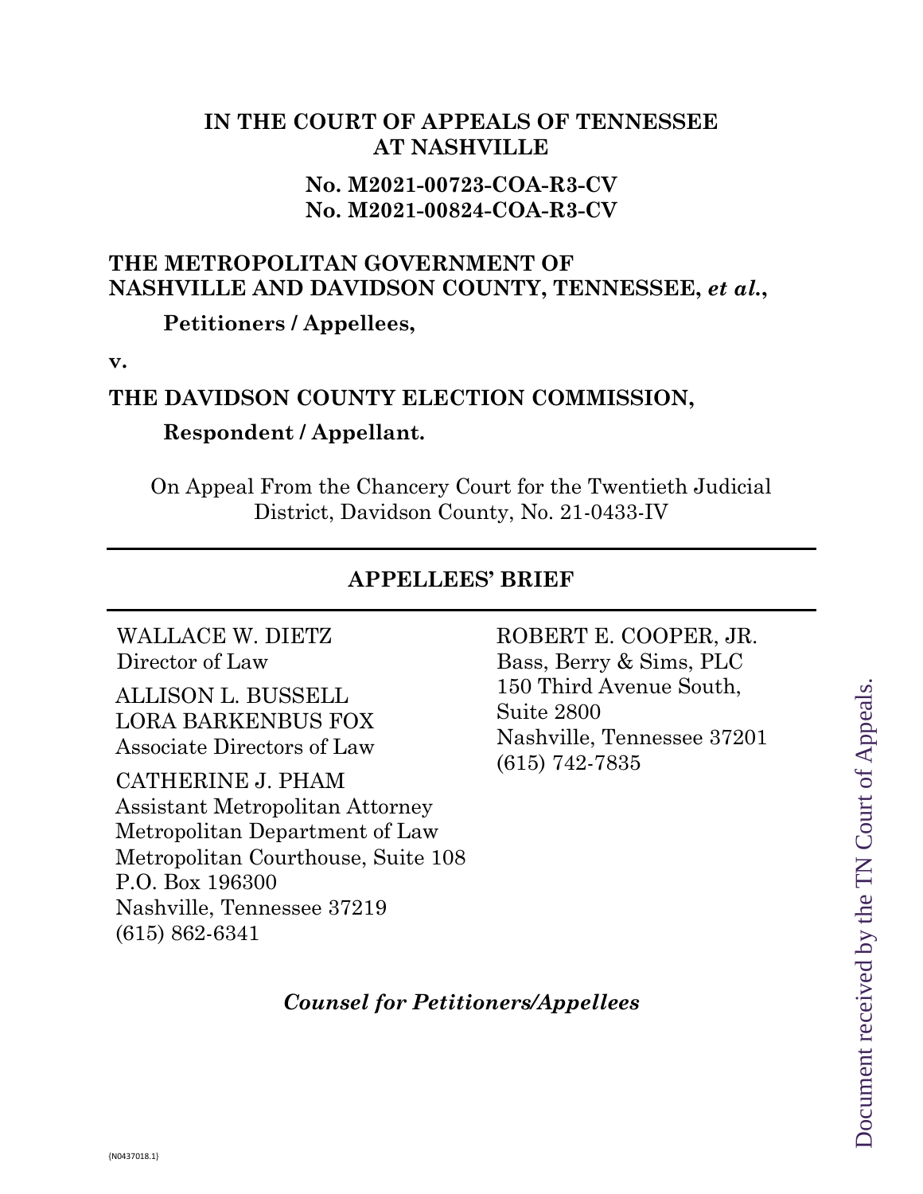**IN THE COURT OF APPEALS OF TENNESSEE AT NASHVILLE**

**No. M2021-00723-COA-R3-CV**
**No. M2021-00824-COA-R3-CV**

**THE METROPOLITAN GOVERNMENT OF NASHVILLE AND DAVIDSON COUNTY, TENNESSEE, *et al.*,**

**Petitioners / Appellees,**

**v.**

**THE DAVIDSON COUNTY ELECTION COMMISSION,**

**Respondent / Appellant.**

On Appeal From the Chancery Court for the Twentieth Judicial District, Davidson County, No. 21-0433-IV

---

## APPELLEES' BRIEF

---

WALLACE W. DIETZ
Director of Law

ALLISON L. BUSSELL
LORA BARKENBUS FOX
Associate Directors of Law

CATHERINE J. PHAM
Assistant Metropolitan Attorney
Metropolitan Department of Law
Metropolitan Courthouse, Suite 108
P.O. Box 196300
Nashville, Tennessee 37219
(615) 862-6341

ROBERT E. COOPER, JR.
Bass, Berry & Sims, PLC
150 Third Avenue South, Suite 2800
Nashville, Tennessee 37201
(615) 742-7835

***Counsel for Petitioners/Appellees***

{N0437018.1}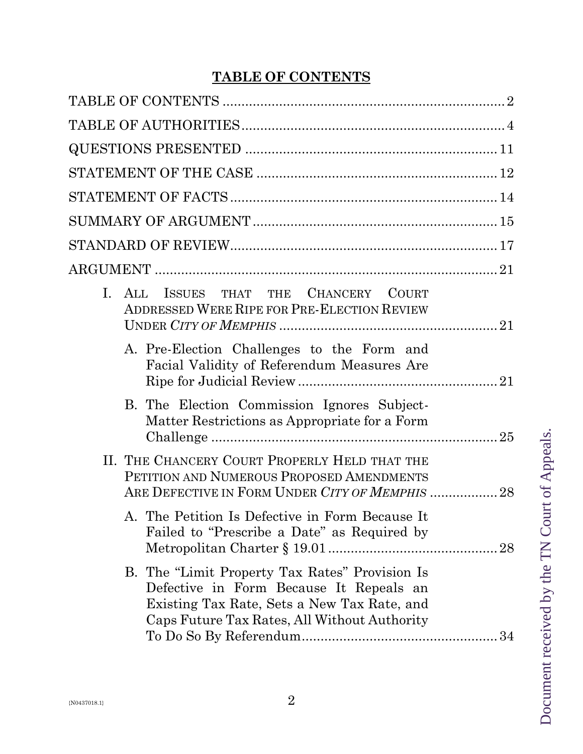# TABLE OF CONTENTS

TABLE OF CONTENTS ........................................................................... 2

TABLE OF AUTHORITIES ..................................................................... 4

QUESTIONS PRESENTED ................................................................... 11

STATEMENT OF THE CASE ................................................................ 12

STATEMENT OF FACTS ...................................................................... 14

SUMMARY OF ARGUMENT ................................................................ 15

STANDARD OF REVIEW ...................................................................... 17

ARGUMENT .......................................................................................... 21

I. ALL ISSUES THAT THE CHANCERY COURT ADDRESSED WERE RIPE FOR PRE-ELECTION REVIEW UNDER *CITY OF MEMPHIS* .......................................................... 21

   A. Pre-Election Challenges to the Form and Facial Validity of Referendum Measures Are Ripe for Judicial Review ..................................................... 21

   B. The Election Commission Ignores Subject-Matter Restrictions as Appropriate for a Form Challenge ........................................................................... 25

II. THE CHANCERY COURT PROPERLY HELD THAT THE PETITION AND NUMEROUS PROPOSED AMENDMENTS ARE DEFECTIVE IN FORM UNDER *CITY OF MEMPHIS* .................. 28

   A. The Petition Is Defective in Form Because It Failed to "Prescribe a Date" as Required by Metropolitan Charter § 19.01 ............................................. 28

   B. The "Limit Property Tax Rates" Provision Is Defective in Form Because It Repeals an Existing Tax Rate, Sets a New Tax Rate, and Caps Future Tax Rates, All Without Authority To Do So By Referendum.................................................... 34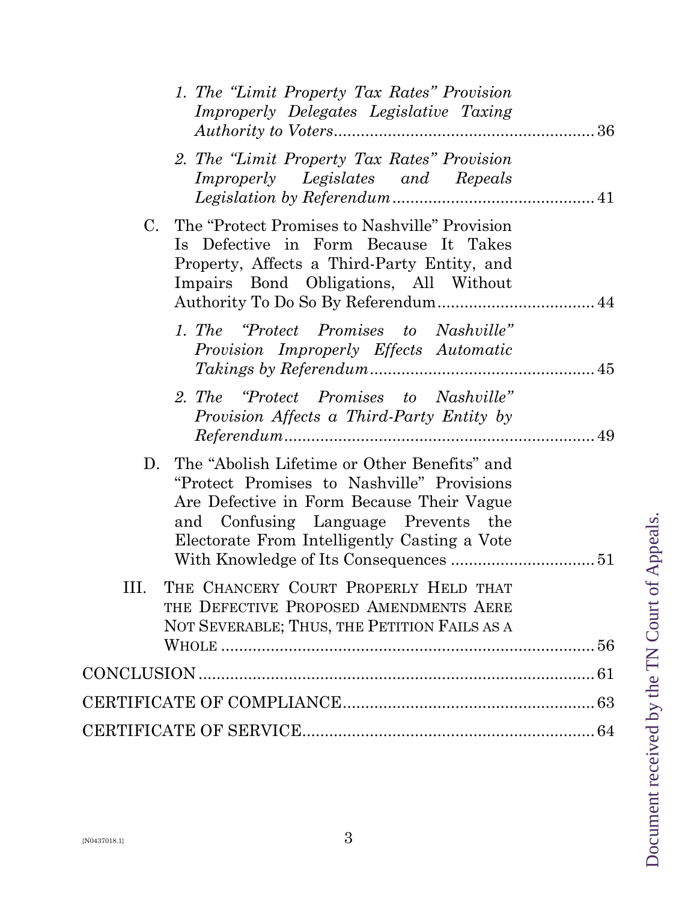1. *The "Limit Property Tax Rates" Provision Improperly Delegates Legislative Taxing Authority to Voters* .......... 36

2. *The "Limit Property Tax Rates" Provision Improperly Legislates and Repeals Legislation by Referendum* .......... 41

C. The "Protect Promises to Nashville" Provision Is Defective in Form Because It Takes Property, Affects a Third-Party Entity, and Impairs Bond Obligations, All Without Authority To Do So By Referendum .......... 44

1. *The "Protect Promises to Nashville" Provision Improperly Effects Automatic Takings by Referendum* .......... 45

2. *The "Protect Promises to Nashville" Provision Affects a Third-Party Entity by Referendum* .......... 49

D. The "Abolish Lifetime or Other Benefits" and "Protect Promises to Nashville" Provisions Are Defective in Form Because Their Vague and Confusing Language Prevents the Electorate From Intelligently Casting a Vote With Knowledge of Its Consequences .......... 51

III. THE CHANCERY COURT PROPERLY HELD THAT THE DEFECTIVE PROPOSED AMENDMENTS AERE NOT SEVERABLE; THUS, THE PETITION FAILS AS A WHOLE .......... 56

CONCLUSION .......... 61

CERTIFICATE OF COMPLIANCE .......... 63

CERTIFICATE OF SERVICE .......... 64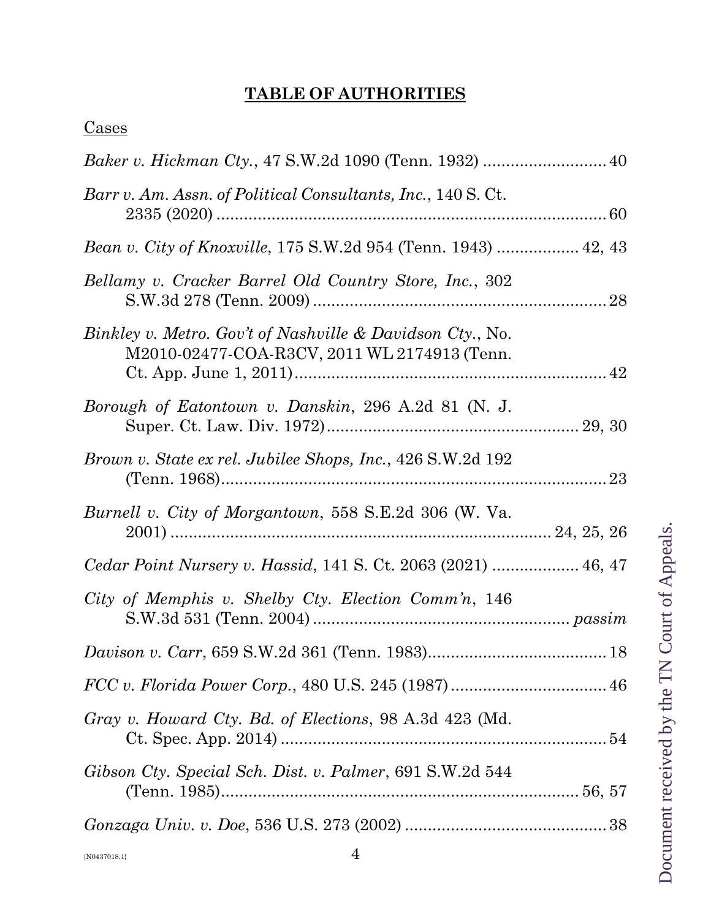## **TABLE OF AUTHORITIES**

Cases

*Baker v. Hickman Cty.*, 47 S.W.2d 1090 (Tenn. 1932) .......................... 40

*Barr v. Am. Assn. of Political Consultants, Inc.*, 140 S. Ct. 2335 (2020) .................................................................................... 60

*Bean v. City of Knoxville*, 175 S.W.2d 954 (Tenn. 1943) ................. 42, 43

*Bellamy v. Cracker Barrel Old Country Store, Inc.*, 302 S.W.3d 278 (Tenn. 2009) .............................................................. 28

*Binkley v. Metro. Gov't of Nashville & Davidson Cty.*, No. M2010-02477-COA-R3CV, 2011 WL 2174913 (Tenn. Ct. App. June 1, 2011) ................................................................... 42

*Borough of Eatontown v. Danskin*, 296 A.2d 81 (N. J. Super. Ct. Law. Div. 1972) ...................................................... 29, 30

*Brown v. State ex rel. Jubilee Shops, Inc.*, 426 S.W.2d 192 (Tenn. 1968) ................................................................................... 23

*Burnell v. City of Morgantown*, 558 S.E.2d 306 (W. Va. 2001) ................................................................................ 24, 25, 26

*Cedar Point Nursery v. Hassid*, 141 S. Ct. 2063 (2021) .................. 46, 47

*City of Memphis v. Shelby Cty. Election Comm'n*, 146 S.W.3d 531 (Tenn. 2004) ...................................................... *passim*

*Davison v. Carr*, 659 S.W.2d 361 (Tenn. 1983) ....................................... 18

*FCC v. Florida Power Corp.*, 480 U.S. 245 (1987) .................................. 46

*Gray v. Howard Cty. Bd. of Elections*, 98 A.3d 423 (Md. Ct. Spec. App. 2014) ...................................................................... 54

*Gibson Cty. Special Sch. Dist. v. Palmer*, 691 S.W.2d 544 (Tenn. 1985) ............................................................................ 56, 57

*Gonzaga Univ. v. Doe*, 536 U.S. 273 (2002) ............................................ 38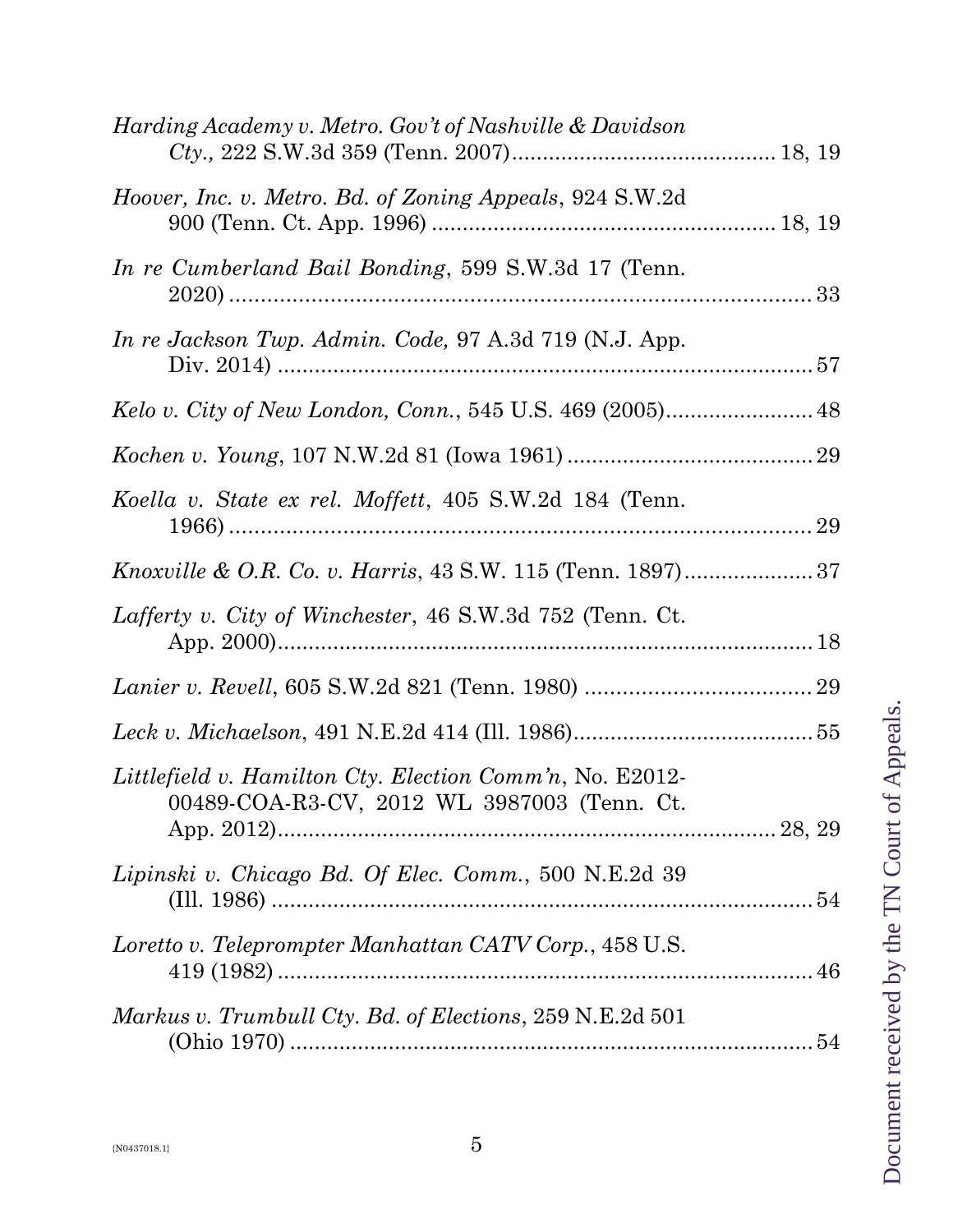*Harding Academy v. Metro. Gov't of Nashville & Davidson Cty.,* 222 S.W.3d 359 (Tenn. 2007) .......................................... 18, 19

*Hoover, Inc. v. Metro. Bd. of Zoning Appeals*, 924 S.W.2d 900 (Tenn. Ct. App. 1996) ........................................................ 18, 19

*In re Cumberland Bail Bonding*, 599 S.W.3d 17 (Tenn. 2020) .......................................................................................... 33

*In re Jackson Twp. Admin. Code,* 97 A.3d 719 (N.J. App. Div. 2014) ...................................................................................... 57

*Kelo v. City of New London, Conn.*, 545 U.S. 469 (2005) ........................ 48

*Kochen v. Young*, 107 N.W.2d 81 (Iowa 1961) ........................................ 29

*Koella v. State ex rel. Moffett*, 405 S.W.2d 184 (Tenn. 1966) .......................................................................................... 29

*Knoxville & O.R. Co. v. Harris*, 43 S.W. 115 (Tenn. 1897) ..................... 37

*Lafferty v. City of Winchester*, 46 S.W.3d 752 (Tenn. Ct. App. 2000) ........................................................................................ 18

*Lanier v. Revell*, 605 S.W.2d 821 (Tenn. 1980) .................................... 29

*Leck v. Michaelson*, 491 N.E.2d 414 (Ill. 1986) ....................................... 55

*Littlefield v. Hamilton Cty. Election Comm'n*, No. E2012-00489-COA-R3-CV, 2012 WL 3987003 (Tenn. Ct. App. 2012) .................................................................................. 28, 29

*Lipinski v. Chicago Bd. Of Elec. Comm.*, 500 N.E.2d 39 (Ill. 1986) ......................................................................................... 54

*Loretto v. Teleprompter Manhattan CATV Corp.*, 458 U.S. 419 (1982) ........................................................................................ 46

*Markus v. Trumbull Cty. Bd. of Elections*, 259 N.E.2d 501 (Ohio 1970) ..................................................................................... 54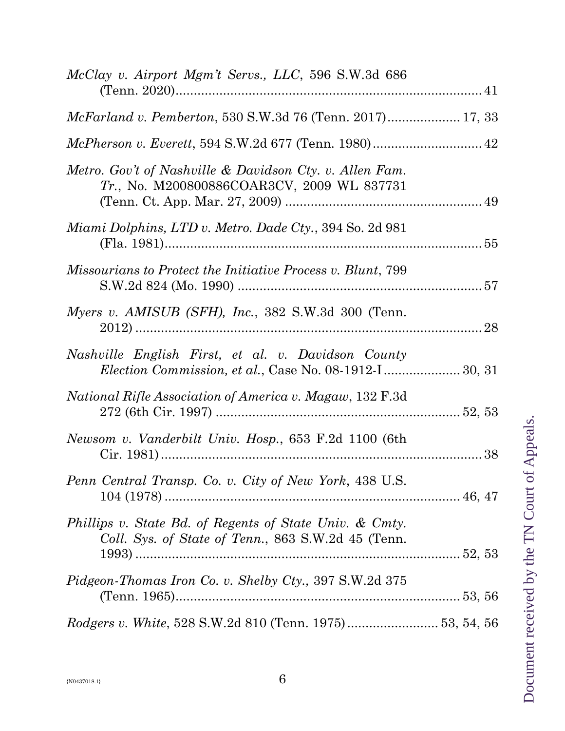*McClay v. Airport Mgm't Servs., LLC*, 596 S.W.3d 686 (Tenn. 2020) ........ 41

*McFarland v. Pemberton*, 530 S.W.3d 76 (Tenn. 2017) ........ 17, 33

*McPherson v. Everett*, 594 S.W.2d 677 (Tenn. 1980) ........ 42

*Metro. Gov't of Nashville & Davidson Cty. v. Allen Fam. Tr.*, No. M200800886COAR3CV, 2009 WL 837731 (Tenn. Ct. App. Mar. 27, 2009) ........ 49

*Miami Dolphins, LTD v. Metro. Dade Cty.*, 394 So. 2d 981 (Fla. 1981) ........ 55

*Missourians to Protect the Initiative Process v. Blunt*, 799 S.W.2d 824 (Mo. 1990) ........ 57

*Myers v. AMISUB (SFH), Inc.*, 382 S.W.3d 300 (Tenn. 2012) ........ 28

*Nashville English First, et al. v. Davidson County Election Commission, et al.*, Case No. 08-1912-I ........ 30, 31

*National Rifle Association of America v. Magaw*, 132 F.3d 272 (6th Cir. 1997) ........ 52, 53

*Newsom v. Vanderbilt Univ. Hosp.*, 653 F.2d 1100 (6th Cir. 1981) ........ 38

*Penn Central Transp. Co. v. City of New York*, 438 U.S. 104 (1978) ........ 46, 47

*Phillips v. State Bd. of Regents of State Univ. & Cmty. Coll. Sys. of State of Tenn.*, 863 S.W.2d 45 (Tenn. 1993) ........ 52, 53

*Pidgeon-Thomas Iron Co. v. Shelby Cty.*, 397 S.W.2d 375 (Tenn. 1965) ........ 53, 56

*Rodgers v. White*, 528 S.W.2d 810 (Tenn. 1975) ........ 53, 54, 56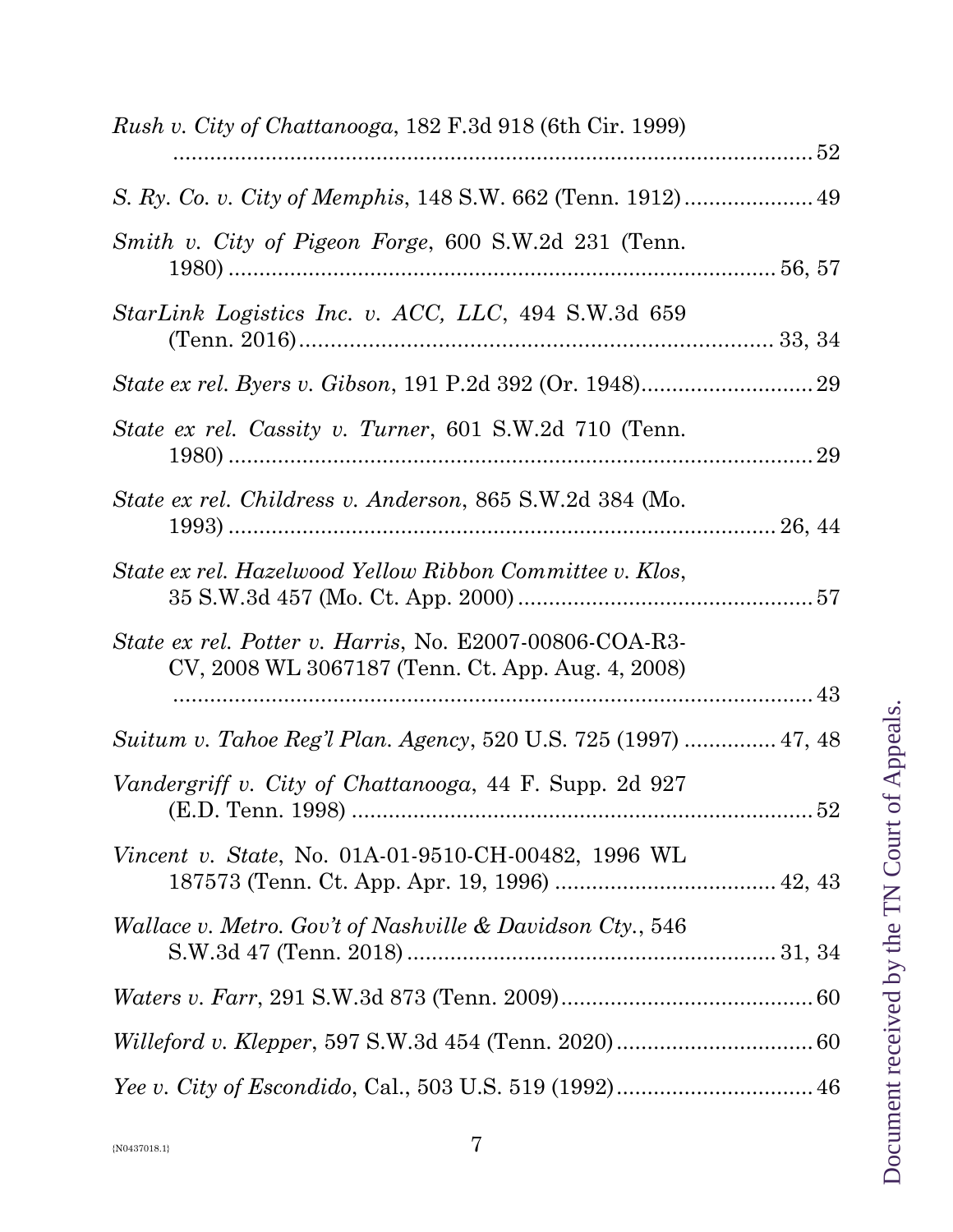*Rush v. City of Chattanooga*, 182 F.3d 918 (6th Cir. 1999) ........................................................................................................ 52

*S. Ry. Co. v. City of Memphis*, 148 S.W. 662 (Tenn. 1912) ..................... 49

*Smith v. City of Pigeon Forge*, 600 S.W.2d 231 (Tenn. 1980) ........................................................................................ 56, 57

*StarLink Logistics Inc. v. ACC, LLC*, 494 S.W.3d 659 (Tenn. 2016) .......................................................................... 33, 34

*State ex rel. Byers v. Gibson*, 191 P.2d 392 (Or. 1948) ............................ 29

*State ex rel. Cassity v. Turner*, 601 S.W.2d 710 (Tenn. 1980) ............................................................................................ 29

*State ex rel. Childress v. Anderson*, 865 S.W.2d 384 (Mo. 1993) ........................................................................................ 26, 44

*State ex rel. Hazelwood Yellow Ribbon Committee v. Klos*, 35 S.W.3d 457 (Mo. Ct. App. 2000) ................................................ 57

*State ex rel. Potter v. Harris*, No. E2007-00806-COA-R3-CV, 2008 WL 3067187 (Tenn. Ct. App. Aug. 4, 2008) ........................................................................................................ 43

*Suitum v. Tahoe Reg'l Plan. Agency*, 520 U.S. 725 (1997) ............... 47, 48

*Vandergriff v. City of Chattanooga*, 44 F. Supp. 2d 927 (E.D. Tenn. 1998) ............................................................................ 52

*Vincent v. State*, No. 01A-01-9510-CH-00482, 1996 WL 187573 (Tenn. Ct. App. Apr. 19, 1996) .................................... 42, 43

*Wallace v. Metro. Gov't of Nashville & Davidson Cty.*, 546 S.W.3d 47 (Tenn. 2018) ........................................................... 31, 34

*Waters v. Farr*, 291 S.W.3d 873 (Tenn. 2009) .......................................... 60

*Willeford v. Klepper*, 597 S.W.3d 454 (Tenn. 2020) ................................ 60

*Yee v. City of Escondido*, Cal., 503 U.S. 519 (1992) ................................ 46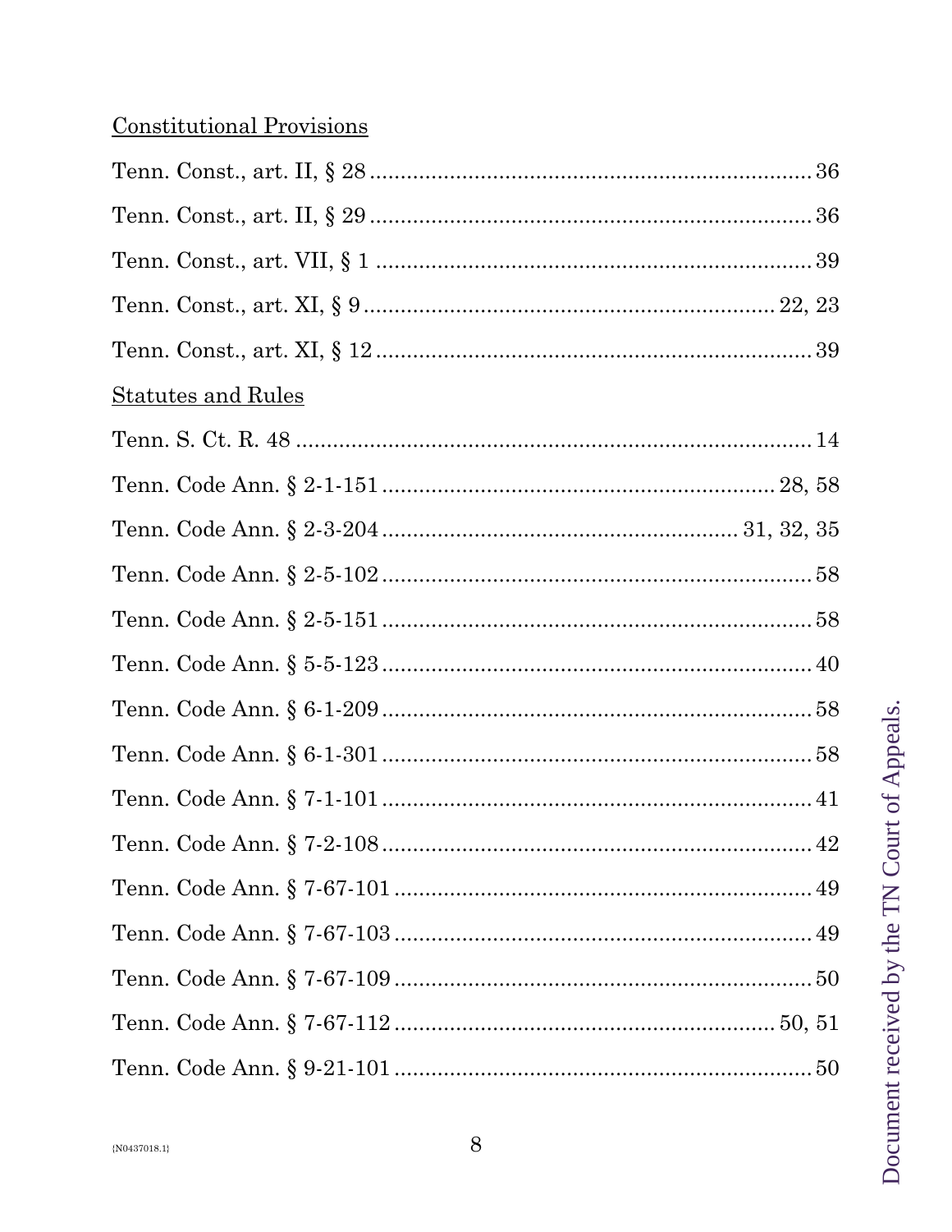Constitutional Provisions

Tenn. Const., art. II, § 28 .................................................................... 36

Tenn. Const., art. II, § 29 .................................................................... 36

Tenn. Const., art. VII, § 1 .................................................................... 39

Tenn. Const., art. XI, § 9 .............................................................. 22, 23

Tenn. Const., art. XI, § 12 .................................................................... 39

Statutes and Rules

Tenn. S. Ct. R. 48 .................................................................................. 14

Tenn. Code Ann. § 2-1-151 ............................................................ 28, 58

Tenn. Code Ann. § 2-3-204 ...................................................... 31, 32, 35

Tenn. Code Ann. § 2-5-102 .................................................................. 58

Tenn. Code Ann. § 2-5-151 .................................................................. 58

Tenn. Code Ann. § 5-5-123 .................................................................. 40

Tenn. Code Ann. § 6-1-209 .................................................................. 58

Tenn. Code Ann. § 6-1-301 .................................................................. 58

Tenn. Code Ann. § 7-1-101 .................................................................. 41

Tenn. Code Ann. § 7-2-108 .................................................................. 42

Tenn. Code Ann. § 7-67-101 ................................................................ 49

Tenn. Code Ann. § 7-67-103 ................................................................ 49

Tenn. Code Ann. § 7-67-109 ................................................................ 50

Tenn. Code Ann. § 7-67-112 ........................................................... 50, 51

Tenn. Code Ann. § 9-21-101 ................................................................ 50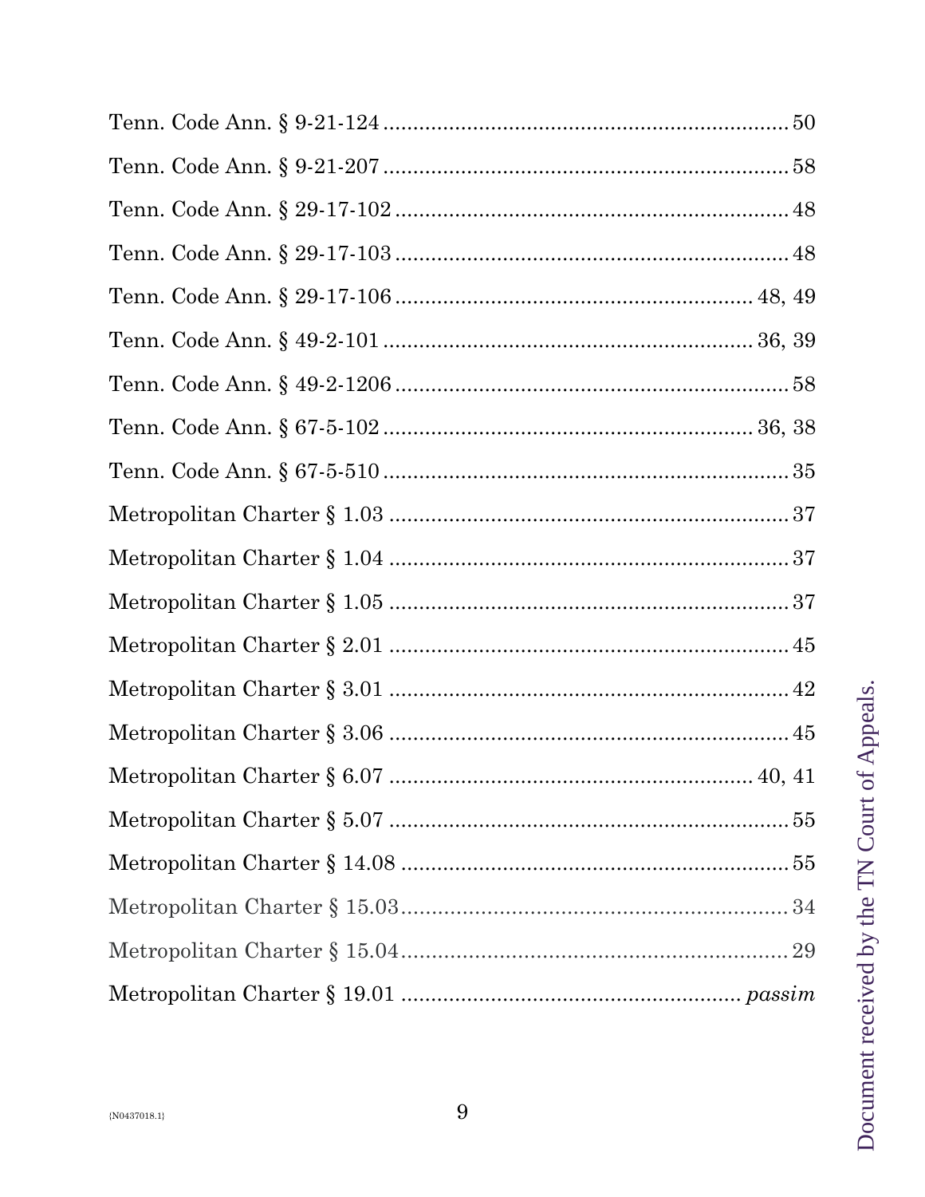Tenn. Code Ann. § 9-21-124 ........................................................................ 50

Tenn. Code Ann. § 9-21-207 ........................................................................ 58

Tenn. Code Ann. § 29-17-102 ...................................................................... 48

Tenn. Code Ann. § 29-17-103 ...................................................................... 48

Tenn. Code Ann. § 29-17-106 ................................................................ 48, 49

Tenn. Code Ann. § 49-2-101 .................................................................. 36, 39

Tenn. Code Ann. § 49-2-1206 ...................................................................... 58

Tenn. Code Ann. § 67-5-102 .................................................................. 36, 38

Tenn. Code Ann. § 67-5-510 ........................................................................ 35

Metropolitan Charter § 1.03 ........................................................................ 37

Metropolitan Charter § 1.04 ........................................................................ 37

Metropolitan Charter § 1.05 ........................................................................ 37

Metropolitan Charter § 2.01 ........................................................................ 45

Metropolitan Charter § 3.01 ........................................................................ 42

Metropolitan Charter § 3.06 ........................................................................ 45

Metropolitan Charter § 6.07 .................................................................. 40, 41

Metropolitan Charter § 5.07 ........................................................................ 55

Metropolitan Charter § 14.08 ...................................................................... 55

Metropolitan Charter § 15.03 ...................................................................... 34

Metropolitan Charter § 15.04 ...................................................................... 29

Metropolitan Charter § 19.01 ............................................................... *passim*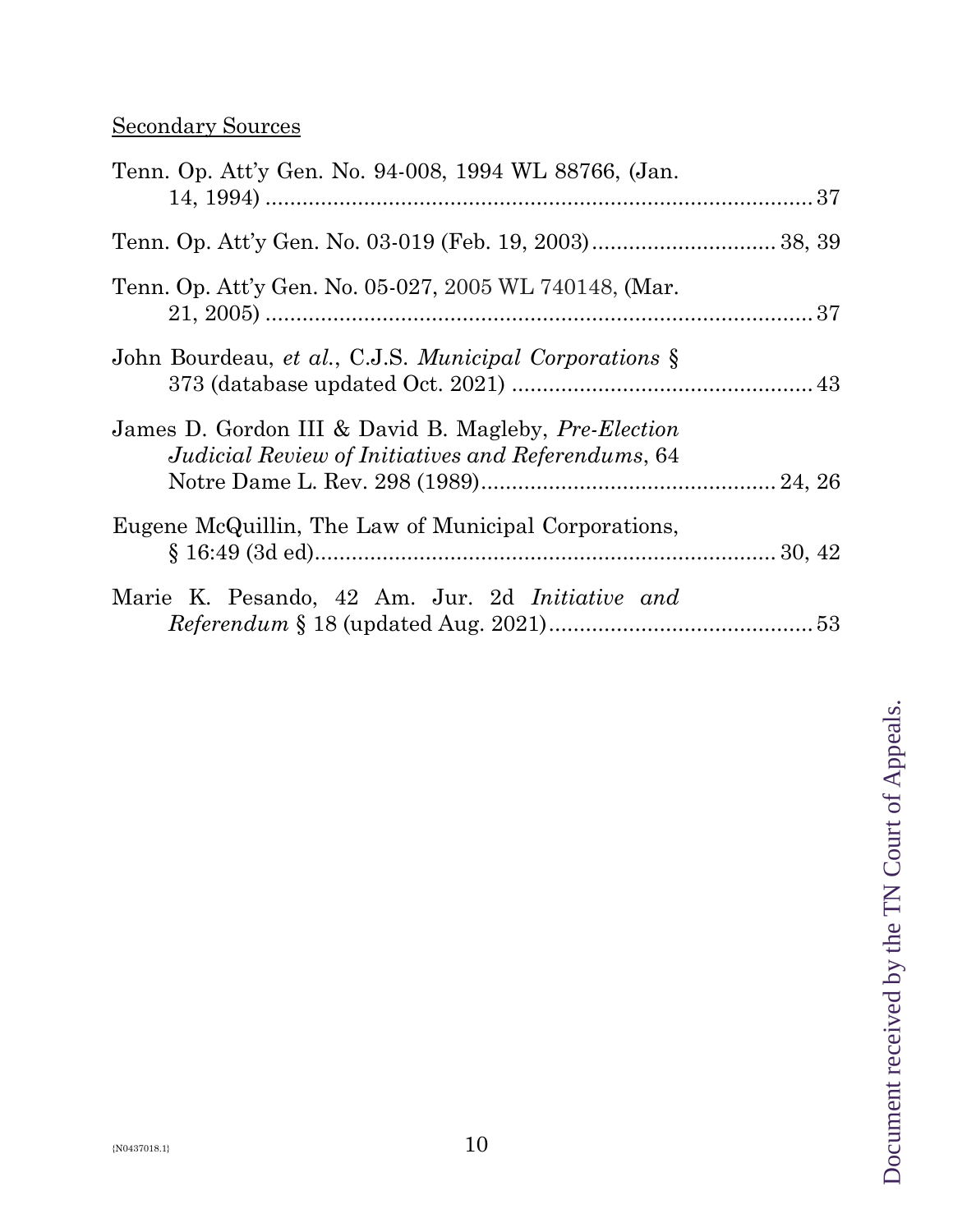Secondary Sources

Tenn. Op. Att'y Gen. No. 94-008, 1994 WL 88766, (Jan. 14, 1994) ........................................................................................ 37

Tenn. Op. Att'y Gen. No. 03-019 (Feb. 19, 2003)............................. 38, 39

Tenn. Op. Att'y Gen. No. 05-027, 2005 WL 740148, (Mar. 21, 2005) ........................................................................................ 37

John Bourdeau, *et al.*, C.J.S. *Municipal Corporations* § 373 (database updated Oct. 2021) ................................................ 43

James D. Gordon III & David B. Magleby, *Pre-Election Judicial Review of Initiatives and Referendums*, 64 Notre Dame L. Rev. 298 (1989)............................................... 24, 26

Eugene McQuillin, The Law of Municipal Corporations, § 16:49 (3d ed)......................................................................... 30, 42

Marie K. Pesando, 42 Am. Jur. 2d *Initiative and Referendum* § 18 (updated Aug. 2021).......................................... 53

{N0437018.1}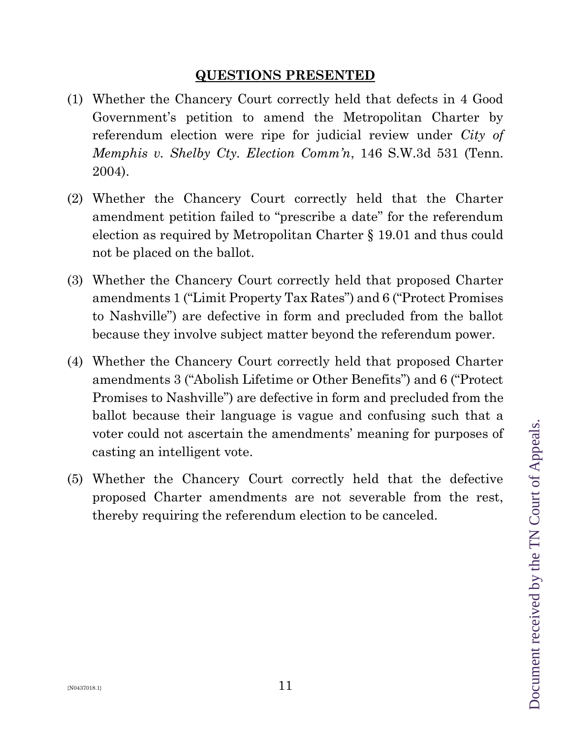## QUESTIONS PRESENTED

(1) Whether the Chancery Court correctly held that defects in 4 Good Government's petition to amend the Metropolitan Charter by referendum election were ripe for judicial review under *City of Memphis v. Shelby Cty. Election Comm'n*, 146 S.W.3d 531 (Tenn. 2004).

(2) Whether the Chancery Court correctly held that the Charter amendment petition failed to "prescribe a date" for the referendum election as required by Metropolitan Charter § 19.01 and thus could not be placed on the ballot.

(3) Whether the Chancery Court correctly held that proposed Charter amendments 1 ("Limit Property Tax Rates") and 6 ("Protect Promises to Nashville") are defective in form and precluded from the ballot because they involve subject matter beyond the referendum power.

(4) Whether the Chancery Court correctly held that proposed Charter amendments 3 ("Abolish Lifetime or Other Benefits") and 6 ("Protect Promises to Nashville") are defective in form and precluded from the ballot because their language is vague and confusing such that a voter could not ascertain the amendments' meaning for purposes of casting an intelligent vote.

(5) Whether the Chancery Court correctly held that the defective proposed Charter amendments are not severable from the rest, thereby requiring the referendum election to be canceled.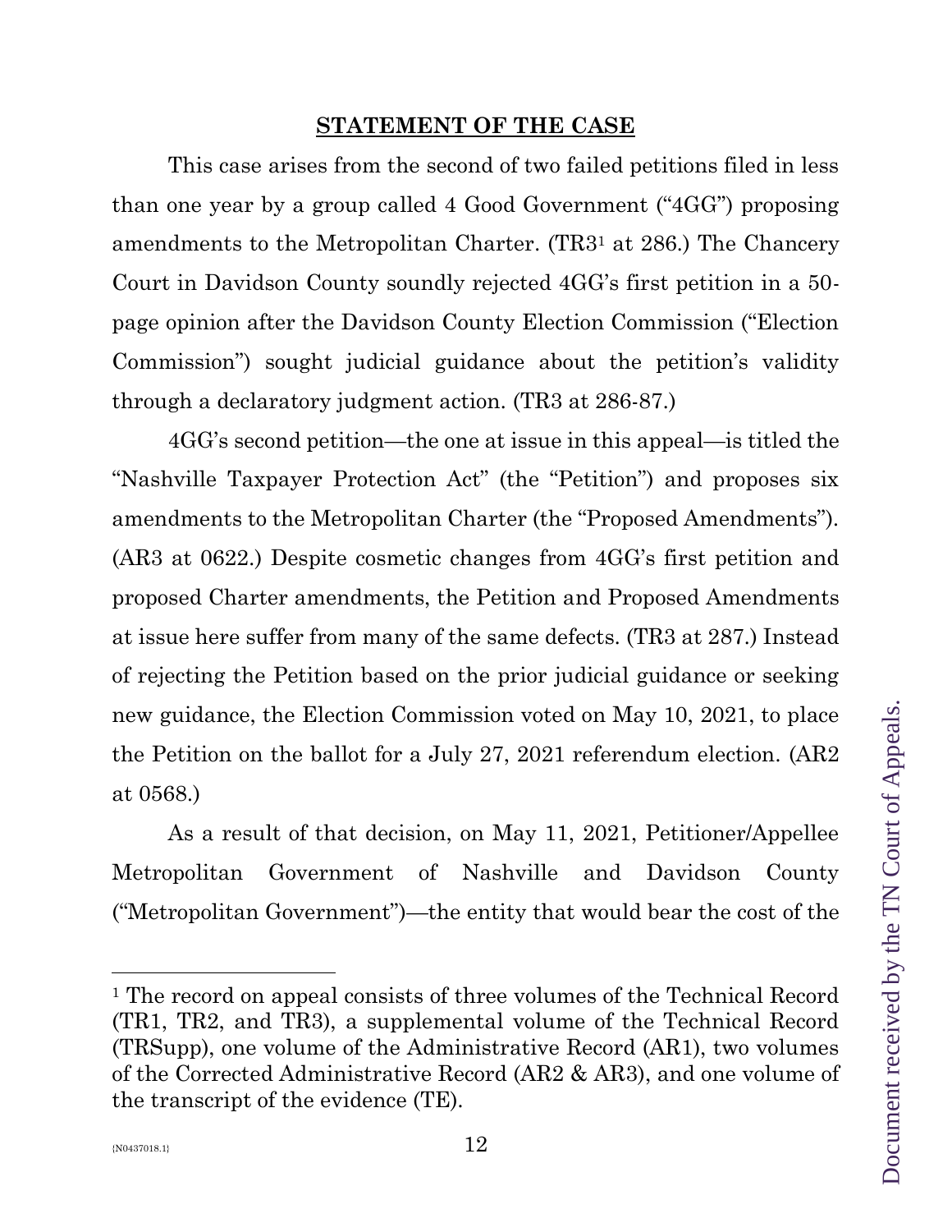## STATEMENT OF THE CASE

This case arises from the second of two failed petitions filed in less than one year by a group called 4 Good Government ("4GG") proposing amendments to the Metropolitan Charter. (TR3[1] at 286.) The Chancery Court in Davidson County soundly rejected 4GG's first petition in a 50-page opinion after the Davidson County Election Commission ("Election Commission") sought judicial guidance about the petition's validity through a declaratory judgment action. (TR3 at 286-87.)

4GG's second petition—the one at issue in this appeal—is titled the "Nashville Taxpayer Protection Act" (the "Petition") and proposes six amendments to the Metropolitan Charter (the "Proposed Amendments"). (AR3 at 0622.) Despite cosmetic changes from 4GG's first petition and proposed Charter amendments, the Petition and Proposed Amendments at issue here suffer from many of the same defects. (TR3 at 287.) Instead of rejecting the Petition based on the prior judicial guidance or seeking new guidance, the Election Commission voted on May 10, 2021, to place the Petition on the ballot for a July 27, 2021 referendum election. (AR2 at 0568.)

As a result of that decision, on May 11, 2021, Petitioner/Appellee Metropolitan Government of Nashville and Davidson County ("Metropolitan Government")—the entity that would bear the cost of the

---

[1] The record on appeal consists of three volumes of the Technical Record (TR1, TR2, and TR3), a supplemental volume of the Technical Record (TRSupp), one volume of the Administrative Record (AR1), two volumes of the Corrected Administrative Record (AR2 & AR3), and one volume of the transcript of the evidence (TE).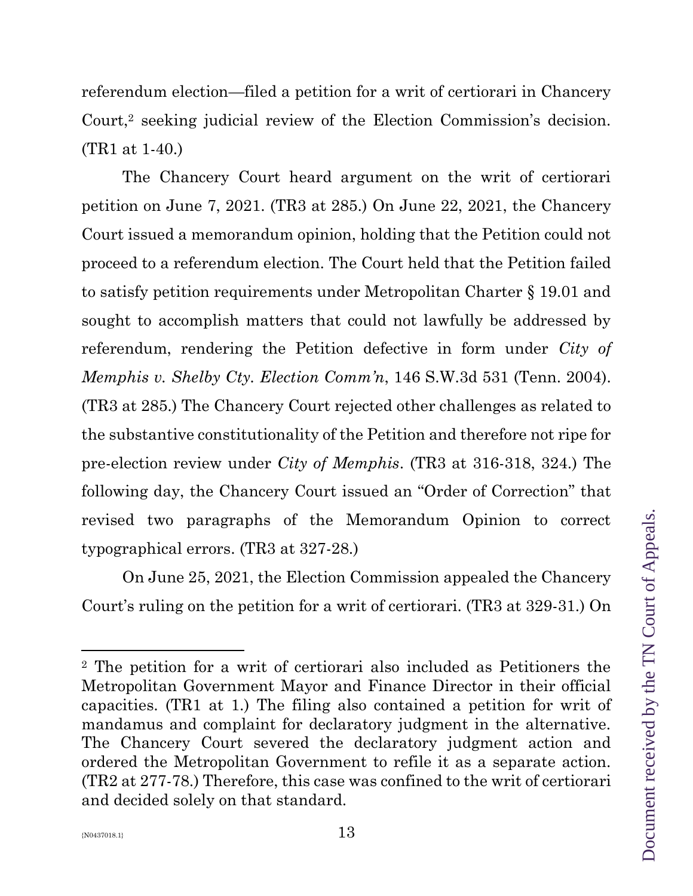referendum election—filed a petition for a writ of certiorari in Chancery Court,[2] seeking judicial review of the Election Commission's decision. (TR1 at 1-40.)

The Chancery Court heard argument on the writ of certiorari petition on June 7, 2021. (TR3 at 285.) On June 22, 2021, the Chancery Court issued a memorandum opinion, holding that the Petition could not proceed to a referendum election. The Court held that the Petition failed to satisfy petition requirements under Metropolitan Charter § 19.01 and sought to accomplish matters that could not lawfully be addressed by referendum, rendering the Petition defective in form under *City of Memphis v. Shelby Cty. Election Comm'n*, 146 S.W.3d 531 (Tenn. 2004). (TR3 at 285.) The Chancery Court rejected other challenges as related to the substantive constitutionality of the Petition and therefore not ripe for pre-election review under *City of Memphis*. (TR3 at 316-318, 324.) The following day, the Chancery Court issued an "Order of Correction" that revised two paragraphs of the Memorandum Opinion to correct typographical errors. (TR3 at 327-28.)

On June 25, 2021, the Election Commission appealed the Chancery Court's ruling on the petition for a writ of certiorari. (TR3 at 329-31.) On

---

[2] The petition for a writ of certiorari also included as Petitioners the Metropolitan Government Mayor and Finance Director in their official capacities. (TR1 at 1.) The filing also contained a petition for writ of mandamus and complaint for declaratory judgment in the alternative. The Chancery Court severed the declaratory judgment action and ordered the Metropolitan Government to refile it as a separate action. (TR2 at 277-78.) Therefore, this case was confined to the writ of certiorari and decided solely on that standard.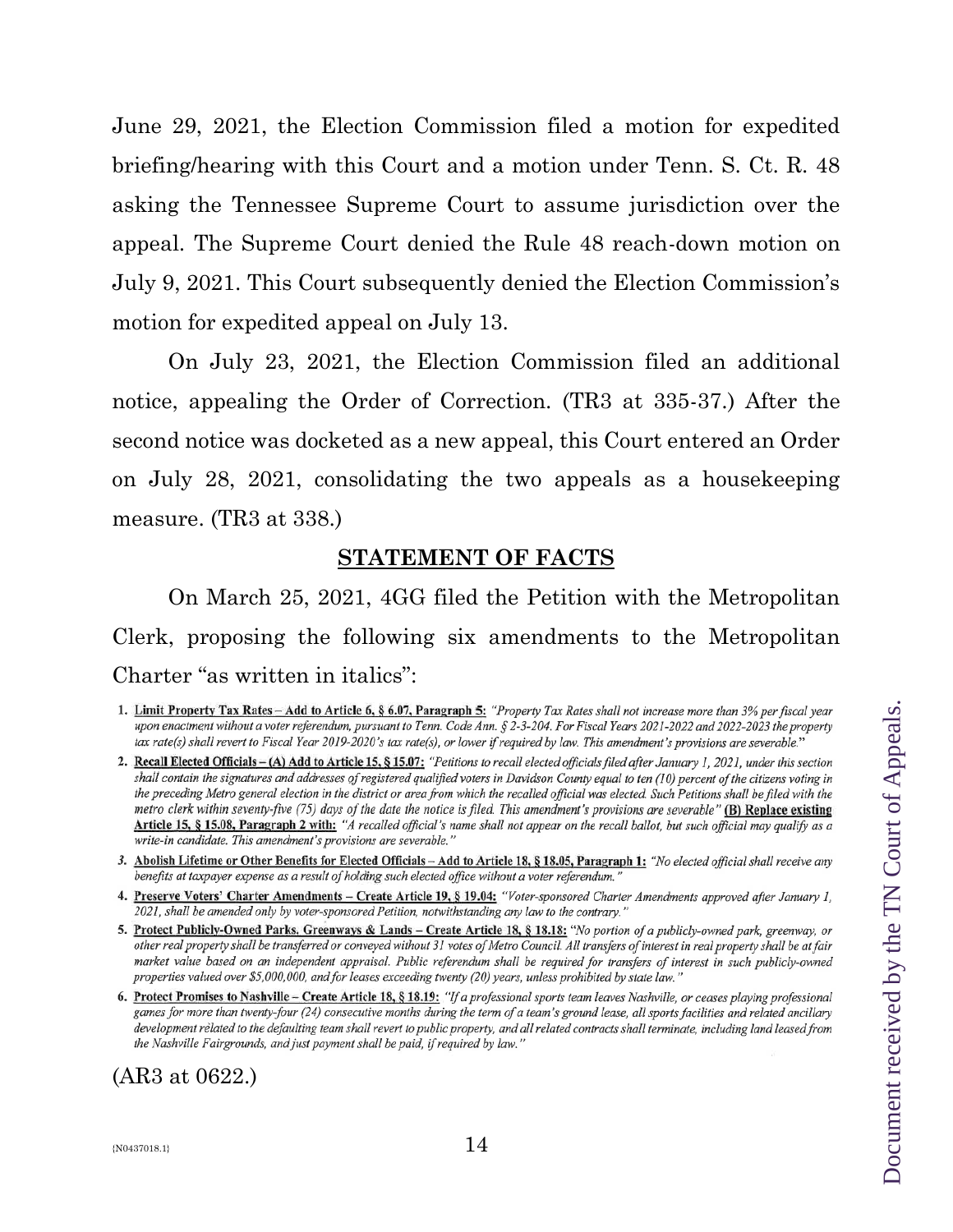June 29, 2021, the Election Commission filed a motion for expedited briefing/hearing with this Court and a motion under Tenn. S. Ct. R. 48 asking the Tennessee Supreme Court to assume jurisdiction over the appeal. The Supreme Court denied the Rule 48 reach-down motion on July 9, 2021. This Court subsequently denied the Election Commission's motion for expedited appeal on July 13.

On July 23, 2021, the Election Commission filed an additional notice, appealing the Order of Correction. (TR3 at 335-37.) After the second notice was docketed as a new appeal, this Court entered an Order on July 28, 2021, consolidating the two appeals as a housekeeping measure. (TR3 at 338.)

## STATEMENT OF FACTS

On March 25, 2021, 4GG filed the Petition with the Metropolitan Clerk, proposing the following six amendments to the Metropolitan Charter "as written in italics":

1. Limit Property Tax Rates – Add to Article 6, § 6.07, Paragraph 5: *"Property Tax Rates shall not increase more than 3% per fiscal year upon enactment without a voter referendum, pursuant to Tenn. Code Ann. § 2-3-204. For Fiscal Years 2021-2022 and 2022-2023 the property tax rate(s) shall revert to Fiscal Year 2019-2020's tax rate(s), or lower if required by law. This amendment's provisions are severable."*
2. Recall Elected Officials – (A) Add to Article 15, § 15.07: *"Petitions to recall elected officials filed after January 1, 2021, under this section shall contain the signatures and addresses of registered qualified voters in Davidson County equal to ten (10) percent of the citizens voting in the preceding Metro general election in the district or area from which the recalled official was elected. Such Petitions shall be filed with the metro clerk within seventy-five (75) days of the date the notice is filed. This amendment's provisions are severable"* (B) Replace existing Article 15, § 15.08, Paragraph 2 with: *"A recalled official's name shall not appear on the recall ballot, but such official may qualify as a write-in candidate. This amendment's provisions are severable."*
3. Abolish Lifetime or Other Benefits for Elected Officials – Add to Article 18, § 18.05, Paragraph 1: *"No elected official shall receive any benefits at taxpayer expense as a result of holding such elected office without a voter referendum."*
4. Preserve Voters' Charter Amendments – Create Article 19, § 19.04: *"Voter-sponsored Charter Amendments approved after January 1, 2021, shall be amended only by voter-sponsored Petition, notwithstanding any law to the contrary."*
5. Protect Publicly-Owned Parks, Greenways & Lands – Create Article 18, § 18.18: *"No portion of a publicly-owned park, greenway, or other real property shall be transferred or conveyed without 31 votes of Metro Council. All transfers of interest in real property shall be at fair market value based on an independent appraisal. Public referendum shall be required for transfers of interest in such publicly-owned properties valued over $5,000,000, and for leases exceeding twenty (20) years, unless prohibited by state law."*
6. Protect Promises to Nashville – Create Article 18, § 18.19: *"If a professional sports team leaves Nashville, or ceases playing professional games for more than twenty-four (24) consecutive months during the term of a team's ground lease, all sports facilities and related ancillary development related to the defaulting team shall revert to public property, and all related contracts shall terminate, including land leased from the Nashville Fairgrounds, and just payment shall be paid, if required by law."*

(AR3 at 0622.)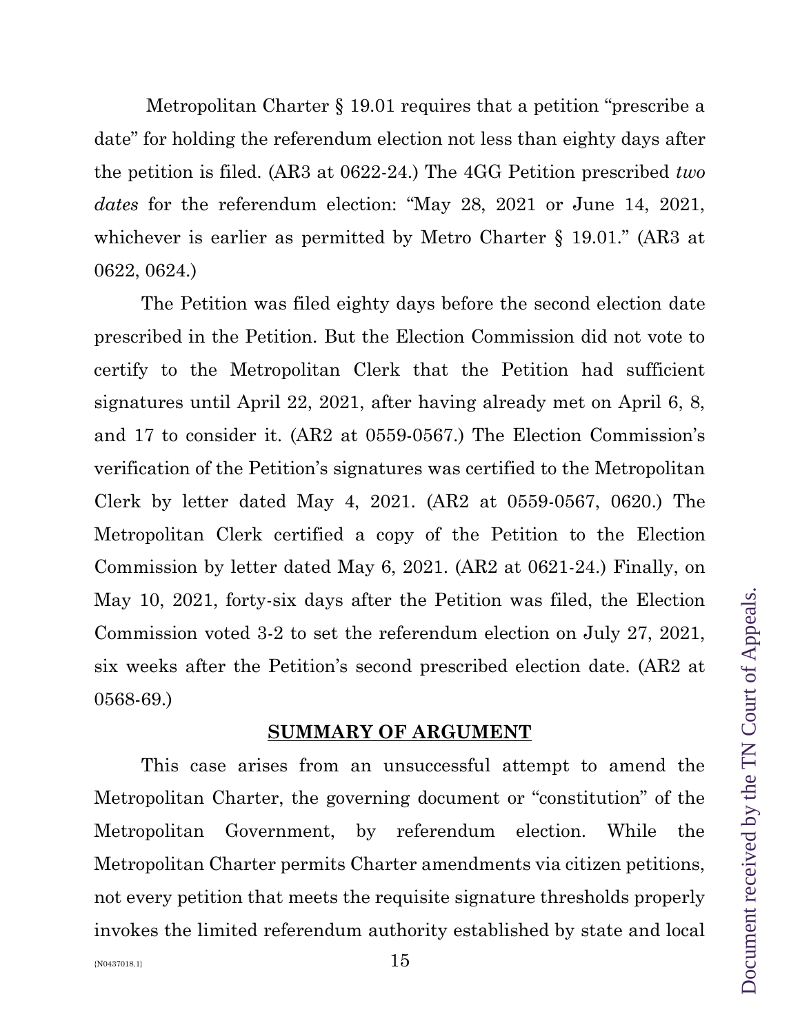Metropolitan Charter § 19.01 requires that a petition "prescribe a date" for holding the referendum election not less than eighty days after the petition is filed. (AR3 at 0622-24.) The 4GG Petition prescribed *two dates* for the referendum election: "May 28, 2021 or June 14, 2021, whichever is earlier as permitted by Metro Charter § 19.01." (AR3 at 0622, 0624.)

The Petition was filed eighty days before the second election date prescribed in the Petition. But the Election Commission did not vote to certify to the Metropolitan Clerk that the Petition had sufficient signatures until April 22, 2021, after having already met on April 6, 8, and 17 to consider it. (AR2 at 0559-0567.) The Election Commission's verification of the Petition's signatures was certified to the Metropolitan Clerk by letter dated May 4, 2021. (AR2 at 0559-0567, 0620.) The Metropolitan Clerk certified a copy of the Petition to the Election Commission by letter dated May 6, 2021. (AR2 at 0621-24.) Finally, on May 10, 2021, forty-six days after the Petition was filed, the Election Commission voted 3-2 to set the referendum election on July 27, 2021, six weeks after the Petition's second prescribed election date. (AR2 at 0568-69.)

## SUMMARY OF ARGUMENT

This case arises from an unsuccessful attempt to amend the Metropolitan Charter, the governing document or "constitution" of the Metropolitan Government, by referendum election. While the Metropolitan Charter permits Charter amendments via citizen petitions, not every petition that meets the requisite signature thresholds properly invokes the limited referendum authority established by state and local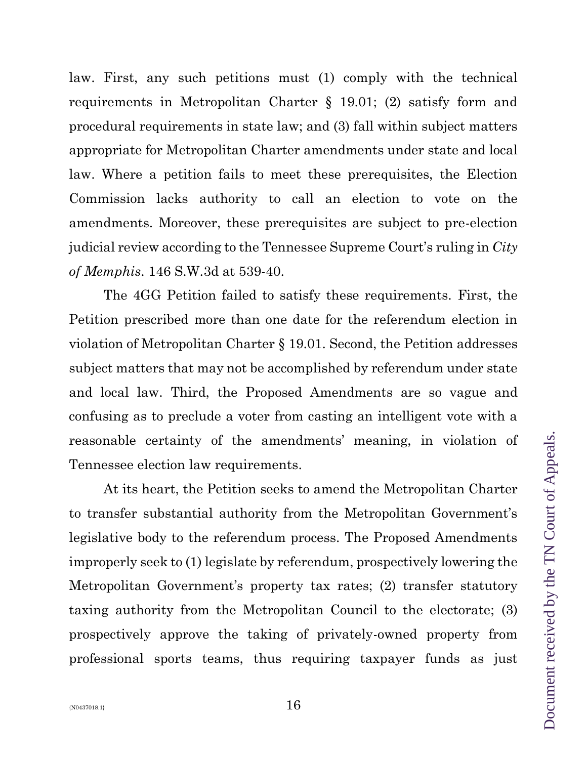law. First, any such petitions must (1) comply with the technical requirements in Metropolitan Charter § 19.01; (2) satisfy form and procedural requirements in state law; and (3) fall within subject matters appropriate for Metropolitan Charter amendments under state and local law. Where a petition fails to meet these prerequisites, the Election Commission lacks authority to call an election to vote on the amendments. Moreover, these prerequisites are subject to pre-election judicial review according to the Tennessee Supreme Court's ruling in *City of Memphis*. 146 S.W.3d at 539-40.

The 4GG Petition failed to satisfy these requirements. First, the Petition prescribed more than one date for the referendum election in violation of Metropolitan Charter § 19.01. Second, the Petition addresses subject matters that may not be accomplished by referendum under state and local law. Third, the Proposed Amendments are so vague and confusing as to preclude a voter from casting an intelligent vote with a reasonable certainty of the amendments' meaning, in violation of Tennessee election law requirements.

At its heart, the Petition seeks to amend the Metropolitan Charter to transfer substantial authority from the Metropolitan Government's legislative body to the referendum process. The Proposed Amendments improperly seek to (1) legislate by referendum, prospectively lowering the Metropolitan Government's property tax rates; (2) transfer statutory taxing authority from the Metropolitan Council to the electorate; (3) prospectively approve the taking of privately-owned property from professional sports teams, thus requiring taxpayer funds as just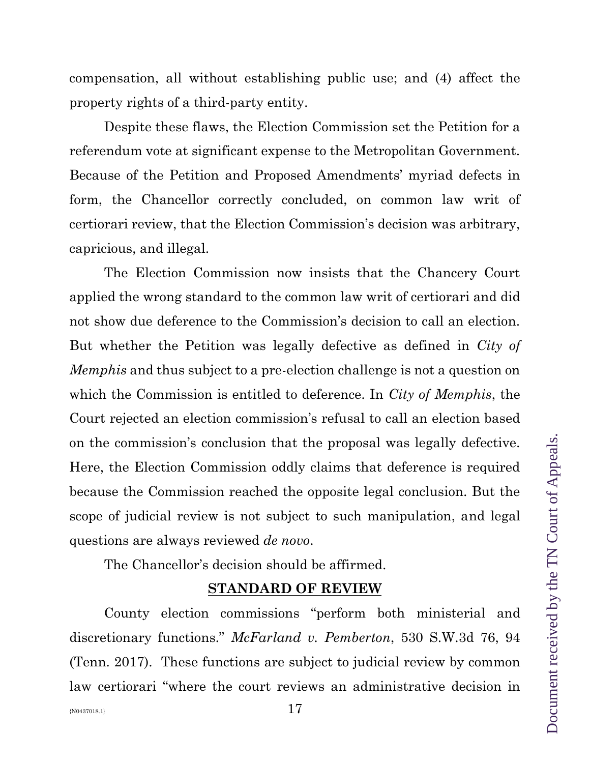compensation, all without establishing public use; and (4) affect the property rights of a third-party entity.

Despite these flaws, the Election Commission set the Petition for a referendum vote at significant expense to the Metropolitan Government. Because of the Petition and Proposed Amendments' myriad defects in form, the Chancellor correctly concluded, on common law writ of certiorari review, that the Election Commission's decision was arbitrary, capricious, and illegal.

The Election Commission now insists that the Chancery Court applied the wrong standard to the common law writ of certiorari and did not show due deference to the Commission's decision to call an election. But whether the Petition was legally defective as defined in *City of Memphis* and thus subject to a pre-election challenge is not a question on which the Commission is entitled to deference. In *City of Memphis*, the Court rejected an election commission's refusal to call an election based on the commission's conclusion that the proposal was legally defective. Here, the Election Commission oddly claims that deference is required because the Commission reached the opposite legal conclusion. But the scope of judicial review is not subject to such manipulation, and legal questions are always reviewed *de novo*.

The Chancellor's decision should be affirmed.

## STANDARD OF REVIEW

County election commissions "perform both ministerial and discretionary functions." *McFarland v. Pemberton*, 530 S.W.3d 76, 94 (Tenn. 2017). These functions are subject to judicial review by common law certiorari "where the court reviews an administrative decision in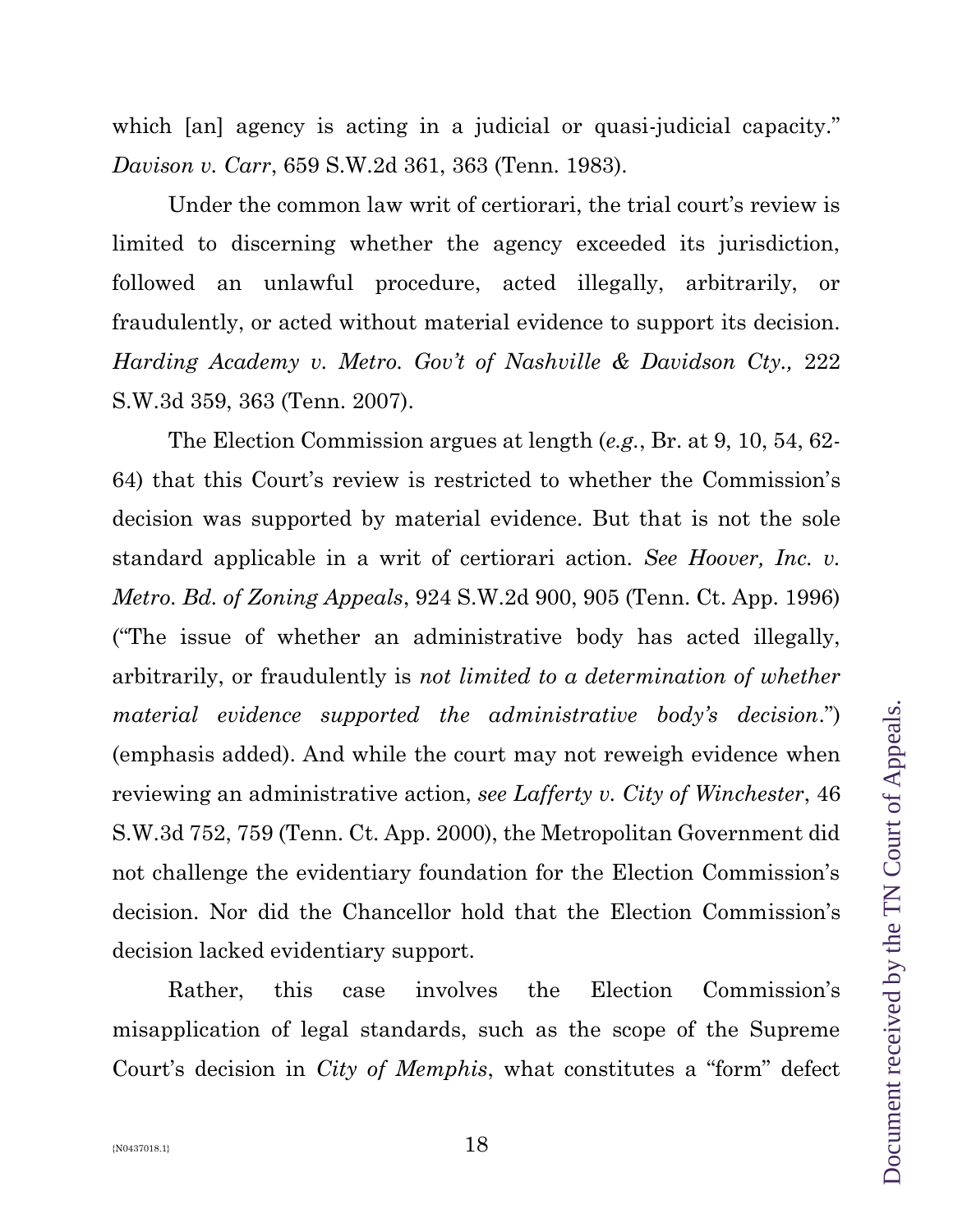which [an] agency is acting in a judicial or quasi-judicial capacity." *Davison v. Carr*, 659 S.W.2d 361, 363 (Tenn. 1983).

Under the common law writ of certiorari, the trial court's review is limited to discerning whether the agency exceeded its jurisdiction, followed an unlawful procedure, acted illegally, arbitrarily, or fraudulently, or acted without material evidence to support its decision. *Harding Academy v. Metro. Gov't of Nashville & Davidson Cty.,* 222 S.W.3d 359, 363 (Tenn. 2007).

The Election Commission argues at length (*e.g.*, Br. at 9, 10, 54, 62-64) that this Court's review is restricted to whether the Commission's decision was supported by material evidence. But that is not the sole standard applicable in a writ of certiorari action. *See Hoover, Inc. v. Metro. Bd. of Zoning Appeals*, 924 S.W.2d 900, 905 (Tenn. Ct. App. 1996) ("The issue of whether an administrative body has acted illegally, arbitrarily, or fraudulently is *not limited to a determination of whether material evidence supported the administrative body's decision*.") (emphasis added). And while the court may not reweigh evidence when reviewing an administrative action, *see Lafferty v. City of Winchester*, 46 S.W.3d 752, 759 (Tenn. Ct. App. 2000), the Metropolitan Government did not challenge the evidentiary foundation for the Election Commission's decision. Nor did the Chancellor hold that the Election Commission's decision lacked evidentiary support.

Rather, this case involves the Election Commission's misapplication of legal standards, such as the scope of the Supreme Court's decision in *City of Memphis*, what constitutes a "form" defect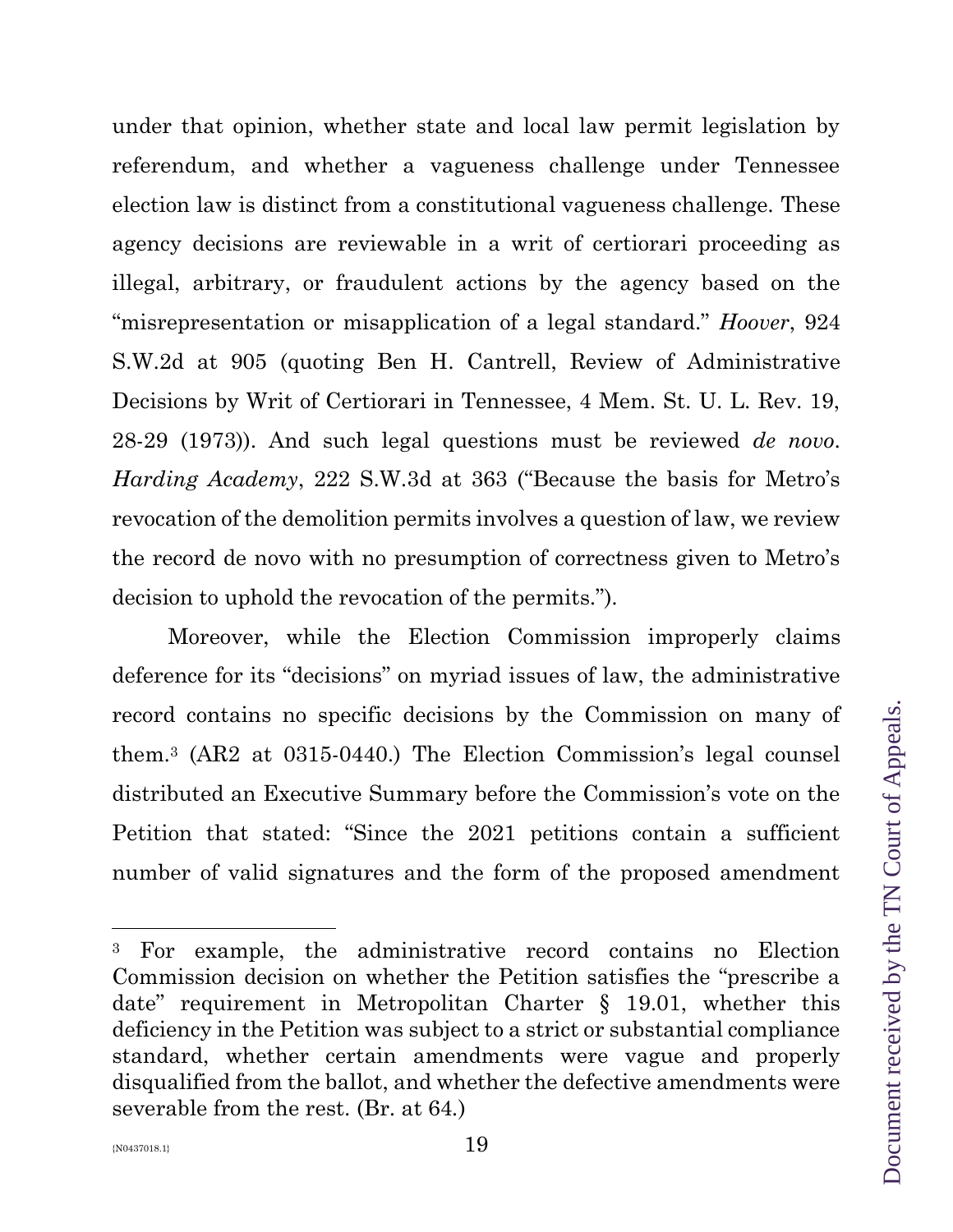under that opinion, whether state and local law permit legislation by referendum, and whether a vagueness challenge under Tennessee election law is distinct from a constitutional vagueness challenge. These agency decisions are reviewable in a writ of certiorari proceeding as illegal, arbitrary, or fraudulent actions by the agency based on the "misrepresentation or misapplication of a legal standard." *Hoover*, 924 S.W.2d at 905 (quoting Ben H. Cantrell, Review of Administrative Decisions by Writ of Certiorari in Tennessee, 4 Mem. St. U. L. Rev. 19, 28-29 (1973)). And such legal questions must be reviewed *de novo*. *Harding Academy*, 222 S.W.3d at 363 ("Because the basis for Metro's revocation of the demolition permits involves a question of law, we review the record de novo with no presumption of correctness given to Metro's decision to uphold the revocation of the permits.").

Moreover, while the Election Commission improperly claims deference for its "decisions" on myriad issues of law, the administrative record contains no specific decisions by the Commission on many of them.[3] (AR2 at 0315-0440.) The Election Commission's legal counsel distributed an Executive Summary before the Commission's vote on the Petition that stated: "Since the 2021 petitions contain a sufficient number of valid signatures and the form of the proposed amendment

---

[3] For example, the administrative record contains no Election Commission decision on whether the Petition satisfies the "prescribe a date" requirement in Metropolitan Charter § 19.01, whether this deficiency in the Petition was subject to a strict or substantial compliance standard, whether certain amendments were vague and properly disqualified from the ballot, and whether the defective amendments were severable from the rest. (Br. at 64.)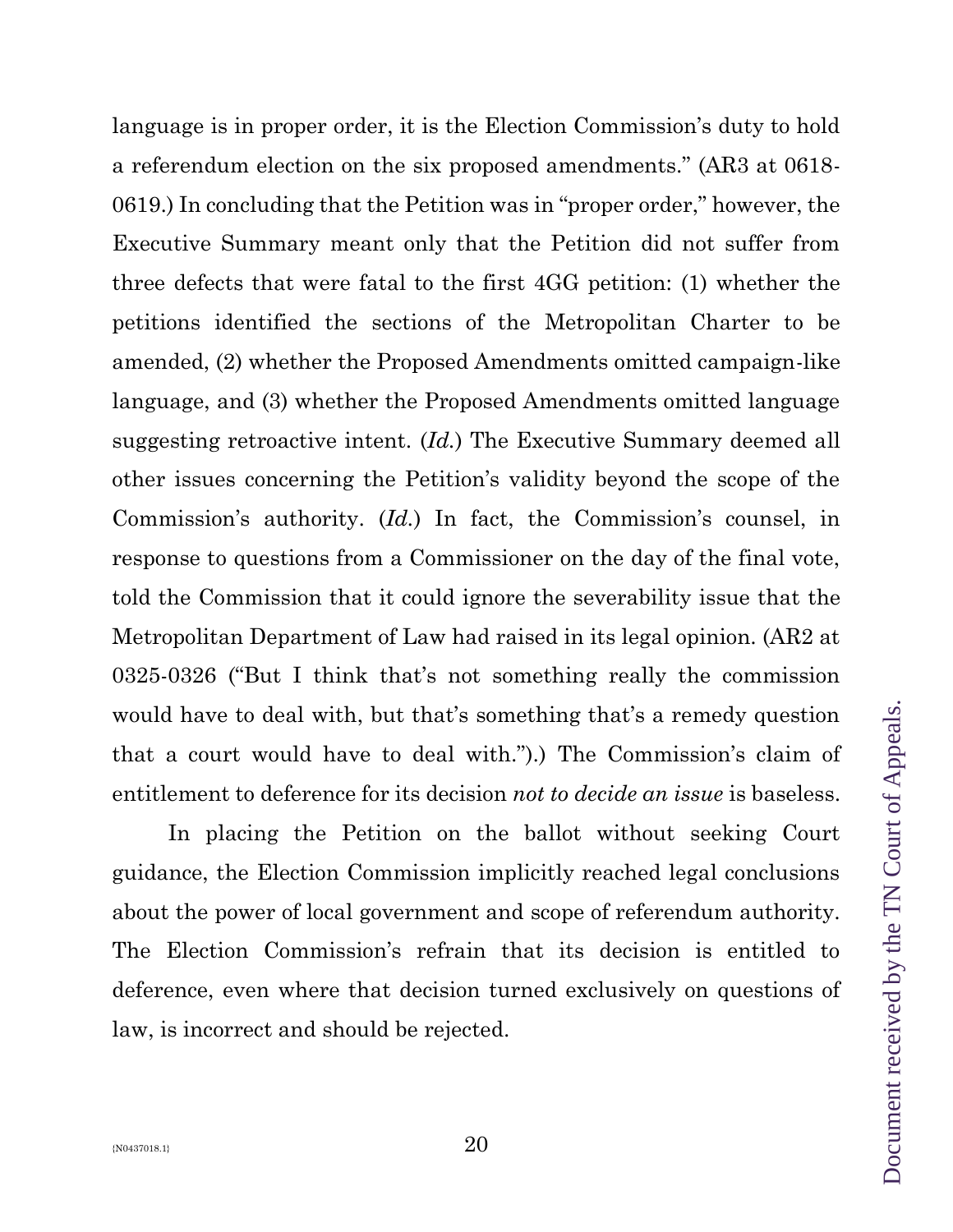language is in proper order, it is the Election Commission's duty to hold a referendum election on the six proposed amendments." (AR3 at 0618-0619.) In concluding that the Petition was in "proper order," however, the Executive Summary meant only that the Petition did not suffer from three defects that were fatal to the first 4GG petition: (1) whether the petitions identified the sections of the Metropolitan Charter to be amended, (2) whether the Proposed Amendments omitted campaign-like language, and (3) whether the Proposed Amendments omitted language suggesting retroactive intent. (*Id.*) The Executive Summary deemed all other issues concerning the Petition's validity beyond the scope of the Commission's authority. (*Id.*) In fact, the Commission's counsel, in response to questions from a Commissioner on the day of the final vote, told the Commission that it could ignore the severability issue that the Metropolitan Department of Law had raised in its legal opinion. (AR2 at 0325-0326 ("But I think that's not something really the commission would have to deal with, but that's something that's a remedy question that a court would have to deal with.").) The Commission's claim of entitlement to deference for its decision *not to decide an issue* is baseless.

In placing the Petition on the ballot without seeking Court guidance, the Election Commission implicitly reached legal conclusions about the power of local government and scope of referendum authority. The Election Commission's refrain that its decision is entitled to deference, even where that decision turned exclusively on questions of law, is incorrect and should be rejected.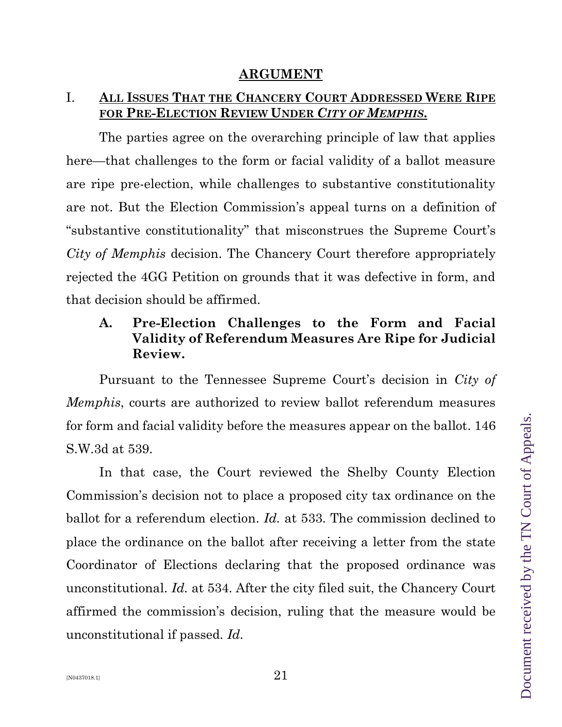## ARGUMENT

### I. <u>ALL ISSUES THAT THE CHANCERY COURT ADDRESSED WERE RIPE FOR PRE-ELECTION REVIEW UNDER *CITY OF MEMPHIS*.</u>

The parties agree on the overarching principle of law that applies here—that challenges to the form or facial validity of a ballot measure are ripe pre-election, while challenges to substantive constitutionality are not. But the Election Commission's appeal turns on a definition of "substantive constitutionality" that misconstrues the Supreme Court's *City of Memphis* decision. The Chancery Court therefore appropriately rejected the 4GG Petition on grounds that it was defective in form, and that decision should be affirmed.

#### A. Pre-Election Challenges to the Form and Facial Validity of Referendum Measures Are Ripe for Judicial Review.

Pursuant to the Tennessee Supreme Court's decision in *City of Memphis*, courts are authorized to review ballot referendum measures for form and facial validity before the measures appear on the ballot. 146 S.W.3d at 539.

In that case, the Court reviewed the Shelby County Election Commission's decision not to place a proposed city tax ordinance on the ballot for a referendum election. *Id.* at 533. The commission declined to place the ordinance on the ballot after receiving a letter from the state Coordinator of Elections declaring that the proposed ordinance was unconstitutional. *Id.* at 534. After the city filed suit, the Chancery Court affirmed the commission's decision, ruling that the measure would be unconstitutional if passed. *Id.*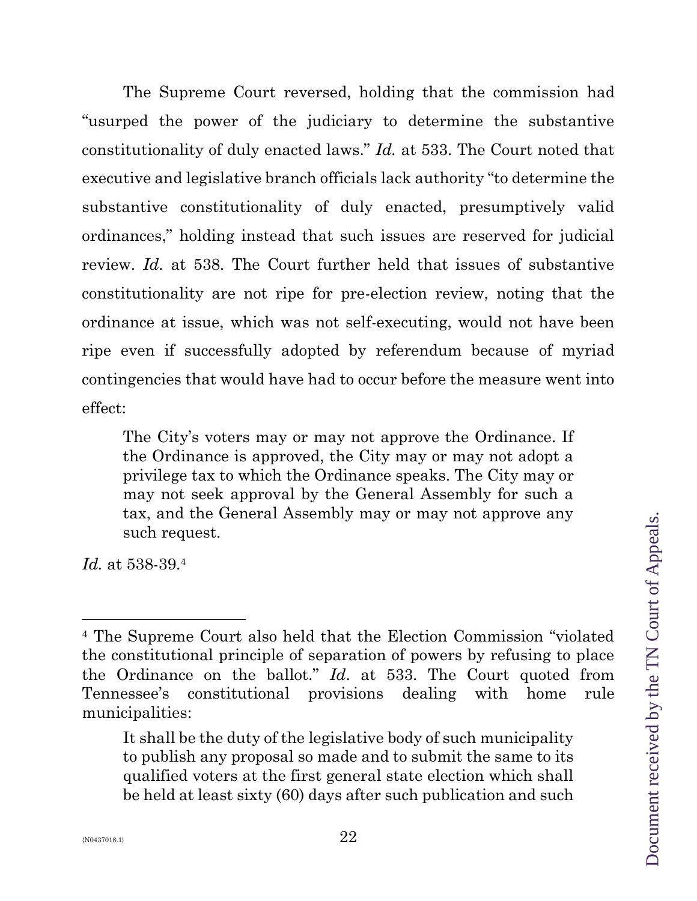The Supreme Court reversed, holding that the commission had "usurped the power of the judiciary to determine the substantive constitutionality of duly enacted laws." *Id.* at 533. The Court noted that executive and legislative branch officials lack authority "to determine the substantive constitutionality of duly enacted, presumptively valid ordinances," holding instead that such issues are reserved for judicial review. *Id.* at 538. The Court further held that issues of substantive constitutionality are not ripe for pre-election review, noting that the ordinance at issue, which was not self-executing, would not have been ripe even if successfully adopted by referendum because of myriad contingencies that would have had to occur before the measure went into effect:

> The City's voters may or may not approve the Ordinance. If the Ordinance is approved, the City may or may not adopt a privilege tax to which the Ordinance speaks. The City may or may not seek approval by the General Assembly for such a tax, and the General Assembly may or may not approve any such request.

*Id.* at 538-39.[4]

---

[4] The Supreme Court also held that the Election Commission "violated the constitutional principle of separation of powers by refusing to place the Ordinance on the ballot." *Id*. at 533. The Court quoted from Tennessee's constitutional provisions dealing with home rule municipalities:

> It shall be the duty of the legislative body of such municipality to publish any proposal so made and to submit the same to its qualified voters at the first general state election which shall be held at least sixty (60) days after such publication and such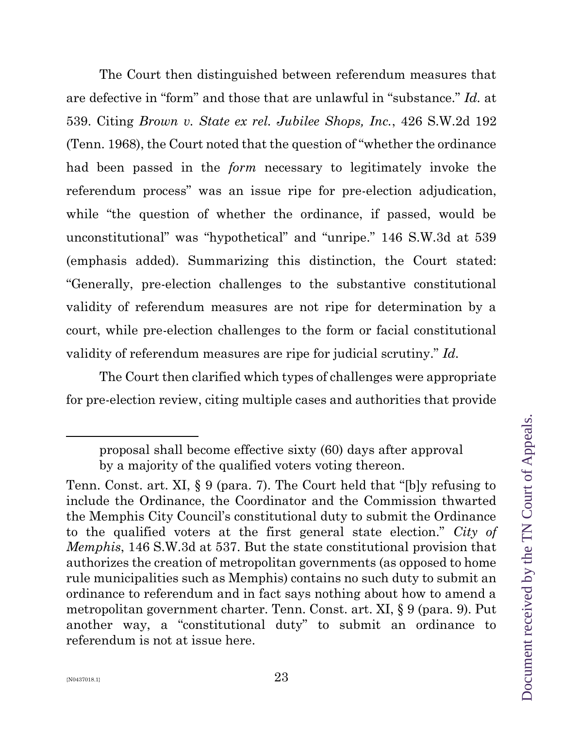The Court then distinguished between referendum measures that are defective in "form" and those that are unlawful in "substance." *Id.* at 539. Citing *Brown v. State ex rel. Jubilee Shops, Inc.*, 426 S.W.2d 192 (Tenn. 1968), the Court noted that the question of "whether the ordinance had been passed in the *form* necessary to legitimately invoke the referendum process" was an issue ripe for pre-election adjudication, while "the question of whether the ordinance, if passed, would be unconstitutional" was "hypothetical" and "unripe." 146 S.W.3d at 539 (emphasis added). Summarizing this distinction, the Court stated: "Generally, pre-election challenges to the substantive constitutional validity of referendum measures are not ripe for determination by a court, while pre-election challenges to the form or facial constitutional validity of referendum measures are ripe for judicial scrutiny." *Id.*

The Court then clarified which types of challenges were appropriate for pre-election review, citing multiple cases and authorities that provide

---

> proposal shall become effective sixty (60) days after approval by a majority of the qualified voters voting thereon.

Tenn. Const. art. XI, § 9 (para. 7). The Court held that "[b]y refusing to include the Ordinance, the Coordinator and the Commission thwarted the Memphis City Council's constitutional duty to submit the Ordinance to the qualified voters at the first general state election." *City of Memphis*, 146 S.W.3d at 537. But the state constitutional provision that authorizes the creation of metropolitan governments (as opposed to home rule municipalities such as Memphis) contains no such duty to submit an ordinance to referendum and in fact says nothing about how to amend a metropolitan government charter. Tenn. Const. art. XI, § 9 (para. 9). Put another way, a "constitutional duty" to submit an ordinance to referendum is not at issue here.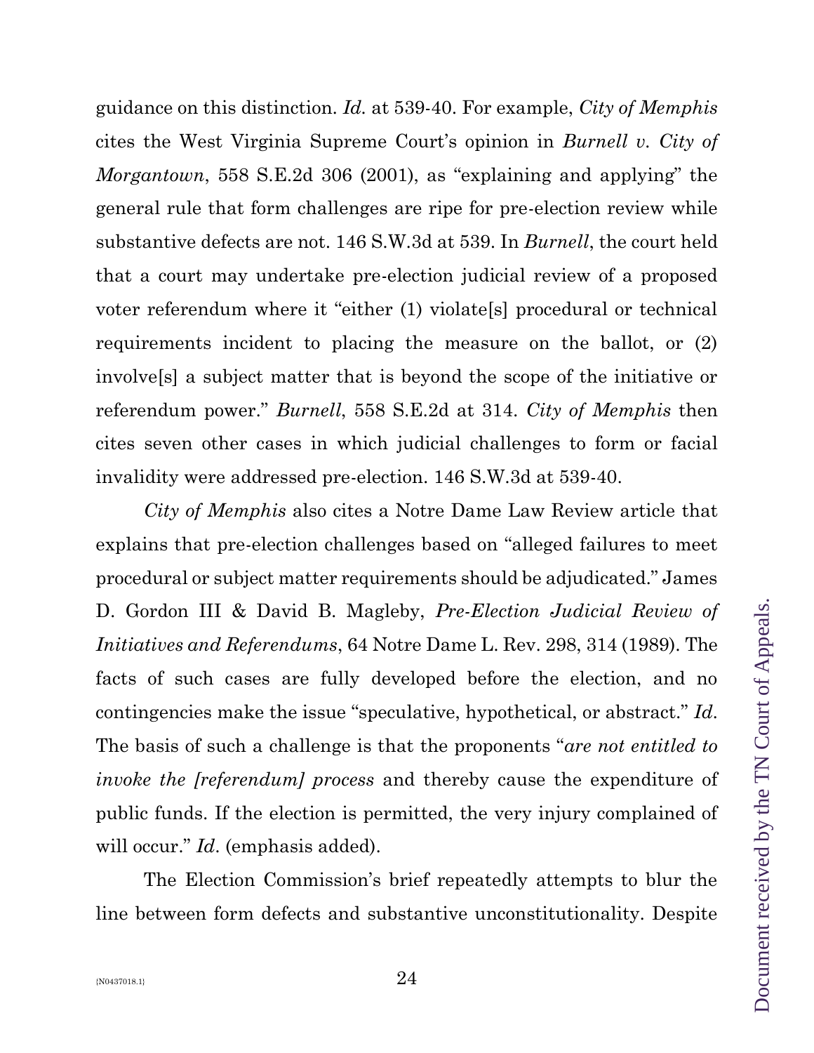guidance on this distinction. *Id.* at 539-40. For example, *City of Memphis* cites the West Virginia Supreme Court's opinion in *Burnell v. City of Morgantown*, 558 S.E.2d 306 (2001), as "explaining and applying" the general rule that form challenges are ripe for pre-election review while substantive defects are not. 146 S.W.3d at 539. In *Burnell*, the court held that a court may undertake pre-election judicial review of a proposed voter referendum where it "either (1) violate[s] procedural or technical requirements incident to placing the measure on the ballot, or (2) involve[s] a subject matter that is beyond the scope of the initiative or referendum power." *Burnell*, 558 S.E.2d at 314. *City of Memphis* then cites seven other cases in which judicial challenges to form or facial invalidity were addressed pre-election. 146 S.W.3d at 539-40.

*City of Memphis* also cites a Notre Dame Law Review article that explains that pre-election challenges based on "alleged failures to meet procedural or subject matter requirements should be adjudicated." James D. Gordon III & David B. Magleby, *Pre-Election Judicial Review of Initiatives and Referendums*, 64 Notre Dame L. Rev. 298, 314 (1989). The facts of such cases are fully developed before the election, and no contingencies make the issue "speculative, hypothetical, or abstract." *Id.* The basis of such a challenge is that the proponents "*are not entitled to invoke the [referendum] process* and thereby cause the expenditure of public funds. If the election is permitted, the very injury complained of will occur." *Id.* (emphasis added).

The Election Commission's brief repeatedly attempts to blur the line between form defects and substantive unconstitutionality. Despite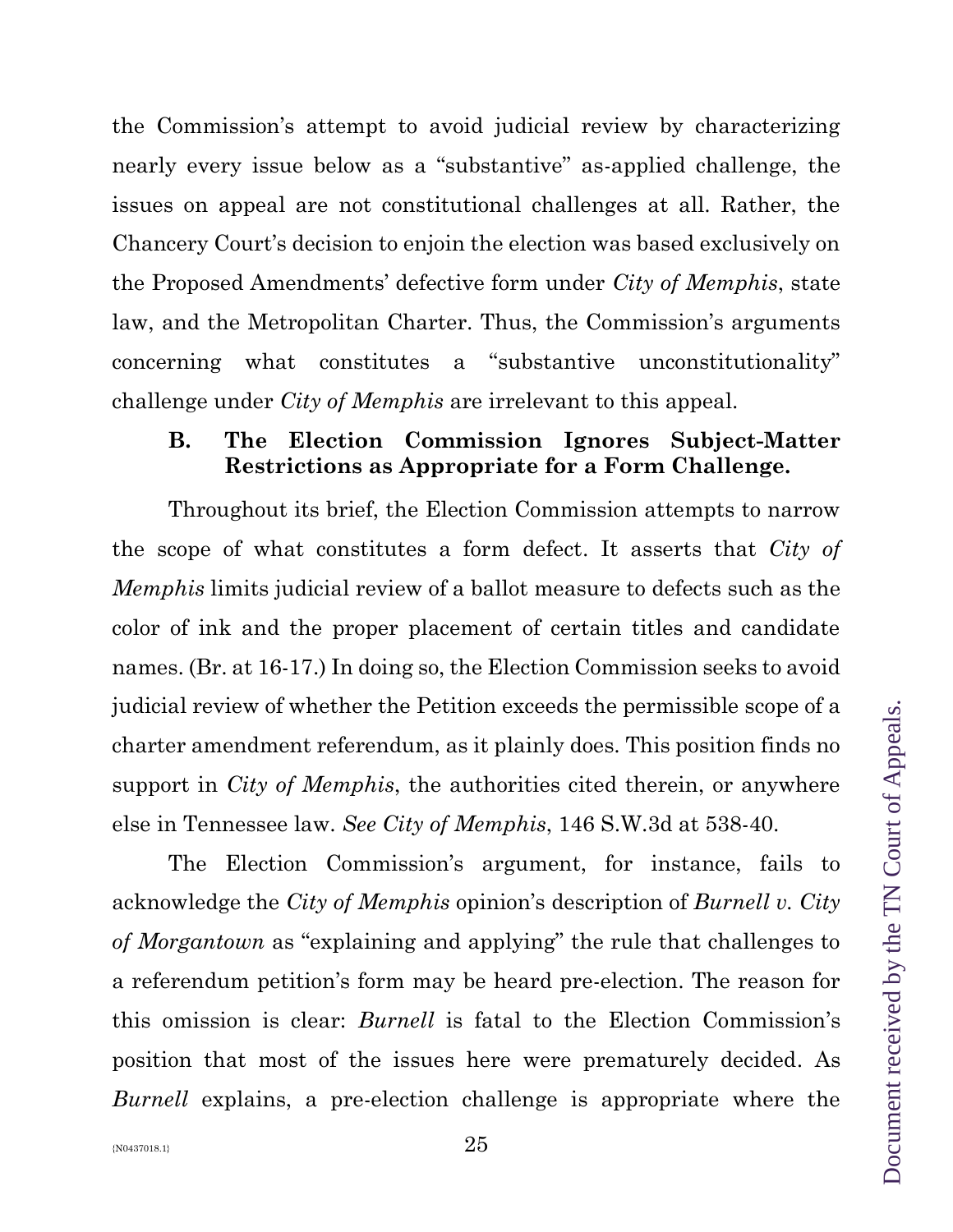the Commission's attempt to avoid judicial review by characterizing nearly every issue below as a "substantive" as-applied challenge, the issues on appeal are not constitutional challenges at all. Rather, the Chancery Court's decision to enjoin the election was based exclusively on the Proposed Amendments' defective form under *City of Memphis*, state law, and the Metropolitan Charter. Thus, the Commission's arguments concerning what constitutes a "substantive unconstitutionality" challenge under *City of Memphis* are irrelevant to this appeal.

### B. The Election Commission Ignores Subject-Matter Restrictions as Appropriate for a Form Challenge.

Throughout its brief, the Election Commission attempts to narrow the scope of what constitutes a form defect. It asserts that *City of Memphis* limits judicial review of a ballot measure to defects such as the color of ink and the proper placement of certain titles and candidate names. (Br. at 16-17.) In doing so, the Election Commission seeks to avoid judicial review of whether the Petition exceeds the permissible scope of a charter amendment referendum, as it plainly does. This position finds no support in *City of Memphis*, the authorities cited therein, or anywhere else in Tennessee law. *See City of Memphis*, 146 S.W.3d at 538-40.

The Election Commission's argument, for instance, fails to acknowledge the *City of Memphis* opinion's description of *Burnell v. City of Morgantown* as "explaining and applying" the rule that challenges to a referendum petition's form may be heard pre-election. The reason for this omission is clear: *Burnell* is fatal to the Election Commission's position that most of the issues here were prematurely decided. As *Burnell* explains, a pre-election challenge is appropriate where the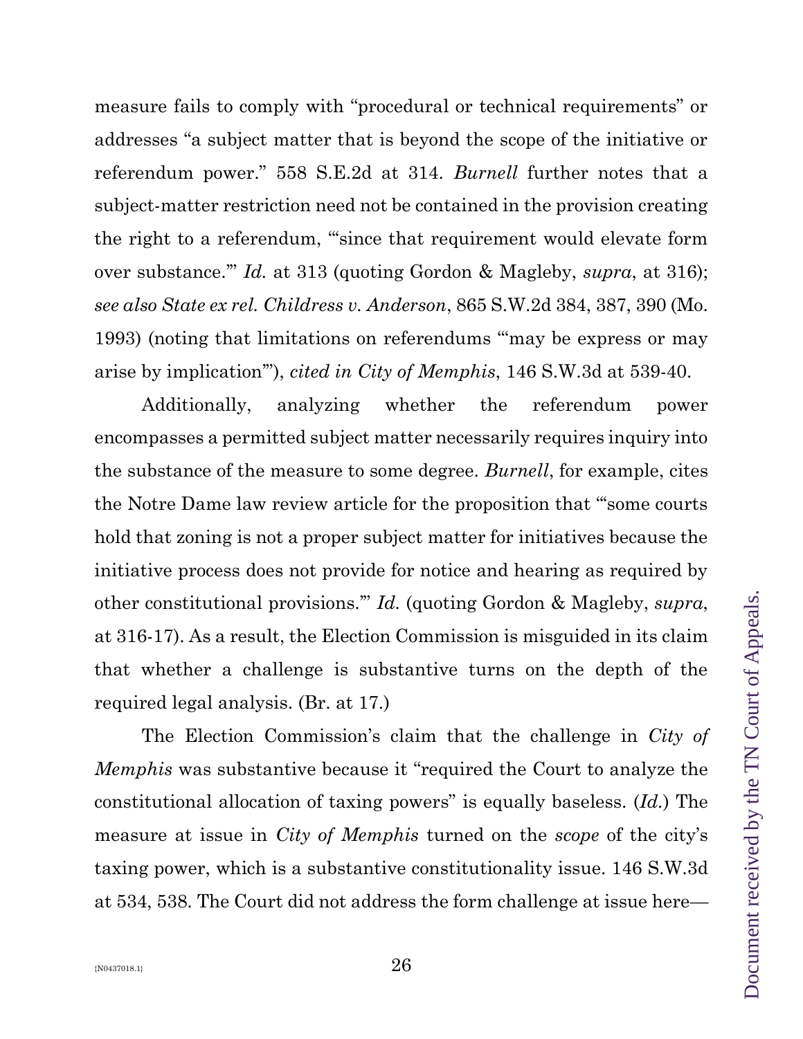measure fails to comply with "procedural or technical requirements" or addresses "a subject matter that is beyond the scope of the initiative or referendum power." 558 S.E.2d at 314. *Burnell* further notes that a subject-matter restriction need not be contained in the provision creating the right to a referendum, "'since that requirement would elevate form over substance.'" *Id.* at 313 (quoting Gordon & Magleby, *supra*, at 316); *see also State ex rel. Childress v. Anderson*, 865 S.W.2d 384, 387, 390 (Mo. 1993) (noting that limitations on referendums "'may be express or may arise by implication'"), *cited in City of Memphis*, 146 S.W.3d at 539-40.

Additionally, analyzing whether the referendum power encompasses a permitted subject matter necessarily requires inquiry into the substance of the measure to some degree. *Burnell*, for example, cites the Notre Dame law review article for the proposition that "'some courts hold that zoning is not a proper subject matter for initiatives because the initiative process does not provide for notice and hearing as required by other constitutional provisions.'" *Id.* (quoting Gordon & Magleby, *supra*, at 316-17). As a result, the Election Commission is misguided in its claim that whether a challenge is substantive turns on the depth of the required legal analysis. (Br. at 17.)

The Election Commission's claim that the challenge in *City of Memphis* was substantive because it "required the Court to analyze the constitutional allocation of taxing powers" is equally baseless. (*Id.*) The measure at issue in *City of Memphis* turned on the *scope* of the city's taxing power, which is a substantive constitutionality issue. 146 S.W.3d at 534, 538. The Court did not address the form challenge at issue here—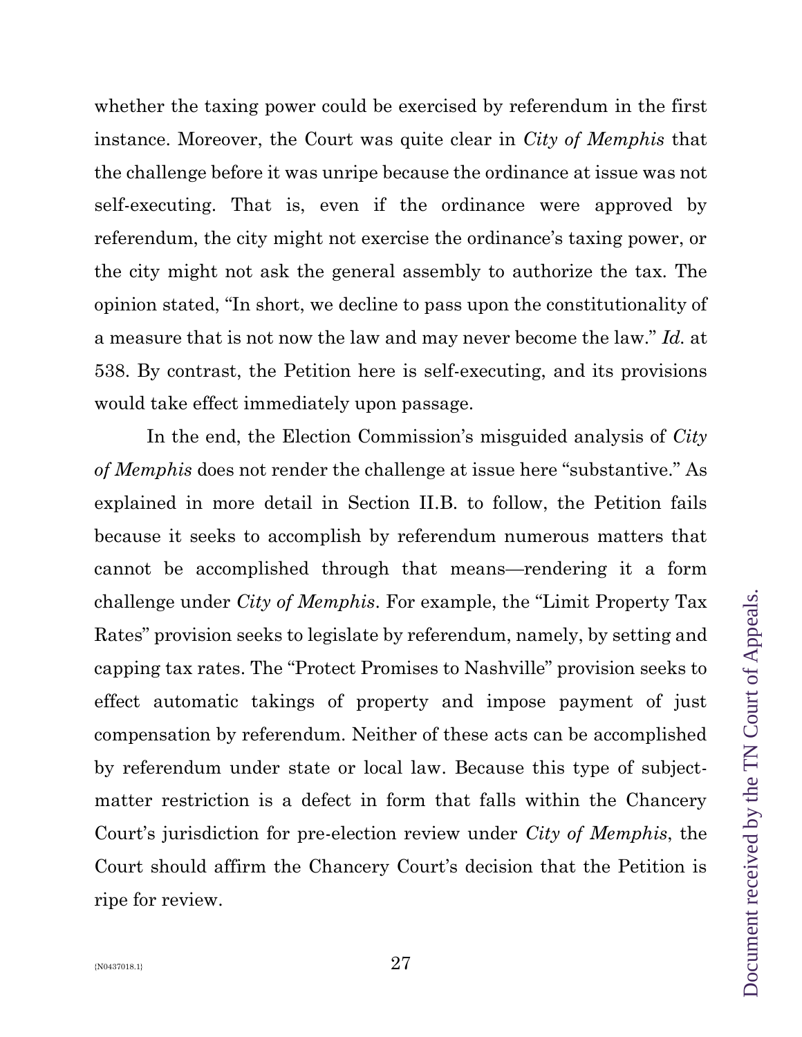whether the taxing power could be exercised by referendum in the first instance. Moreover, the Court was quite clear in *City of Memphis* that the challenge before it was unripe because the ordinance at issue was not self-executing. That is, even if the ordinance were approved by referendum, the city might not exercise the ordinance's taxing power, or the city might not ask the general assembly to authorize the tax. The opinion stated, "In short, we decline to pass upon the constitutionality of a measure that is not now the law and may never become the law." *Id.* at 538. By contrast, the Petition here is self-executing, and its provisions would take effect immediately upon passage.

In the end, the Election Commission's misguided analysis of *City of Memphis* does not render the challenge at issue here "substantive." As explained in more detail in Section II.B. to follow, the Petition fails because it seeks to accomplish by referendum numerous matters that cannot be accomplished through that means—rendering it a form challenge under *City of Memphis*. For example, the "Limit Property Tax Rates" provision seeks to legislate by referendum, namely, by setting and capping tax rates. The "Protect Promises to Nashville" provision seeks to effect automatic takings of property and impose payment of just compensation by referendum. Neither of these acts can be accomplished by referendum under state or local law. Because this type of subject-matter restriction is a defect in form that falls within the Chancery Court's jurisdiction for pre-election review under *City of Memphis*, the Court should affirm the Chancery Court's decision that the Petition is ripe for review.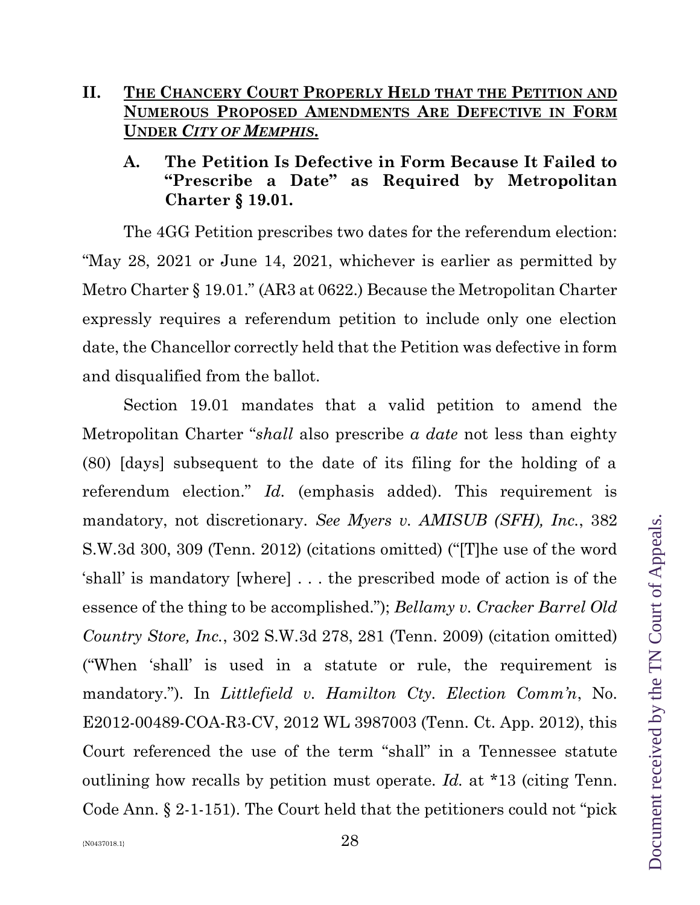## II. <u>THE CHANCERY COURT PROPERLY HELD THAT THE PETITION AND NUMEROUS PROPOSED AMENDMENTS ARE DEFECTIVE IN FORM UNDER *CITY OF MEMPHIS*.</u>

### A. The Petition Is Defective in Form Because It Failed to "Prescribe a Date" as Required by Metropolitan Charter § 19.01.

The 4GG Petition prescribes two dates for the referendum election: "May 28, 2021 or June 14, 2021, whichever is earlier as permitted by Metro Charter § 19.01." (AR3 at 0622.) Because the Metropolitan Charter expressly requires a referendum petition to include only one election date, the Chancellor correctly held that the Petition was defective in form and disqualified from the ballot.

Section 19.01 mandates that a valid petition to amend the Metropolitan Charter "*shall* also prescribe *a date* not less than eighty (80) [days] subsequent to the date of its filing for the holding of a referendum election." *Id.* (emphasis added). This requirement is mandatory, not discretionary. *See Myers v. AMISUB (SFH), Inc.*, 382 S.W.3d 300, 309 (Tenn. 2012) (citations omitted) ("[T]he use of the word 'shall' is mandatory [where] . . . the prescribed mode of action is of the essence of the thing to be accomplished."); *Bellamy v. Cracker Barrel Old Country Store, Inc.*, 302 S.W.3d 278, 281 (Tenn. 2009) (citation omitted) ("When 'shall' is used in a statute or rule, the requirement is mandatory."). In *Littlefield v. Hamilton Cty. Election Comm'n*, No. E2012-00489-COA-R3-CV, 2012 WL 3987003 (Tenn. Ct. App. 2012), this Court referenced the use of the term "shall" in a Tennessee statute outlining how recalls by petition must operate. *Id.* at *13 (citing Tenn. Code Ann. § 2-1-151). The Court held that the petitioners could not "pick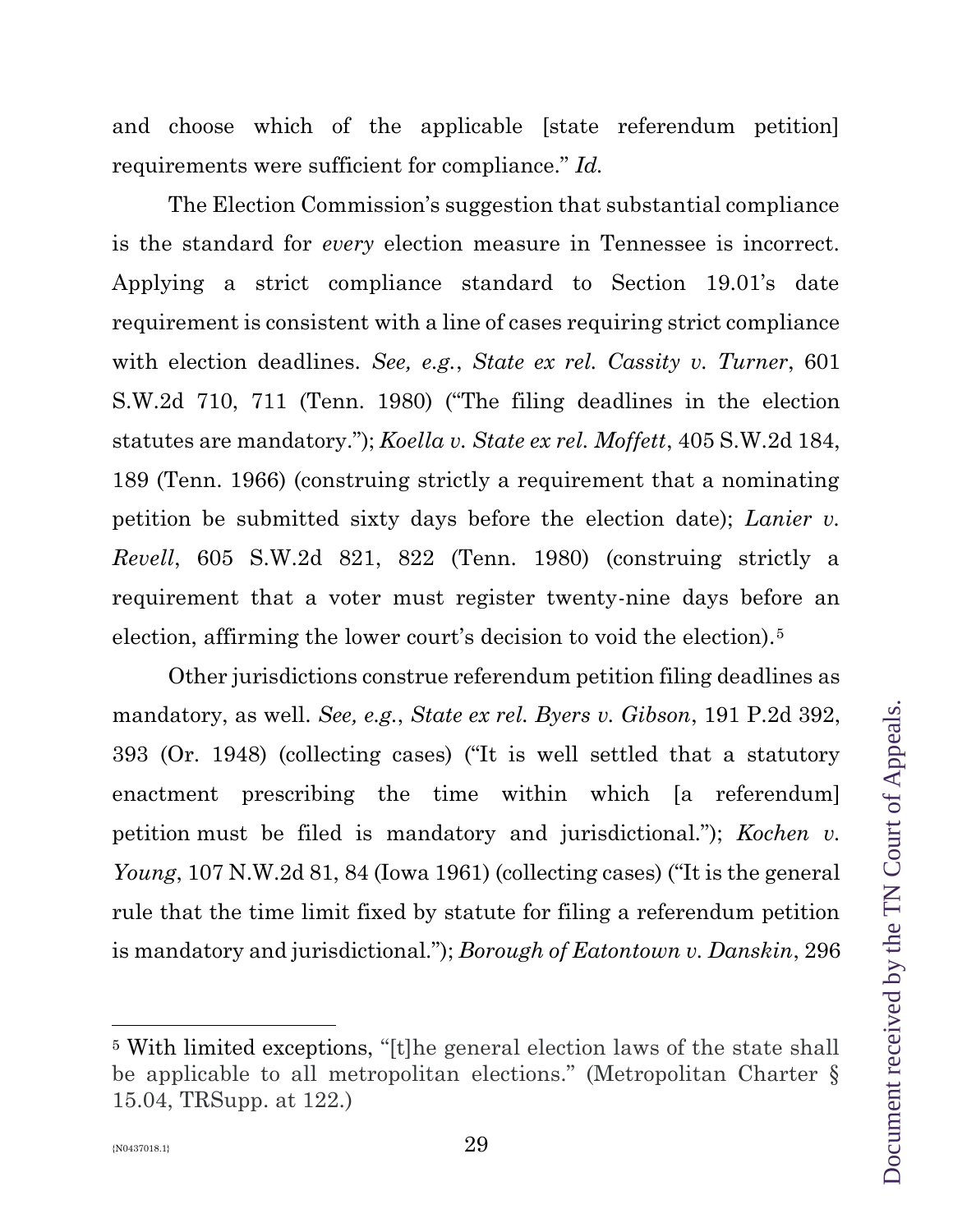and choose which of the applicable [state referendum petition] requirements were sufficient for compliance." *Id.*

The Election Commission's suggestion that substantial compliance is the standard for *every* election measure in Tennessee is incorrect. Applying a strict compliance standard to Section 19.01's date requirement is consistent with a line of cases requiring strict compliance with election deadlines. *See, e.g.*, *State ex rel. Cassity v. Turner*, 601 S.W.2d 710, 711 (Tenn. 1980) ("The filing deadlines in the election statutes are mandatory."); *Koella v. State ex rel. Moffett*, 405 S.W.2d 184, 189 (Tenn. 1966) (construing strictly a requirement that a nominating petition be submitted sixty days before the election date); *Lanier v. Revell*, 605 S.W.2d 821, 822 (Tenn. 1980) (construing strictly a requirement that a voter must register twenty-nine days before an election, affirming the lower court's decision to void the election).[5]

Other jurisdictions construe referendum petition filing deadlines as mandatory, as well. *See, e.g.*, *State ex rel. Byers v. Gibson*, 191 P.2d 392, 393 (Or. 1948) (collecting cases) ("It is well settled that a statutory enactment prescribing the time within which [a referendum] petition must be filed is mandatory and jurisdictional."); *Kochen v. Young*, 107 N.W.2d 81, 84 (Iowa 1961) (collecting cases) ("It is the general rule that the time limit fixed by statute for filing a referendum petition is mandatory and jurisdictional."); *Borough of Eatontown v. Danskin*, 296

---

[5] With limited exceptions, "[t]he general election laws of the state shall be applicable to all metropolitan elections." (Metropolitan Charter § 15.04, TRSupp. at 122.)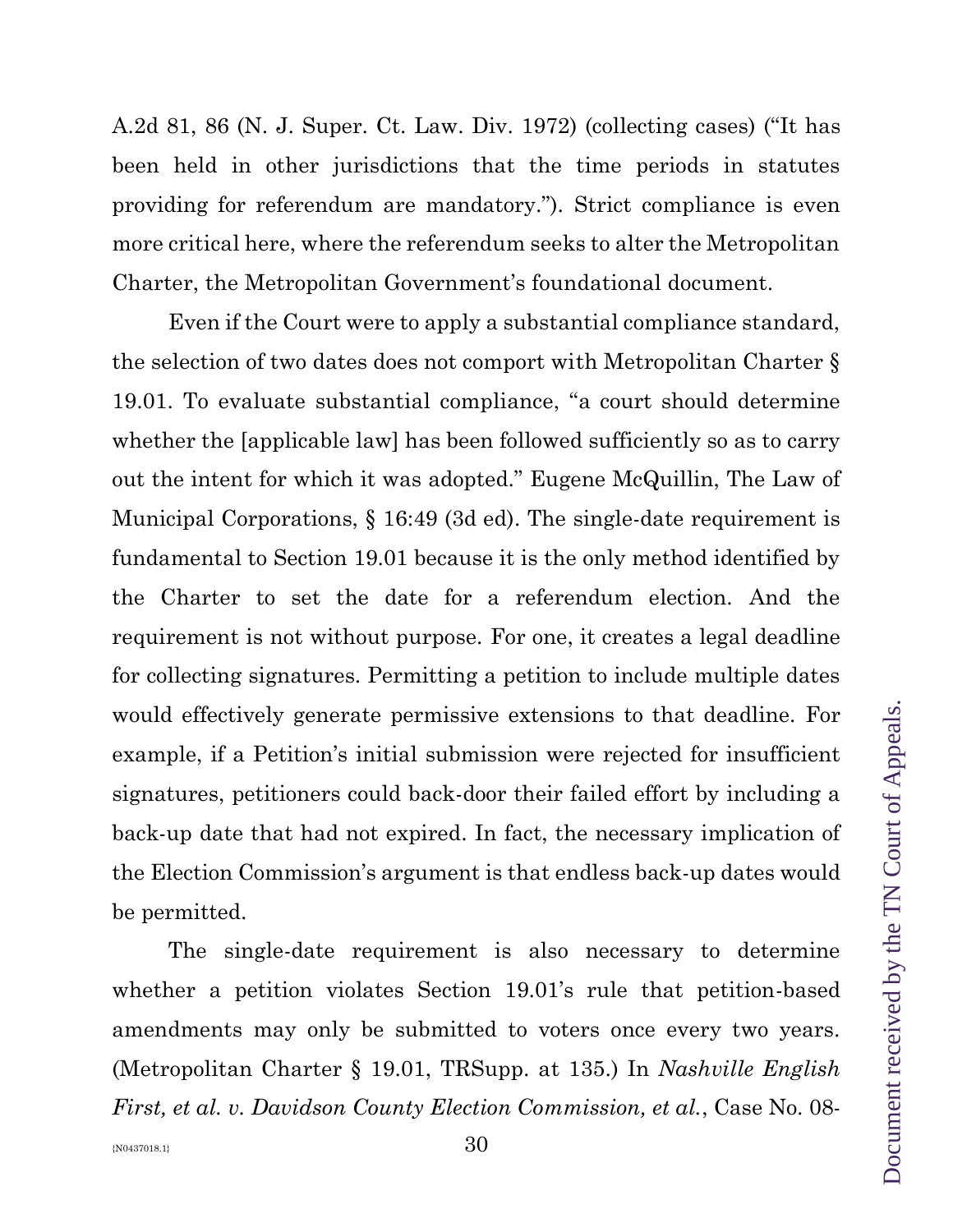A.2d 81, 86 (N. J. Super. Ct. Law. Div. 1972) (collecting cases) ("It has been held in other jurisdictions that the time periods in statutes providing for referendum are mandatory."). Strict compliance is even more critical here, where the referendum seeks to alter the Metropolitan Charter, the Metropolitan Government's foundational document.

Even if the Court were to apply a substantial compliance standard, the selection of two dates does not comport with Metropolitan Charter § 19.01. To evaluate substantial compliance, "a court should determine whether the [applicable law] has been followed sufficiently so as to carry out the intent for which it was adopted." Eugene McQuillin, The Law of Municipal Corporations, § 16:49 (3d ed). The single-date requirement is fundamental to Section 19.01 because it is the only method identified by the Charter to set the date for a referendum election. And the requirement is not without purpose. For one, it creates a legal deadline for collecting signatures. Permitting a petition to include multiple dates would effectively generate permissive extensions to that deadline. For example, if a Petition's initial submission were rejected for insufficient signatures, petitioners could back-door their failed effort by including a back-up date that had not expired. In fact, the necessary implication of the Election Commission's argument is that endless back-up dates would be permitted.

The single-date requirement is also necessary to determine whether a petition violates Section 19.01's rule that petition-based amendments may only be submitted to voters once every two years. (Metropolitan Charter § 19.01, TRSupp. at 135.) In *Nashville English First, et al. v. Davidson County Election Commission, et al.*, Case No. 08-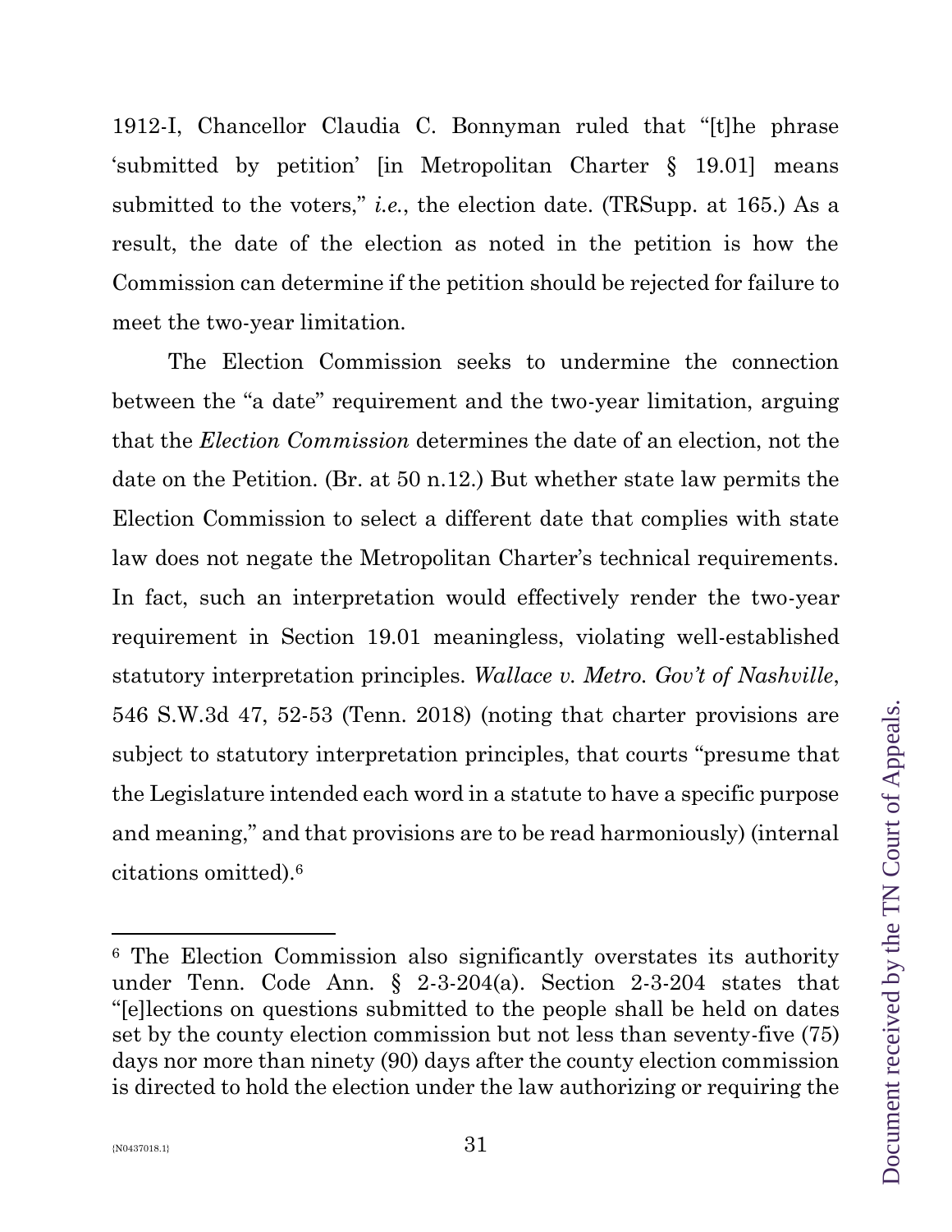1912-I, Chancellor Claudia C. Bonnyman ruled that "[t]he phrase 'submitted by petition' [in Metropolitan Charter § 19.01] means submitted to the voters," *i.e.*, the election date. (TRSupp. at 165.) As a result, the date of the election as noted in the petition is how the Commission can determine if the petition should be rejected for failure to meet the two-year limitation.

The Election Commission seeks to undermine the connection between the "a date" requirement and the two-year limitation, arguing that the *Election Commission* determines the date of an election, not the date on the Petition. (Br. at 50 n.12.) But whether state law permits the Election Commission to select a different date that complies with state law does not negate the Metropolitan Charter's technical requirements. In fact, such an interpretation would effectively render the two-year requirement in Section 19.01 meaningless, violating well-established statutory interpretation principles. *Wallace v. Metro. Gov't of Nashville*, 546 S.W.3d 47, 52-53 (Tenn. 2018) (noting that charter provisions are subject to statutory interpretation principles, that courts "presume that the Legislature intended each word in a statute to have a specific purpose and meaning," and that provisions are to be read harmoniously) (internal citations omitted).[6]

---

[6] The Election Commission also significantly overstates its authority under Tenn. Code Ann. § 2-3-204(a). Section 2-3-204 states that "[e]lections on questions submitted to the people shall be held on dates set by the county election commission but not less than seventy-five (75) days nor more than ninety (90) days after the county election commission is directed to hold the election under the law authorizing or requiring the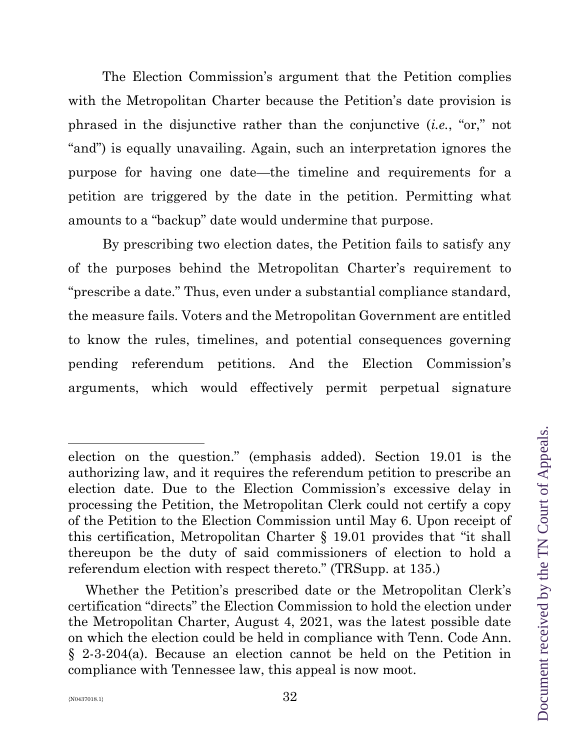The Election Commission's argument that the Petition complies with the Metropolitan Charter because the Petition's date provision is phrased in the disjunctive rather than the conjunctive (*i.e.*, "or," not "and") is equally unavailing. Again, such an interpretation ignores the purpose for having one date—the timeline and requirements for a petition are triggered by the date in the petition. Permitting what amounts to a "backup" date would undermine that purpose.

By prescribing two election dates, the Petition fails to satisfy any of the purposes behind the Metropolitan Charter's requirement to "prescribe a date." Thus, even under a substantial compliance standard, the measure fails. Voters and the Metropolitan Government are entitled to know the rules, timelines, and potential consequences governing pending referendum petitions. And the Election Commission's arguments, which would effectively permit perpetual signature

---

election on the question." (emphasis added). Section 19.01 is the authorizing law, and it requires the referendum petition to prescribe an election date. Due to the Election Commission's excessive delay in processing the Petition, the Metropolitan Clerk could not certify a copy of the Petition to the Election Commission until May 6. Upon receipt of this certification, Metropolitan Charter § 19.01 provides that "it shall thereupon be the duty of said commissioners of election to hold a referendum election with respect thereto." (TRSupp. at 135.)

Whether the Petition's prescribed date or the Metropolitan Clerk's certification "directs" the Election Commission to hold the election under the Metropolitan Charter, August 4, 2021, was the latest possible date on which the election could be held in compliance with Tenn. Code Ann. § 2-3-204(a). Because an election cannot be held on the Petition in compliance with Tennessee law, this appeal is now moot.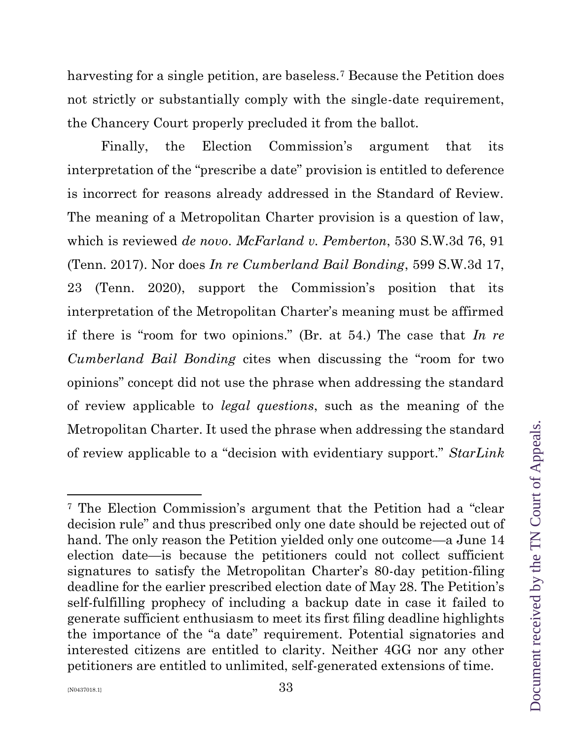harvesting for a single petition, are baseless.[7] Because the Petition does not strictly or substantially comply with the single-date requirement, the Chancery Court properly precluded it from the ballot.

Finally, the Election Commission's argument that its interpretation of the "prescribe a date" provision is entitled to deference is incorrect for reasons already addressed in the Standard of Review. The meaning of a Metropolitan Charter provision is a question of law, which is reviewed *de novo*. *McFarland v. Pemberton*, 530 S.W.3d 76, 91 (Tenn. 2017). Nor does *In re Cumberland Bail Bonding*, 599 S.W.3d 17, 23 (Tenn. 2020), support the Commission's position that its interpretation of the Metropolitan Charter's meaning must be affirmed if there is "room for two opinions." (Br. at 54.) The case that *In re Cumberland Bail Bonding* cites when discussing the "room for two opinions" concept did not use the phrase when addressing the standard of review applicable to *legal questions*, such as the meaning of the Metropolitan Charter. It used the phrase when addressing the standard of review applicable to a "decision with evidentiary support." *StarLink*

---

[7] The Election Commission's argument that the Petition had a "clear decision rule" and thus prescribed only one date should be rejected out of hand. The only reason the Petition yielded only one outcome—a June 14 election date—is because the petitioners could not collect sufficient signatures to satisfy the Metropolitan Charter's 80-day petition-filing deadline for the earlier prescribed election date of May 28. The Petition's self-fulfilling prophecy of including a backup date in case it failed to generate sufficient enthusiasm to meet its first filing deadline highlights the importance of the "a date" requirement. Potential signatories and interested citizens are entitled to clarity. Neither 4GG nor any other petitioners are entitled to unlimited, self-generated extensions of time.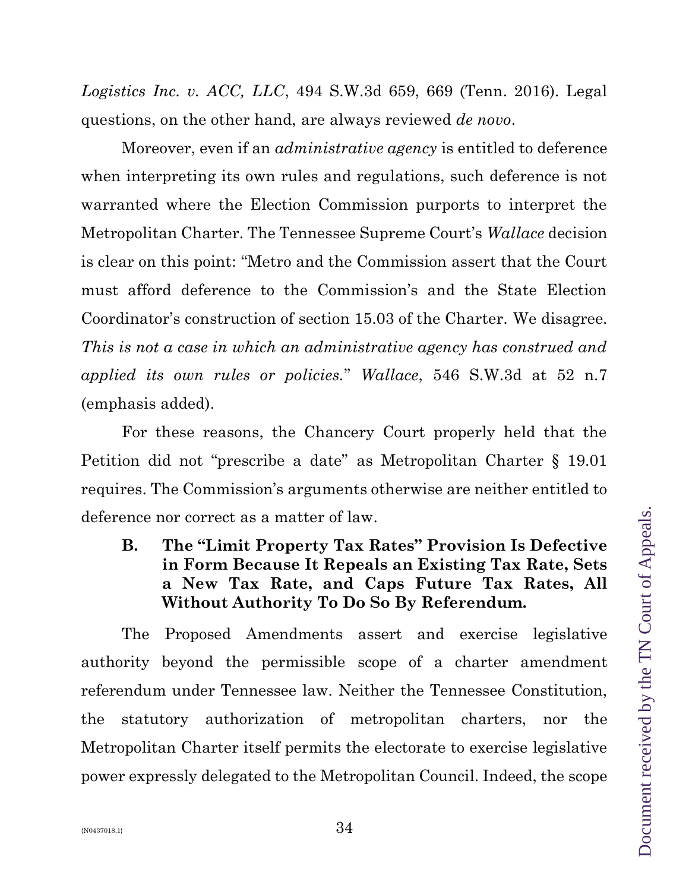*Logistics Inc. v. ACC, LLC*, 494 S.W.3d 659, 669 (Tenn. 2016). Legal questions, on the other hand, are always reviewed *de novo*.

Moreover, even if an *administrative agency* is entitled to deference when interpreting its own rules and regulations, such deference is not warranted where the Election Commission purports to interpret the Metropolitan Charter. The Tennessee Supreme Court's *Wallace* decision is clear on this point: "Metro and the Commission assert that the Court must afford deference to the Commission's and the State Election Coordinator's construction of section 15.03 of the Charter. We disagree. *This is not a case in which an administrative agency has construed and applied its own rules or policies.*" *Wallace*, 546 S.W.3d at 52 n.7 (emphasis added).

For these reasons, the Chancery Court properly held that the Petition did not "prescribe a date" as Metropolitan Charter § 19.01 requires. The Commission's arguments otherwise are neither entitled to deference nor correct as a matter of law.

### B. The "Limit Property Tax Rates" Provision Is Defective in Form Because It Repeals an Existing Tax Rate, Sets a New Tax Rate, and Caps Future Tax Rates, All Without Authority To Do So By Referendum.

The Proposed Amendments assert and exercise legislative authority beyond the permissible scope of a charter amendment referendum under Tennessee law. Neither the Tennessee Constitution, the statutory authorization of metropolitan charters, nor the Metropolitan Charter itself permits the electorate to exercise legislative power expressly delegated to the Metropolitan Council. Indeed, the scope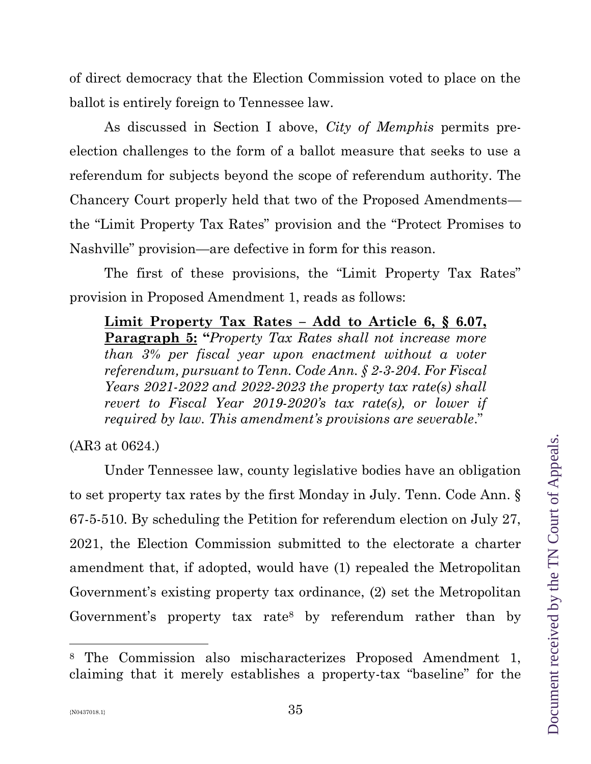of direct democracy that the Election Commission voted to place on the ballot is entirely foreign to Tennessee law.

As discussed in Section I above, *City of Memphis* permits pre-election challenges to the form of a ballot measure that seeks to use a referendum for subjects beyond the scope of referendum authority. The Chancery Court properly held that two of the Proposed Amendments—the "Limit Property Tax Rates" provision and the "Protect Promises to Nashville" provision—are defective in form for this reason.

The first of these provisions, the "Limit Property Tax Rates" provision in Proposed Amendment 1, reads as follows:

> **Limit Property Tax Rates – Add to Article 6, § 6.07, Paragraph 5: "***Property Tax Rates shall not increase more than 3% per fiscal year upon enactment without a voter referendum, pursuant to Tenn. Code Ann. § 2-3-204. For Fiscal Years 2021-2022 and 2022-2023 the property tax rate(s) shall revert to Fiscal Year 2019-2020's tax rate(s), or lower if required by law. This amendment's provisions are severable*."

(AR3 at 0624.)

Under Tennessee law, county legislative bodies have an obligation to set property tax rates by the first Monday in July. Tenn. Code Ann. § 67-5-510. By scheduling the Petition for referendum election on July 27, 2021, the Election Commission submitted to the electorate a charter amendment that, if adopted, would have (1) repealed the Metropolitan Government's existing property tax ordinance, (2) set the Metropolitan Government's property tax rate[8] by referendum rather than by

[8] The Commission also mischaracterizes Proposed Amendment 1, claiming that it merely establishes a property-tax "baseline" for the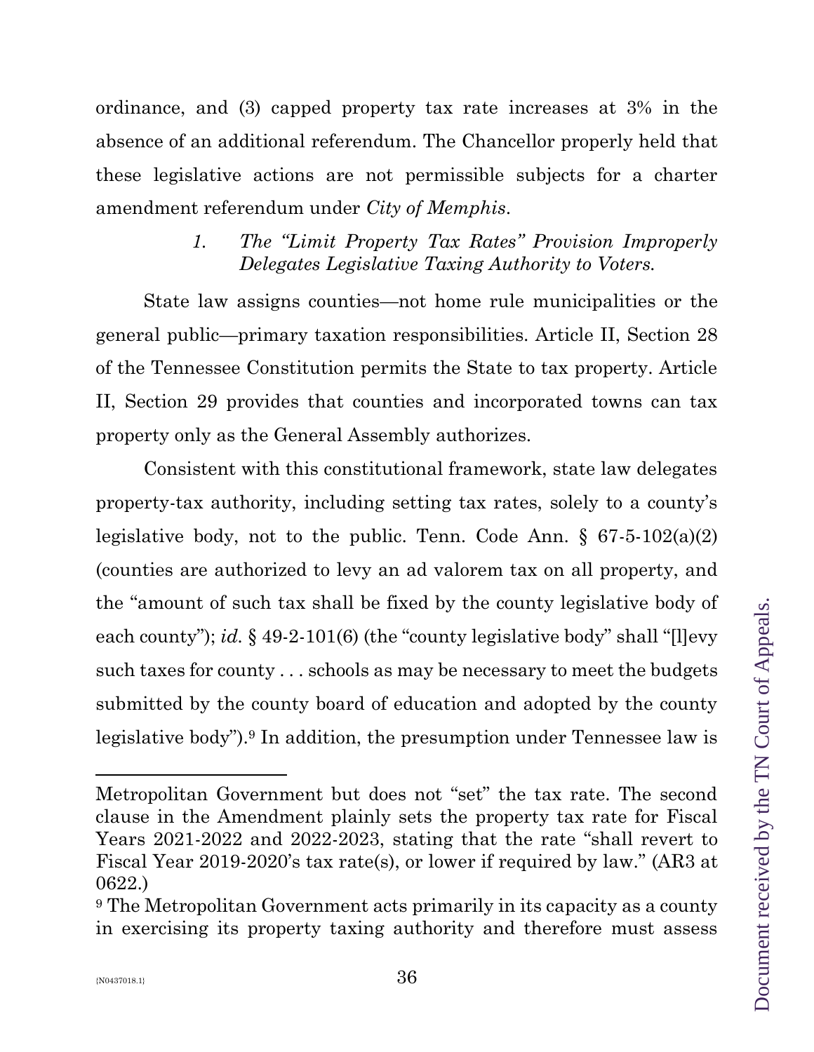ordinance, and (3) capped property tax rate increases at 3% in the absence of an additional referendum. The Chancellor properly held that these legislative actions are not permissible subjects for a charter amendment referendum under *City of Memphis*.

*1. The "Limit Property Tax Rates" Provision Improperly Delegates Legislative Taxing Authority to Voters.*

State law assigns counties—not home rule municipalities or the general public—primary taxation responsibilities. Article II, Section 28 of the Tennessee Constitution permits the State to tax property. Article II, Section 29 provides that counties and incorporated towns can tax property only as the General Assembly authorizes.

Consistent with this constitutional framework, state law delegates property-tax authority, including setting tax rates, solely to a county's legislative body, not to the public. Tenn. Code Ann. § 67-5-102(a)(2) (counties are authorized to levy an ad valorem tax on all property, and the "amount of such tax shall be fixed by the county legislative body of each county"); *id.* § 49-2-101(6) (the "county legislative body" shall "[l]evy such taxes for county . . . schools as may be necessary to meet the budgets submitted by the county board of education and adopted by the county legislative body").[9] In addition, the presumption under Tennessee law is

---

Metropolitan Government but does not "set" the tax rate. The second clause in the Amendment plainly sets the property tax rate for Fiscal Years 2021-2022 and 2022-2023, stating that the rate "shall revert to Fiscal Year 2019-2020's tax rate(s), or lower if required by law." (AR3 at 0622.)

[9] The Metropolitan Government acts primarily in its capacity as a county in exercising its property taxing authority and therefore must assess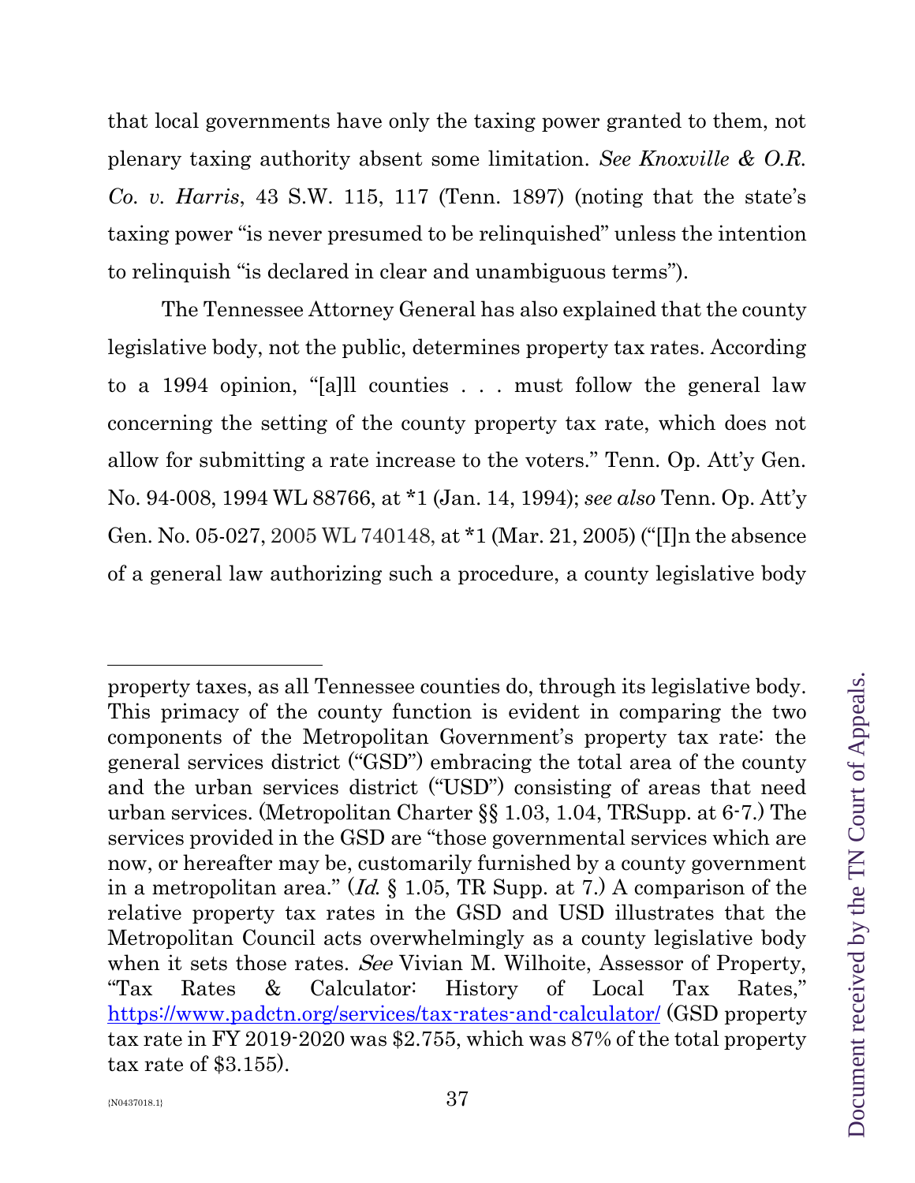that local governments have only the taxing power granted to them, not plenary taxing authority absent some limitation. *See Knoxville & O.R. Co. v. Harris*, 43 S.W. 115, 117 (Tenn. 1897) (noting that the state's taxing power "is never presumed to be relinquished" unless the intention to relinquish "is declared in clear and unambiguous terms").

The Tennessee Attorney General has also explained that the county legislative body, not the public, determines property tax rates. According to a 1994 opinion, "[a]ll counties . . . must follow the general law concerning the setting of the county property tax rate, which does not allow for submitting a rate increase to the voters." Tenn. Op. Att'y Gen. No. 94-008, 1994 WL 88766, at *1 (Jan. 14, 1994); *see also* Tenn. Op. Att'y Gen. No. 05-027, 2005 WL 740148, at *1 (Mar. 21, 2005) ("[I]n the absence of a general law authorizing such a procedure, a county legislative body

---

property taxes, as all Tennessee counties do, through its legislative body. This primacy of the county function is evident in comparing the two components of the Metropolitan Government's property tax rate: the general services district ("GSD") embracing the total area of the county and the urban services district ("USD") consisting of areas that need urban services. (Metropolitan Charter §§ 1.03, 1.04, TRSupp. at 6-7.) The services provided in the GSD are "those governmental services which are now, or hereafter may be, customarily furnished by a county government in a metropolitan area." (*Id.* § 1.05, TR Supp. at 7.) A comparison of the relative property tax rates in the GSD and USD illustrates that the Metropolitan Council acts overwhelmingly as a county legislative body when it sets those rates. *See* Vivian M. Wilhoite, Assessor of Property, "Tax Rates & Calculator: History of Local Tax Rates," https://www.padctn.org/services/tax-rates-and-calculator/ (GSD property tax rate in FY 2019-2020 was $2.755, which was 87% of the total property tax rate of $3.155).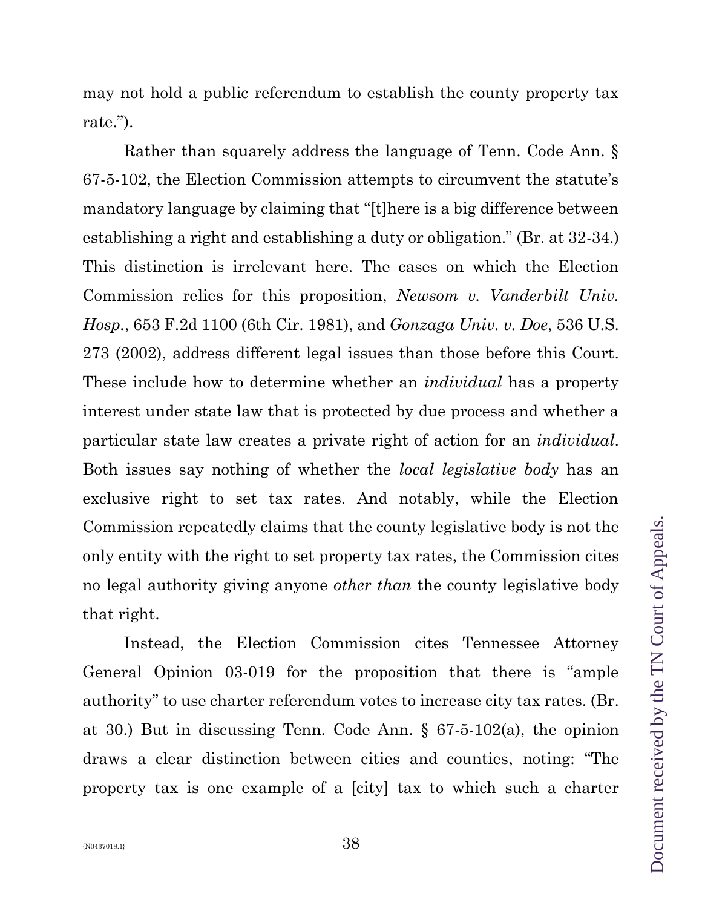may not hold a public referendum to establish the county property tax rate.").

Rather than squarely address the language of Tenn. Code Ann. § 67-5-102, the Election Commission attempts to circumvent the statute's mandatory language by claiming that "[t]here is a big difference between establishing a right and establishing a duty or obligation." (Br. at 32-34.) This distinction is irrelevant here. The cases on which the Election Commission relies for this proposition, *Newsom v. Vanderbilt Univ. Hosp.*, 653 F.2d 1100 (6th Cir. 1981), and *Gonzaga Univ. v. Doe*, 536 U.S. 273 (2002), address different legal issues than those before this Court. These include how to determine whether an *individual* has a property interest under state law that is protected by due process and whether a particular state law creates a private right of action for an *individual*. Both issues say nothing of whether the *local legislative body* has an exclusive right to set tax rates. And notably, while the Election Commission repeatedly claims that the county legislative body is not the only entity with the right to set property tax rates, the Commission cites no legal authority giving anyone *other than* the county legislative body that right.

Instead, the Election Commission cites Tennessee Attorney General Opinion 03-019 for the proposition that there is "ample authority" to use charter referendum votes to increase city tax rates. (Br. at 30.) But in discussing Tenn. Code Ann. § 67-5-102(a), the opinion draws a clear distinction between cities and counties, noting: "The property tax is one example of a [city] tax to which such a charter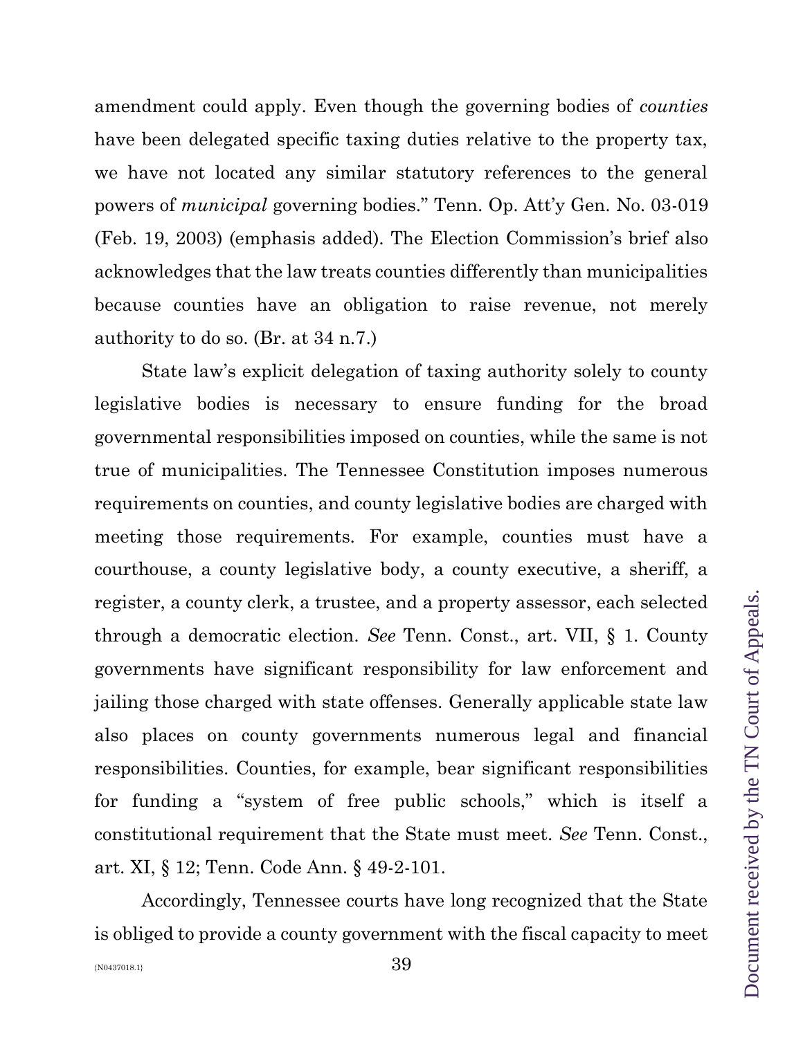amendment could apply. Even though the governing bodies of *counties* have been delegated specific taxing duties relative to the property tax, we have not located any similar statutory references to the general powers of *municipal* governing bodies." Tenn. Op. Att'y Gen. No. 03-019 (Feb. 19, 2003) (emphasis added). The Election Commission's brief also acknowledges that the law treats counties differently than municipalities because counties have an obligation to raise revenue, not merely authority to do so. (Br. at 34 n.7.)

State law's explicit delegation of taxing authority solely to county legislative bodies is necessary to ensure funding for the broad governmental responsibilities imposed on counties, while the same is not true of municipalities. The Tennessee Constitution imposes numerous requirements on counties, and county legislative bodies are charged with meeting those requirements. For example, counties must have a courthouse, a county legislative body, a county executive, a sheriff, a register, a county clerk, a trustee, and a property assessor, each selected through a democratic election. *See* Tenn. Const., art. VII, § 1. County governments have significant responsibility for law enforcement and jailing those charged with state offenses. Generally applicable state law also places on county governments numerous legal and financial responsibilities. Counties, for example, bear significant responsibilities for funding a "system of free public schools," which is itself a constitutional requirement that the State must meet. *See* Tenn. Const., art. XI, § 12; Tenn. Code Ann. § 49-2-101.

Accordingly, Tennessee courts have long recognized that the State is obliged to provide a county government with the fiscal capacity to meet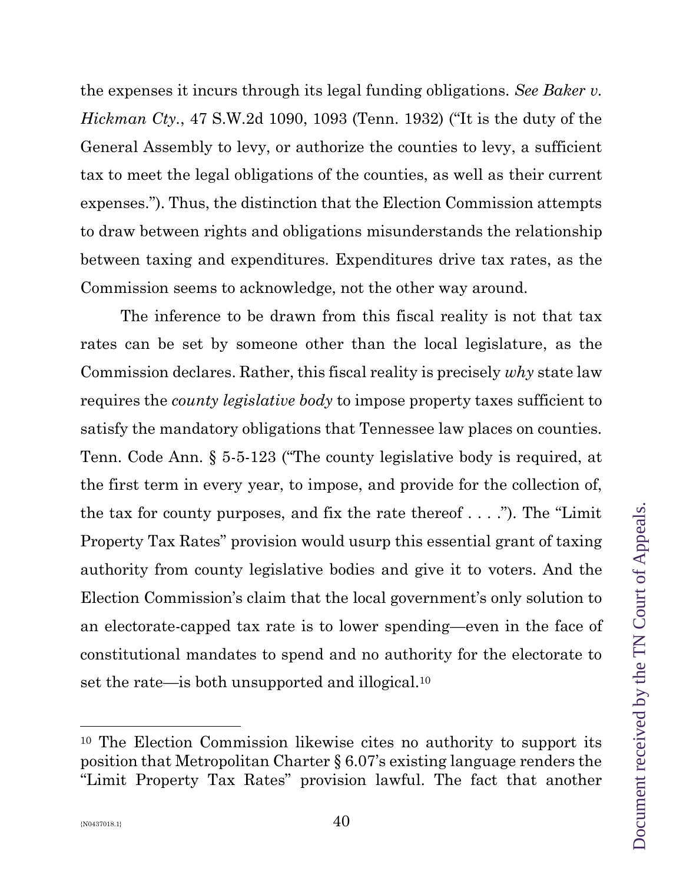the expenses it incurs through its legal funding obligations. *See Baker v. Hickman Cty.*, 47 S.W.2d 1090, 1093 (Tenn. 1932) ("It is the duty of the General Assembly to levy, or authorize the counties to levy, a sufficient tax to meet the legal obligations of the counties, as well as their current expenses."). Thus, the distinction that the Election Commission attempts to draw between rights and obligations misunderstands the relationship between taxing and expenditures. Expenditures drive tax rates, as the Commission seems to acknowledge, not the other way around.

The inference to be drawn from this fiscal reality is not that tax rates can be set by someone other than the local legislature, as the Commission declares. Rather, this fiscal reality is precisely *why* state law requires the *county legislative body* to impose property taxes sufficient to satisfy the mandatory obligations that Tennessee law places on counties. Tenn. Code Ann. § 5-5-123 ("The county legislative body is required, at the first term in every year, to impose, and provide for the collection of, the tax for county purposes, and fix the rate thereof . . . ."). The "Limit Property Tax Rates" provision would usurp this essential grant of taxing authority from county legislative bodies and give it to voters. And the Election Commission's claim that the local government's only solution to an electorate-capped tax rate is to lower spending—even in the face of constitutional mandates to spend and no authority for the electorate to set the rate—is both unsupported and illogical.[10]

[10] The Election Commission likewise cites no authority to support its position that Metropolitan Charter § 6.07's existing language renders the "Limit Property Tax Rates" provision lawful. The fact that another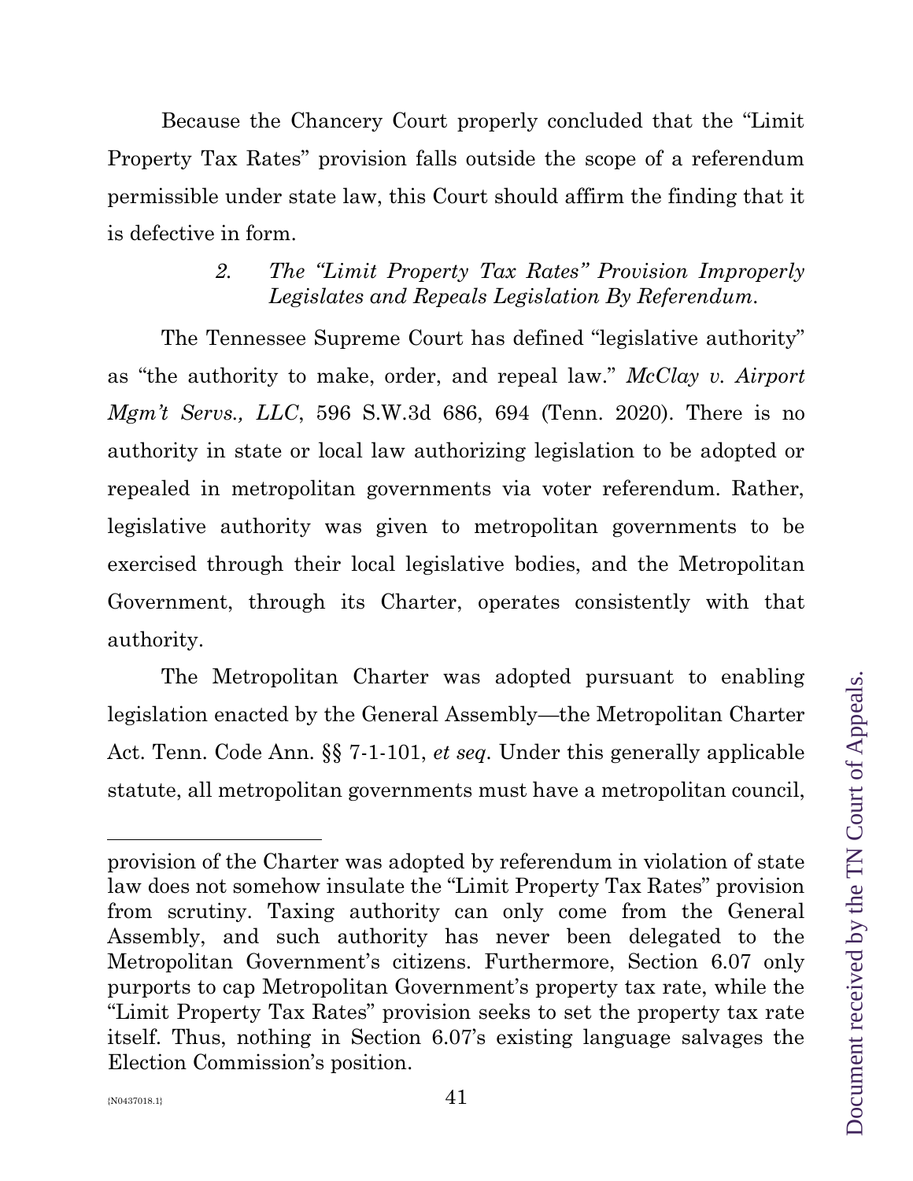Because the Chancery Court properly concluded that the "Limit Property Tax Rates" provision falls outside the scope of a referendum permissible under state law, this Court should affirm the finding that it is defective in form.

#### 2. *The "Limit Property Tax Rates" Provision Improperly Legislates and Repeals Legislation By Referendum.*

The Tennessee Supreme Court has defined "legislative authority" as "the authority to make, order, and repeal law." *McClay v. Airport Mgm't Servs., LLC*, 596 S.W.3d 686, 694 (Tenn. 2020). There is no authority in state or local law authorizing legislation to be adopted or repealed in metropolitan governments via voter referendum. Rather, legislative authority was given to metropolitan governments to be exercised through their local legislative bodies, and the Metropolitan Government, through its Charter, operates consistently with that authority.

The Metropolitan Charter was adopted pursuant to enabling legislation enacted by the General Assembly—the Metropolitan Charter Act. Tenn. Code Ann. §§ 7-1-101, *et seq.* Under this generally applicable statute, all metropolitan governments must have a metropolitan council,

---

provision of the Charter was adopted by referendum in violation of state law does not somehow insulate the "Limit Property Tax Rates" provision from scrutiny. Taxing authority can only come from the General Assembly, and such authority has never been delegated to the Metropolitan Government's citizens. Furthermore, Section 6.07 only purports to cap Metropolitan Government's property tax rate, while the "Limit Property Tax Rates" provision seeks to set the property tax rate itself. Thus, nothing in Section 6.07's existing language salvages the Election Commission's position.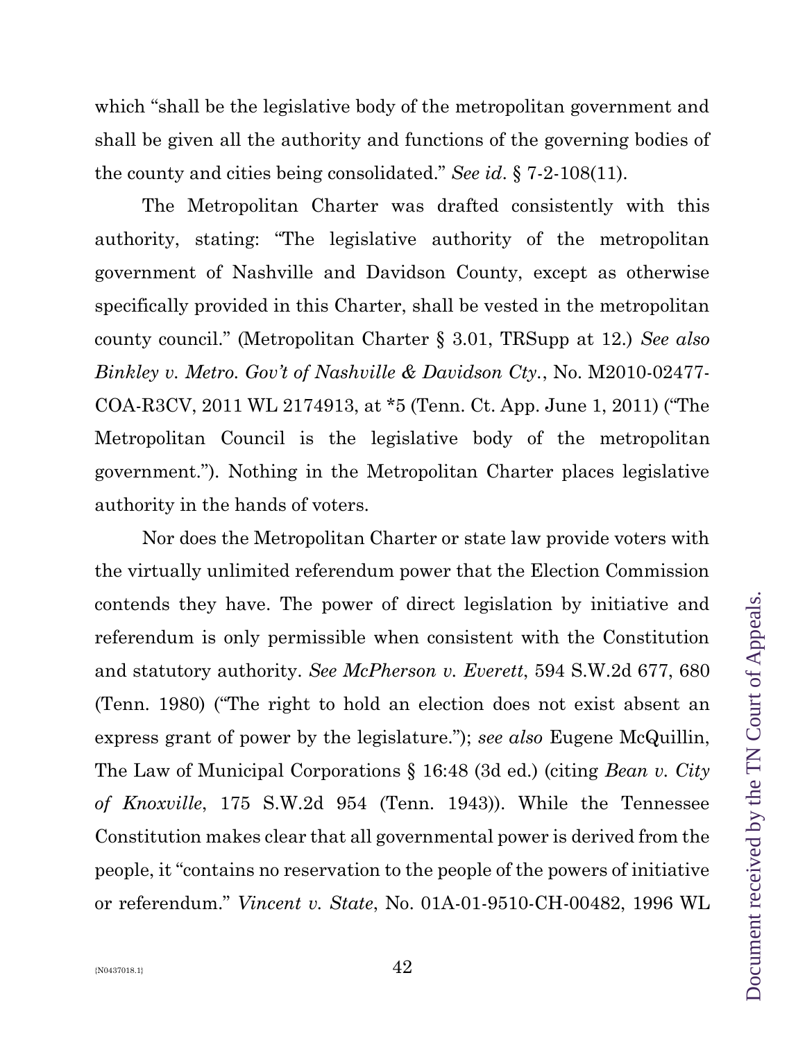which "shall be the legislative body of the metropolitan government and shall be given all the authority and functions of the governing bodies of the county and cities being consolidated." *See id*. § 7-2-108(11).

The Metropolitan Charter was drafted consistently with this authority, stating: "The legislative authority of the metropolitan government of Nashville and Davidson County, except as otherwise specifically provided in this Charter, shall be vested in the metropolitan county council." (Metropolitan Charter § 3.01, TRSupp at 12.) *See also Binkley v. Metro. Gov't of Nashville & Davidson Cty.*, No. M2010-02477-COA-R3CV, 2011 WL 2174913, at *5 (Tenn. Ct. App. June 1, 2011) ("The Metropolitan Council is the legislative body of the metropolitan government."). Nothing in the Metropolitan Charter places legislative authority in the hands of voters.

Nor does the Metropolitan Charter or state law provide voters with the virtually unlimited referendum power that the Election Commission contends they have. The power of direct legislation by initiative and referendum is only permissible when consistent with the Constitution and statutory authority. *See McPherson v. Everett*, 594 S.W.2d 677, 680 (Tenn. 1980) ("The right to hold an election does not exist absent an express grant of power by the legislature."); *see also* Eugene McQuillin, The Law of Municipal Corporations § 16:48 (3d ed.) (citing *Bean v. City of Knoxville*, 175 S.W.2d 954 (Tenn. 1943)). While the Tennessee Constitution makes clear that all governmental power is derived from the people, it "contains no reservation to the people of the powers of initiative or referendum." *Vincent v. State*, No. 01A-01-9510-CH-00482, 1996 WL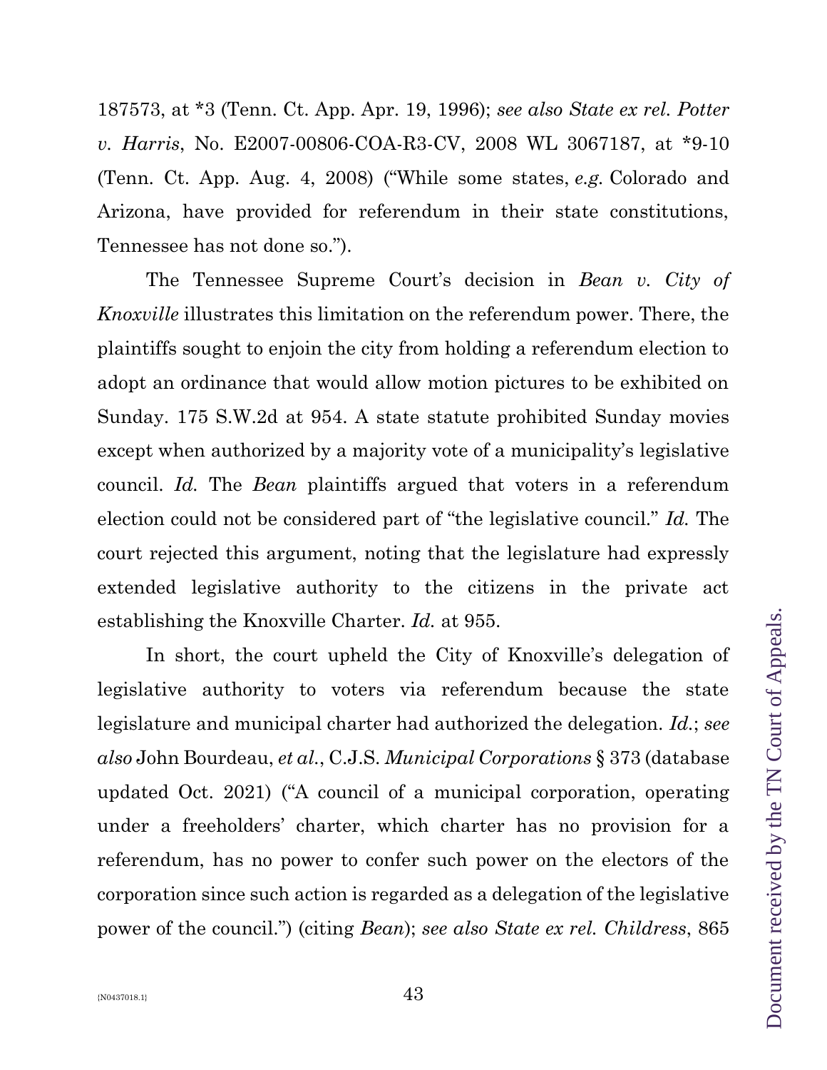187573, at *3 (Tenn. Ct. App. Apr. 19, 1996); *see also State ex rel. Potter v. Harris*, No. E2007-00806-COA-R3-CV, 2008 WL 3067187, at *9-10 (Tenn. Ct. App. Aug. 4, 2008) ("While some states, *e.g.* Colorado and Arizona, have provided for referendum in their state constitutions, Tennessee has not done so.").

The Tennessee Supreme Court's decision in *Bean v. City of Knoxville* illustrates this limitation on the referendum power. There, the plaintiffs sought to enjoin the city from holding a referendum election to adopt an ordinance that would allow motion pictures to be exhibited on Sunday. 175 S.W.2d at 954. A state statute prohibited Sunday movies except when authorized by a majority vote of a municipality's legislative council. *Id.* The *Bean* plaintiffs argued that voters in a referendum election could not be considered part of "the legislative council." *Id.* The court rejected this argument, noting that the legislature had expressly extended legislative authority to the citizens in the private act establishing the Knoxville Charter. *Id.* at 955.

In short, the court upheld the City of Knoxville's delegation of legislative authority to voters via referendum because the state legislature and municipal charter had authorized the delegation. *Id.*; *see also* John Bourdeau, *et al.*, C.J.S. *Municipal Corporations* § 373 (database updated Oct. 2021) ("A council of a municipal corporation, operating under a freeholders' charter, which charter has no provision for a referendum, has no power to confer such power on the electors of the corporation since such action is regarded as a delegation of the legislative power of the council.") (citing *Bean*); *see also State ex rel. Childress*, 865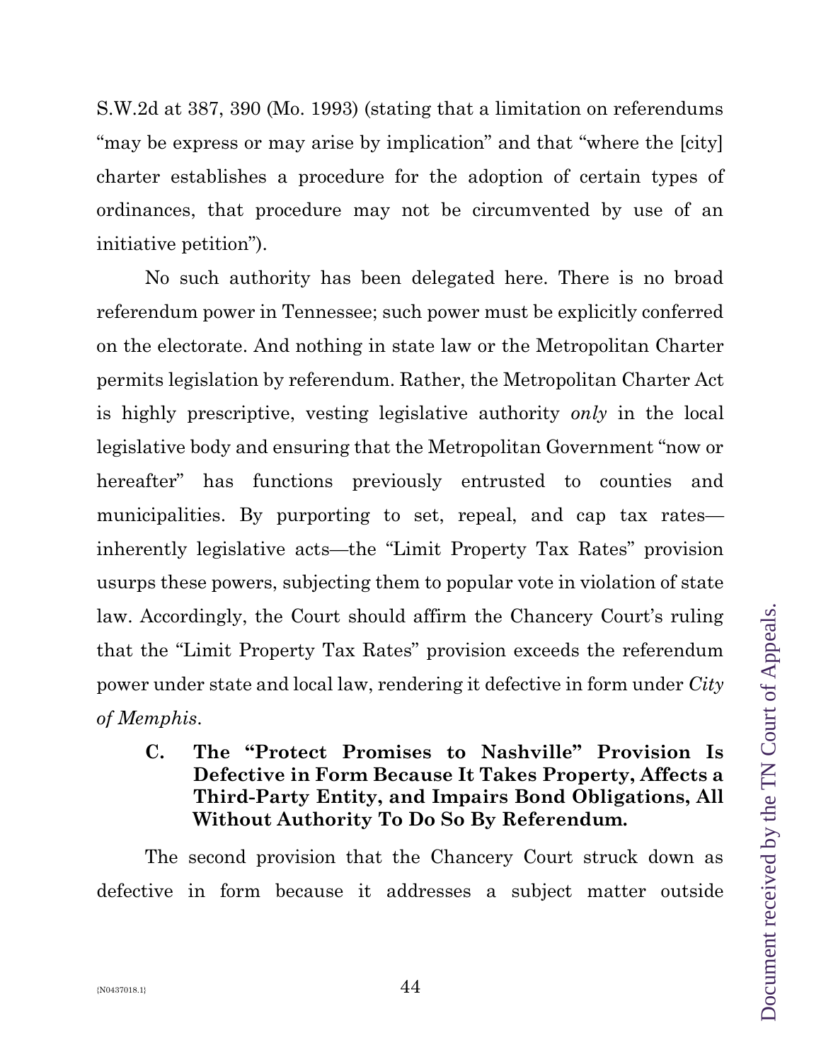S.W.2d at 387, 390 (Mo. 1993) (stating that a limitation on referendums "may be express or may arise by implication" and that "where the [city] charter establishes a procedure for the adoption of certain types of ordinances, that procedure may not be circumvented by use of an initiative petition").

No such authority has been delegated here. There is no broad referendum power in Tennessee; such power must be explicitly conferred on the electorate. And nothing in state law or the Metropolitan Charter permits legislation by referendum. Rather, the Metropolitan Charter Act is highly prescriptive, vesting legislative authority *only* in the local legislative body and ensuring that the Metropolitan Government "now or hereafter" has functions previously entrusted to counties and municipalities. By purporting to set, repeal, and cap tax rates—inherently legislative acts—the "Limit Property Tax Rates" provision usurps these powers, subjecting them to popular vote in violation of state law. Accordingly, the Court should affirm the Chancery Court's ruling that the "Limit Property Tax Rates" provision exceeds the referendum power under state and local law, rendering it defective in form under *City of Memphis*.

### C. The "Protect Promises to Nashville" Provision Is Defective in Form Because It Takes Property, Affects a Third-Party Entity, and Impairs Bond Obligations, All Without Authority To Do So By Referendum.

The second provision that the Chancery Court struck down as defective in form because it addresses a subject matter outside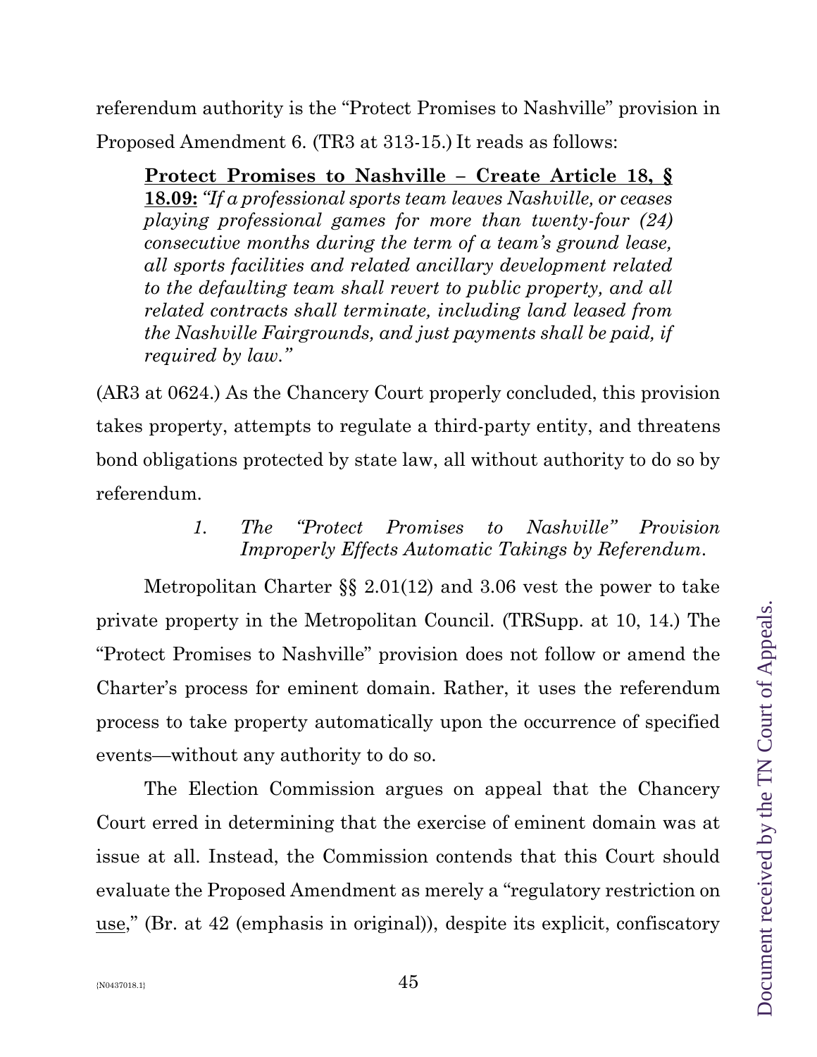referendum authority is the "Protect Promises to Nashville" provision in Proposed Amendment 6. (TR3 at 313-15.) It reads as follows:

> **<u>Protect Promises to Nashville – Create Article 18, § 18.09:</u>** *"If a professional sports team leaves Nashville, or ceases playing professional games for more than twenty-four (24) consecutive months during the term of a team's ground lease, all sports facilities and related ancillary development related to the defaulting team shall revert to public property, and all related contracts shall terminate, including land leased from the Nashville Fairgrounds, and just payments shall be paid, if required by law."*

(AR3 at 0624.) As the Chancery Court properly concluded, this provision takes property, attempts to regulate a third-party entity, and threatens bond obligations protected by state law, all without authority to do so by referendum.

*1. The "Protect Promises to Nashville" Provision Improperly Effects Automatic Takings by Referendum.*

Metropolitan Charter §§ 2.01(12) and 3.06 vest the power to take private property in the Metropolitan Council. (TRSupp. at 10, 14.) The "Protect Promises to Nashville" provision does not follow or amend the Charter's process for eminent domain. Rather, it uses the referendum process to take property automatically upon the occurrence of specified events—without any authority to do so.

The Election Commission argues on appeal that the Chancery Court erred in determining that the exercise of eminent domain was at issue at all. Instead, the Commission contends that this Court should evaluate the Proposed Amendment as merely a "regulatory restriction on <u>use</u>," (Br. at 42 (emphasis in original)), despite its explicit, confiscatory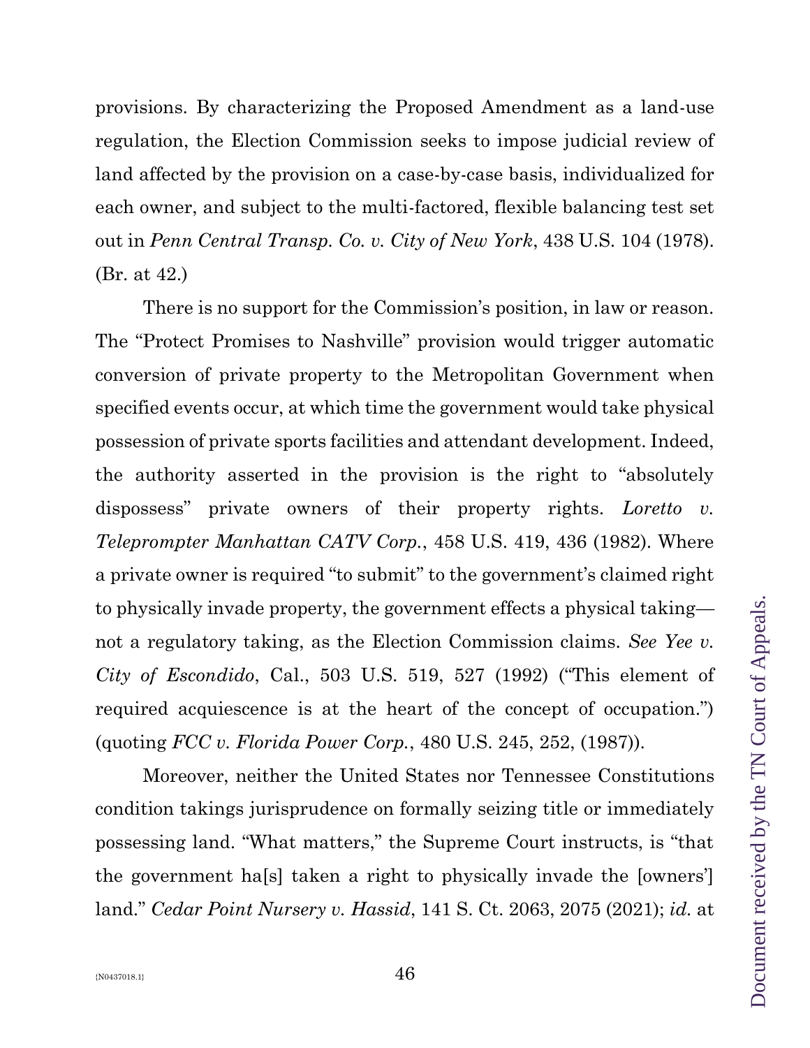provisions. By characterizing the Proposed Amendment as a land-use regulation, the Election Commission seeks to impose judicial review of land affected by the provision on a case-by-case basis, individualized for each owner, and subject to the multi-factored, flexible balancing test set out in *Penn Central Transp. Co. v. City of New York*, 438 U.S. 104 (1978). (Br. at 42.)

There is no support for the Commission's position, in law or reason. The "Protect Promises to Nashville" provision would trigger automatic conversion of private property to the Metropolitan Government when specified events occur, at which time the government would take physical possession of private sports facilities and attendant development. Indeed, the authority asserted in the provision is the right to "absolutely dispossess" private owners of their property rights. *Loretto v. Teleprompter Manhattan CATV Corp.*, 458 U.S. 419, 436 (1982). Where a private owner is required "to submit" to the government's claimed right to physically invade property, the government effects a physical taking—not a regulatory taking, as the Election Commission claims. *See Yee v. City of Escondido*, Cal., 503 U.S. 519, 527 (1992) ("This element of required acquiescence is at the heart of the concept of occupation.") (quoting *FCC v. Florida Power Corp.*, 480 U.S. 245, 252, (1987)).

Moreover, neither the United States nor Tennessee Constitutions condition takings jurisprudence on formally seizing title or immediately possessing land. "What matters," the Supreme Court instructs, is "that the government ha[s] taken a right to physically invade the [owners'] land." *Cedar Point Nursery v. Hassid*, 141 S. Ct. 2063, 2075 (2021); *id.* at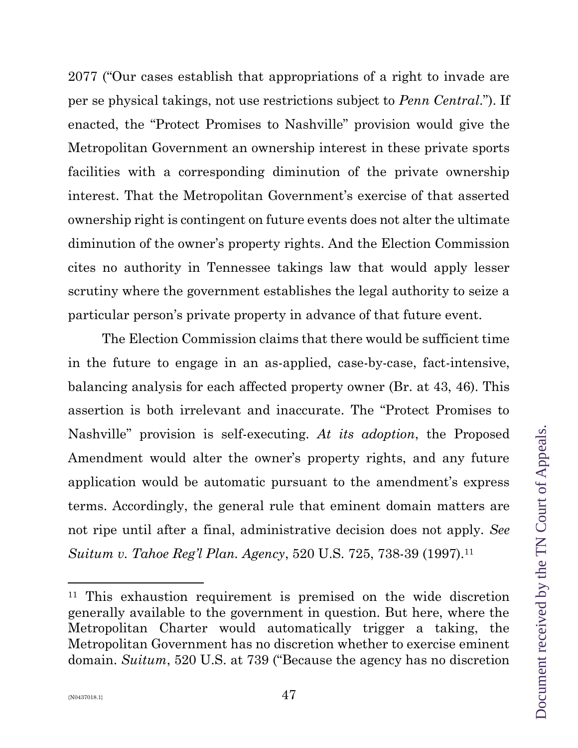2077 ("Our cases establish that appropriations of a right to invade are per se physical takings, not use restrictions subject to *Penn Central*."). If enacted, the "Protect Promises to Nashville" provision would give the Metropolitan Government an ownership interest in these private sports facilities with a corresponding diminution of the private ownership interest. That the Metropolitan Government's exercise of that asserted ownership right is contingent on future events does not alter the ultimate diminution of the owner's property rights. And the Election Commission cites no authority in Tennessee takings law that would apply lesser scrutiny where the government establishes the legal authority to seize a particular person's private property in advance of that future event.

The Election Commission claims that there would be sufficient time in the future to engage in an as-applied, case-by-case, fact-intensive, balancing analysis for each affected property owner (Br. at 43, 46). This assertion is both irrelevant and inaccurate. The "Protect Promises to Nashville" provision is self-executing. *At its adoption*, the Proposed Amendment would alter the owner's property rights, and any future application would be automatic pursuant to the amendment's express terms. Accordingly, the general rule that eminent domain matters are not ripe until after a final, administrative decision does not apply. *See Suitum v. Tahoe Reg'l Plan. Agency*, 520 U.S. 725, 738-39 (1997).[11]

---

[11] This exhaustion requirement is premised on the wide discretion generally available to the government in question. But here, where the Metropolitan Charter would automatically trigger a taking, the Metropolitan Government has no discretion whether to exercise eminent domain. *Suitum*, 520 U.S. at 739 ("Because the agency has no discretion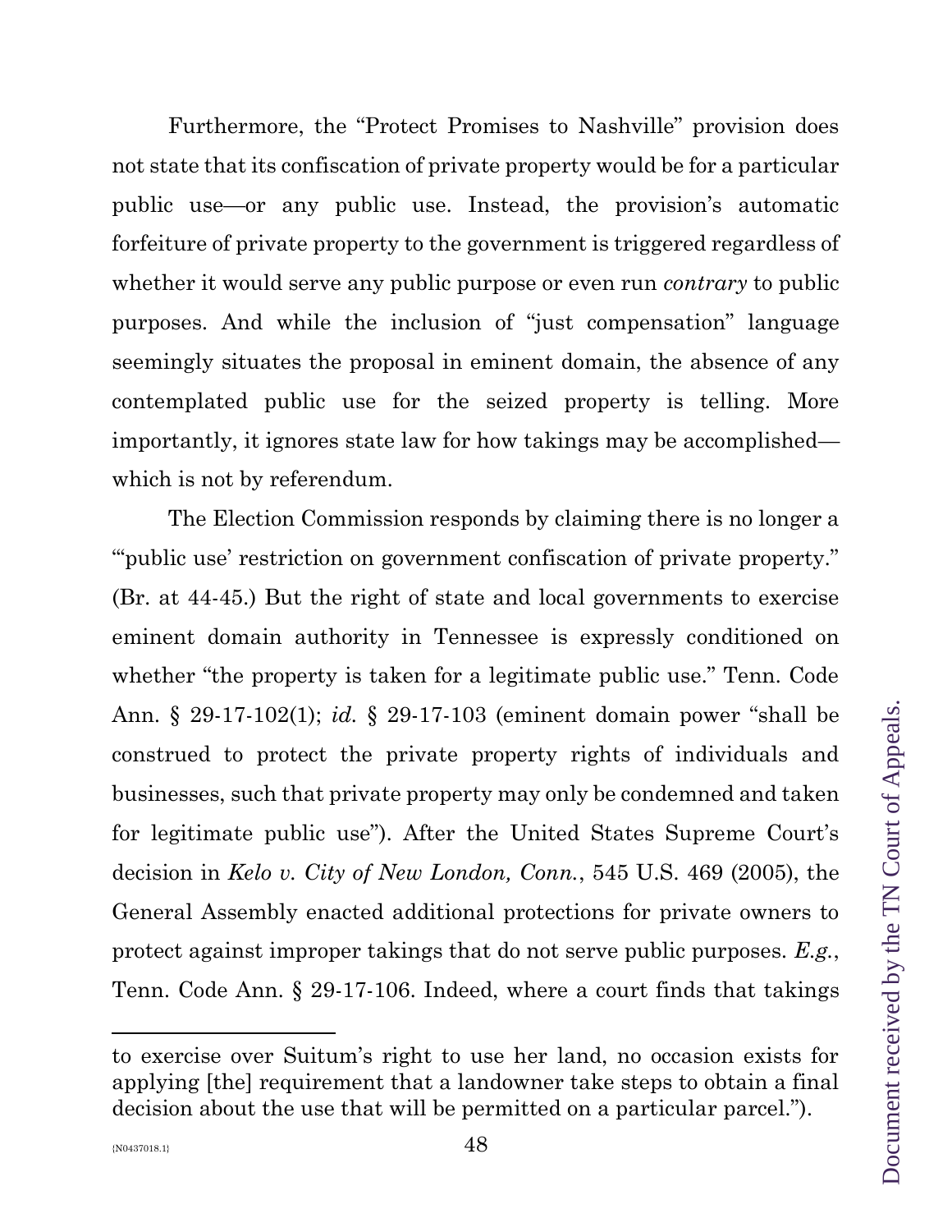Furthermore, the "Protect Promises to Nashville" provision does not state that its confiscation of private property would be for a particular public use—or any public use. Instead, the provision's automatic forfeiture of private property to the government is triggered regardless of whether it would serve any public purpose or even run *contrary* to public purposes. And while the inclusion of "just compensation" language seemingly situates the proposal in eminent domain, the absence of any contemplated public use for the seized property is telling. More importantly, it ignores state law for how takings may be accomplished—which is not by referendum.

The Election Commission responds by claiming there is no longer a "'public use' restriction on government confiscation of private property." (Br. at 44-45.) But the right of state and local governments to exercise eminent domain authority in Tennessee is expressly conditioned on whether "the property is taken for a legitimate public use." Tenn. Code Ann. § 29-17-102(1); *id.* § 29-17-103 (eminent domain power "shall be construed to protect the private property rights of individuals and businesses, such that private property may only be condemned and taken for legitimate public use"). After the United States Supreme Court's decision in *Kelo v. City of New London, Conn.*, 545 U.S. 469 (2005), the General Assembly enacted additional protections for private owners to protect against improper takings that do not serve public purposes. *E.g.*, Tenn. Code Ann. § 29-17-106. Indeed, where a court finds that takings

---

to exercise over Suitum's right to use her land, no occasion exists for applying [the] requirement that a landowner take steps to obtain a final decision about the use that will be permitted on a particular parcel.").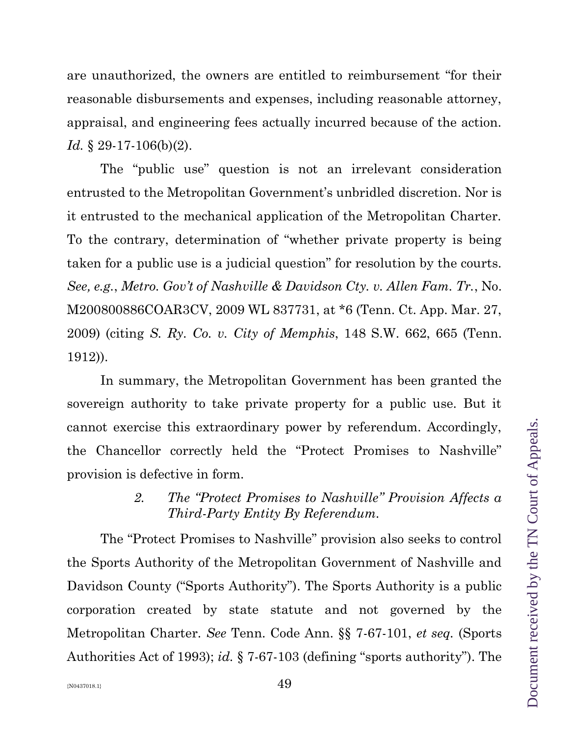are unauthorized, the owners are entitled to reimbursement "for their reasonable disbursements and expenses, including reasonable attorney, appraisal, and engineering fees actually incurred because of the action. *Id.* § 29-17-106(b)(2).

The "public use" question is not an irrelevant consideration entrusted to the Metropolitan Government's unbridled discretion. Nor is it entrusted to the mechanical application of the Metropolitan Charter. To the contrary, determination of "whether private property is being taken for a public use is a judicial question" for resolution by the courts. *See, e.g.*, *Metro. Gov't of Nashville & Davidson Cty. v. Allen Fam. Tr.*, No. M200800886COAR3CV, 2009 WL 837731, at *6 (Tenn. Ct. App. Mar. 27, 2009) (citing *S. Ry. Co. v. City of Memphis*, 148 S.W. 662, 665 (Tenn. 1912)).

In summary, the Metropolitan Government has been granted the sovereign authority to take private property for a public use. But it cannot exercise this extraordinary power by referendum. Accordingly, the Chancellor correctly held the "Protect Promises to Nashville" provision is defective in form.

*2. The "Protect Promises to Nashville" Provision Affects a Third-Party Entity By Referendum.*

The "Protect Promises to Nashville" provision also seeks to control the Sports Authority of the Metropolitan Government of Nashville and Davidson County ("Sports Authority"). The Sports Authority is a public corporation created by state statute and not governed by the Metropolitan Charter. *See* Tenn. Code Ann. §§ 7-67-101, *et seq.* (Sports Authorities Act of 1993); *id.* § 7-67-103 (defining "sports authority"). The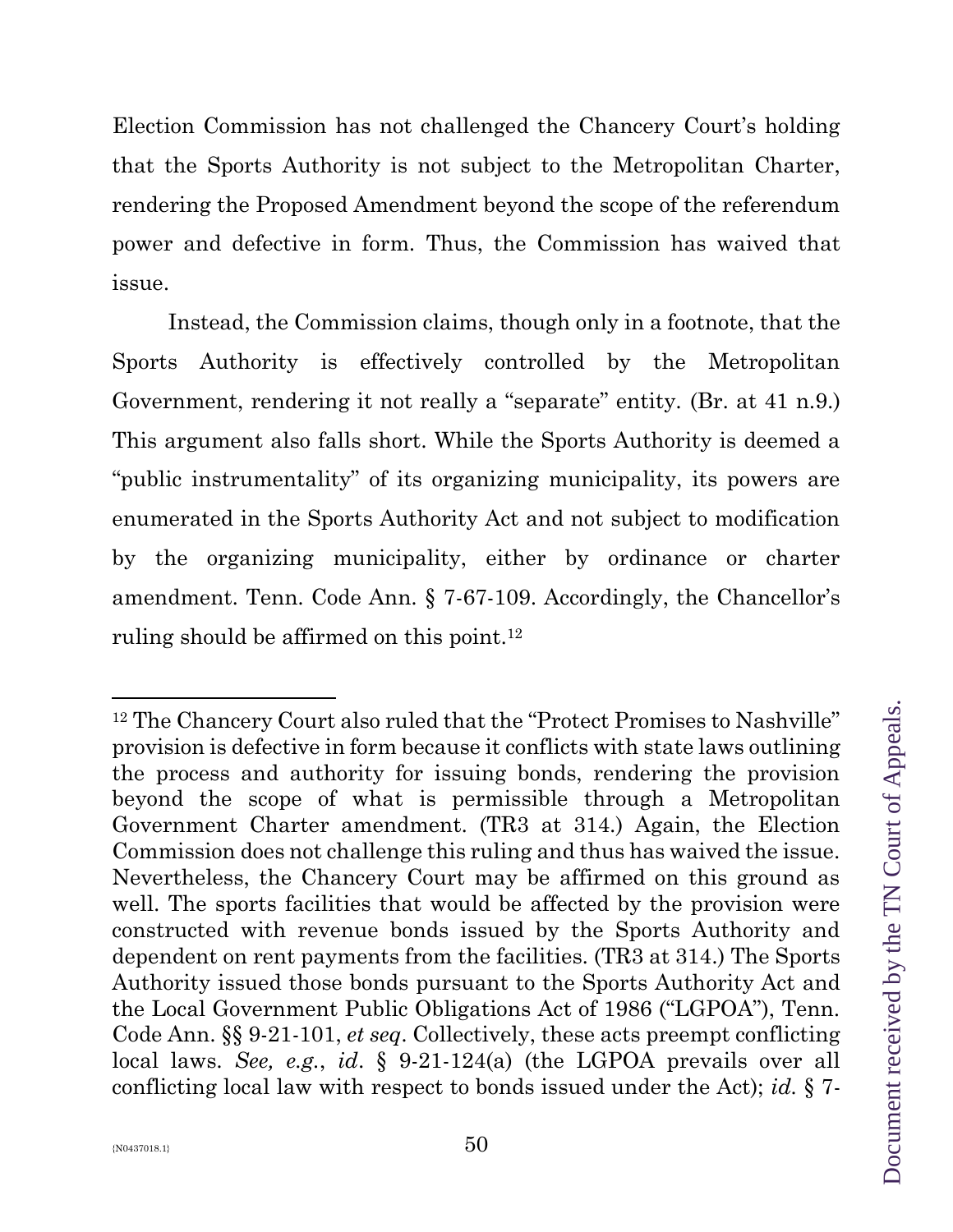Election Commission has not challenged the Chancery Court's holding that the Sports Authority is not subject to the Metropolitan Charter, rendering the Proposed Amendment beyond the scope of the referendum power and defective in form. Thus, the Commission has waived that issue.

Instead, the Commission claims, though only in a footnote, that the Sports Authority is effectively controlled by the Metropolitan Government, rendering it not really a "separate" entity. (Br. at 41 n.9.) This argument also falls short. While the Sports Authority is deemed a "public instrumentality" of its organizing municipality, its powers are enumerated in the Sports Authority Act and not subject to modification by the organizing municipality, either by ordinance or charter amendment. Tenn. Code Ann. § 7-67-109. Accordingly, the Chancellor's ruling should be affirmed on this point.[12]

---

[12] The Chancery Court also ruled that the "Protect Promises to Nashville" provision is defective in form because it conflicts with state laws outlining the process and authority for issuing bonds, rendering the provision beyond the scope of what is permissible through a Metropolitan Government Charter amendment. (TR3 at 314.) Again, the Election Commission does not challenge this ruling and thus has waived the issue. Nevertheless, the Chancery Court may be affirmed on this ground as well. The sports facilities that would be affected by the provision were constructed with revenue bonds issued by the Sports Authority and dependent on rent payments from the facilities. (TR3 at 314.) The Sports Authority issued those bonds pursuant to the Sports Authority Act and the Local Government Public Obligations Act of 1986 ("LGPOA"), Tenn. Code Ann. §§ 9-21-101, *et seq*. Collectively, these acts preempt conflicting local laws. *See, e.g.*, *id*. § 9-21-124(a) (the LGPOA prevails over all conflicting local law with respect to bonds issued under the Act); *id.* § 7-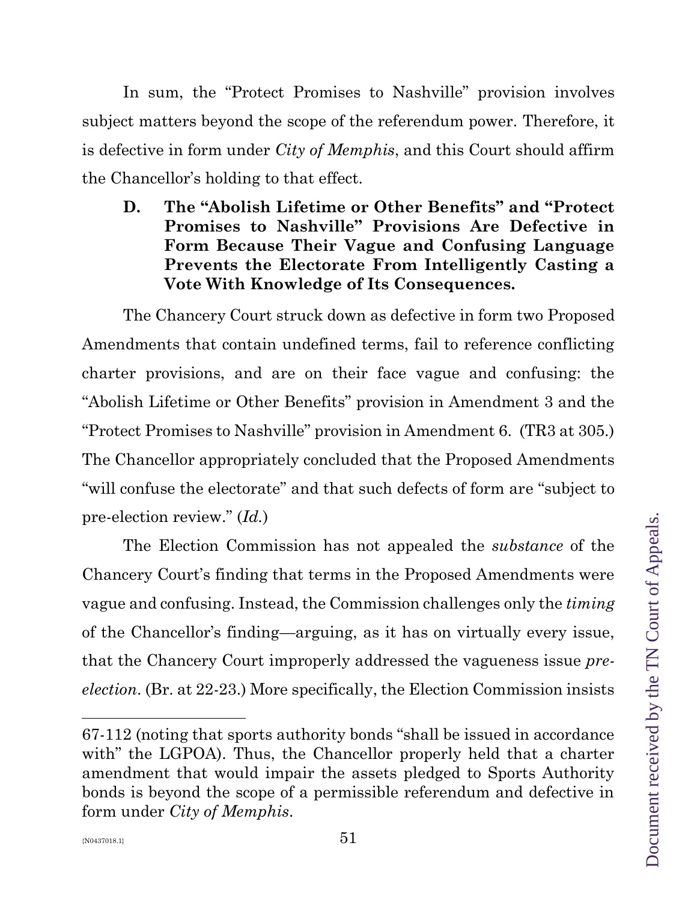In sum, the "Protect Promises to Nashville" provision involves subject matters beyond the scope of the referendum power. Therefore, it is defective in form under *City of Memphis*, and this Court should affirm the Chancellor's holding to that effect.

**D. The "Abolish Lifetime or Other Benefits" and "Protect Promises to Nashville" Provisions Are Defective in Form Because Their Vague and Confusing Language Prevents the Electorate From Intelligently Casting a Vote With Knowledge of Its Consequences.**

The Chancery Court struck down as defective in form two Proposed Amendments that contain undefined terms, fail to reference conflicting charter provisions, and are on their face vague and confusing: the "Abolish Lifetime or Other Benefits" provision in Amendment 3 and the "Protect Promises to Nashville" provision in Amendment 6. (TR3 at 305.) The Chancellor appropriately concluded that the Proposed Amendments "will confuse the electorate" and that such defects of form are "subject to pre-election review." (*Id.*)

The Election Commission has not appealed the *substance* of the Chancery Court's finding that terms in the Proposed Amendments were vague and confusing. Instead, the Commission challenges only the *timing* of the Chancellor's finding—arguing, as it has on virtually every issue, that the Chancery Court improperly addressed the vagueness issue *pre-election*. (Br. at 22-23.) More specifically, the Election Commission insists

---

67-112 (noting that sports authority bonds "shall be issued in accordance with" the LGPOA). Thus, the Chancellor properly held that a charter amendment that would impair the assets pledged to Sports Authority bonds is beyond the scope of a permissible referendum and defective in form under *City of Memphis*.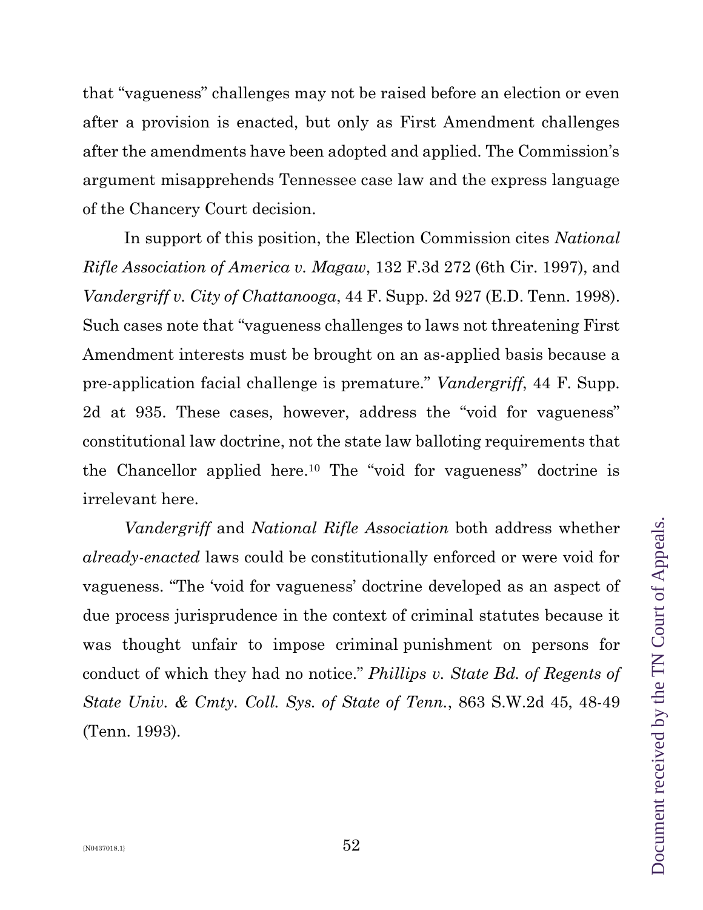that "vagueness" challenges may not be raised before an election or even after a provision is enacted, but only as First Amendment challenges after the amendments have been adopted and applied. The Commission's argument misapprehends Tennessee case law and the express language of the Chancery Court decision.

In support of this position, the Election Commission cites *National Rifle Association of America v. Magaw*, 132 F.3d 272 (6th Cir. 1997), and *Vandergriff v. City of Chattanooga*, 44 F. Supp. 2d 927 (E.D. Tenn. 1998). Such cases note that "vagueness challenges to laws not threatening First Amendment interests must be brought on an as-applied basis because a pre-application facial challenge is premature." *Vandergriff*, 44 F. Supp. 2d at 935. These cases, however, address the "void for vagueness" constitutional law doctrine, not the state law balloting requirements that the Chancellor applied here.[10] The "void for vagueness" doctrine is irrelevant here.

*Vandergriff* and *National Rifle Association* both address whether *already-enacted* laws could be constitutionally enforced or were void for vagueness. "The 'void for vagueness' doctrine developed as an aspect of due process jurisprudence in the context of criminal statutes because it was thought unfair to impose criminal punishment on persons for conduct of which they had no notice." *Phillips v. State Bd. of Regents of State Univ. & Cmty. Coll. Sys. of State of Tenn.*, 863 S.W.2d 45, 48-49 (Tenn. 1993).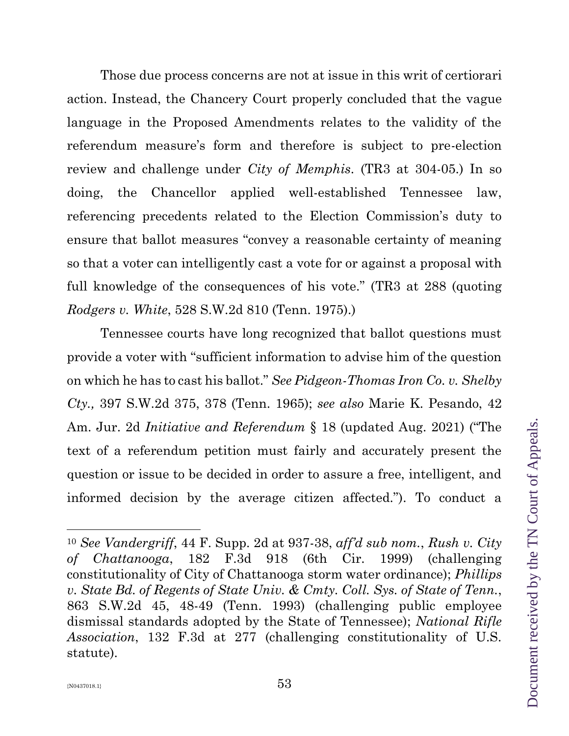Those due process concerns are not at issue in this writ of certiorari action. Instead, the Chancery Court properly concluded that the vague language in the Proposed Amendments relates to the validity of the referendum measure's form and therefore is subject to pre-election review and challenge under *City of Memphis*. (TR3 at 304-05.) In so doing, the Chancellor applied well-established Tennessee law, referencing precedents related to the Election Commission's duty to ensure that ballot measures "convey a reasonable certainty of meaning so that a voter can intelligently cast a vote for or against a proposal with full knowledge of the consequences of his vote." (TR3 at 288 (quoting *Rodgers v. White*, 528 S.W.2d 810 (Tenn. 1975).)

Tennessee courts have long recognized that ballot questions must provide a voter with "sufficient information to advise him of the question on which he has to cast his ballot." *See Pidgeon-Thomas Iron Co. v. Shelby Cty.,* 397 S.W.2d 375, 378 (Tenn. 1965); *see also* Marie K. Pesando, 42 Am. Jur. 2d *Initiative and Referendum* § 18 (updated Aug. 2021) ("The text of a referendum petition must fairly and accurately present the question or issue to be decided in order to assure a free, intelligent, and informed decision by the average citizen affected."). To conduct a

---

[10] *See Vandergriff*, 44 F. Supp. 2d at 937-38, *aff'd sub nom.*, *Rush v. City of Chattanooga*, 182 F.3d 918 (6th Cir. 1999) (challenging constitutionality of City of Chattanooga storm water ordinance); *Phillips v. State Bd. of Regents of State Univ. & Cmty. Coll. Sys. of State of Tenn.*, 863 S.W.2d 45, 48-49 (Tenn. 1993) (challenging public employee dismissal standards adopted by the State of Tennessee); *National Rifle Association*, 132 F.3d at 277 (challenging constitutionality of U.S. statute).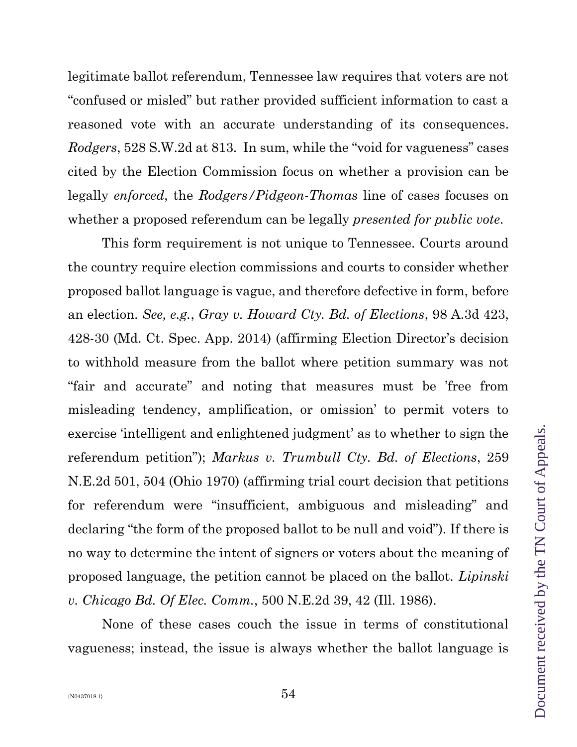legitimate ballot referendum, Tennessee law requires that voters are not "confused or misled" but rather provided sufficient information to cast a reasoned vote with an accurate understanding of its consequences. *Rodgers*, 528 S.W.2d at 813. In sum, while the "void for vagueness" cases cited by the Election Commission focus on whether a provision can be legally *enforced*, the *Rodgers/Pidgeon-Thomas* line of cases focuses on whether a proposed referendum can be legally *presented for public vote*.

This form requirement is not unique to Tennessee. Courts around the country require election commissions and courts to consider whether proposed ballot language is vague, and therefore defective in form, before an election. *See, e.g.*, *Gray v. Howard Cty. Bd. of Elections*, 98 A.3d 423, 428-30 (Md. Ct. Spec. App. 2014) (affirming Election Director's decision to withhold measure from the ballot where petition summary was not "fair and accurate" and noting that measures must be 'free from misleading tendency, amplification, or omission' to permit voters to exercise 'intelligent and enlightened judgment' as to whether to sign the referendum petition"); *Markus v. Trumbull Cty. Bd. of Elections*, 259 N.E.2d 501, 504 (Ohio 1970) (affirming trial court decision that petitions for referendum were "insufficient, ambiguous and misleading" and declaring "the form of the proposed ballot to be null and void"). If there is no way to determine the intent of signers or voters about the meaning of proposed language, the petition cannot be placed on the ballot. *Lipinski v. Chicago Bd. Of Elec. Comm.*, 500 N.E.2d 39, 42 (Ill. 1986).

None of these cases couch the issue in terms of constitutional vagueness; instead, the issue is always whether the ballot language is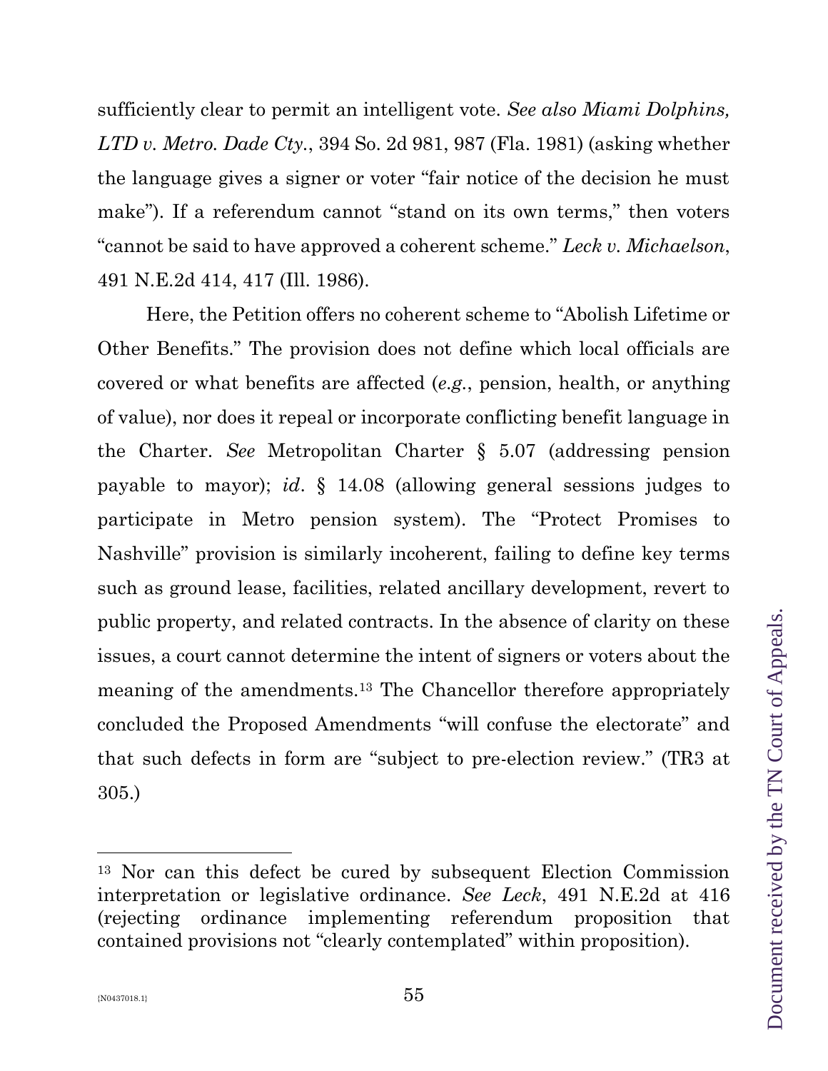sufficiently clear to permit an intelligent vote. *See also Miami Dolphins, LTD v. Metro. Dade Cty.*, 394 So. 2d 981, 987 (Fla. 1981) (asking whether the language gives a signer or voter "fair notice of the decision he must make"). If a referendum cannot "stand on its own terms," then voters "cannot be said to have approved a coherent scheme." *Leck v. Michaelson*, 491 N.E.2d 414, 417 (Ill. 1986).

Here, the Petition offers no coherent scheme to "Abolish Lifetime or Other Benefits." The provision does not define which local officials are covered or what benefits are affected (*e.g.*, pension, health, or anything of value), nor does it repeal or incorporate conflicting benefit language in the Charter. *See* Metropolitan Charter § 5.07 (addressing pension payable to mayor); *id*. § 14.08 (allowing general sessions judges to participate in Metro pension system). The "Protect Promises to Nashville" provision is similarly incoherent, failing to define key terms such as ground lease, facilities, related ancillary development, revert to public property, and related contracts. In the absence of clarity on these issues, a court cannot determine the intent of signers or voters about the meaning of the amendments.[13] The Chancellor therefore appropriately concluded the Proposed Amendments "will confuse the electorate" and that such defects in form are "subject to pre-election review." (TR3 at 305.)

---

[13] Nor can this defect be cured by subsequent Election Commission interpretation or legislative ordinance. *See Leck*, 491 N.E.2d at 416 (rejecting ordinance implementing referendum proposition that contained provisions not "clearly contemplated" within proposition).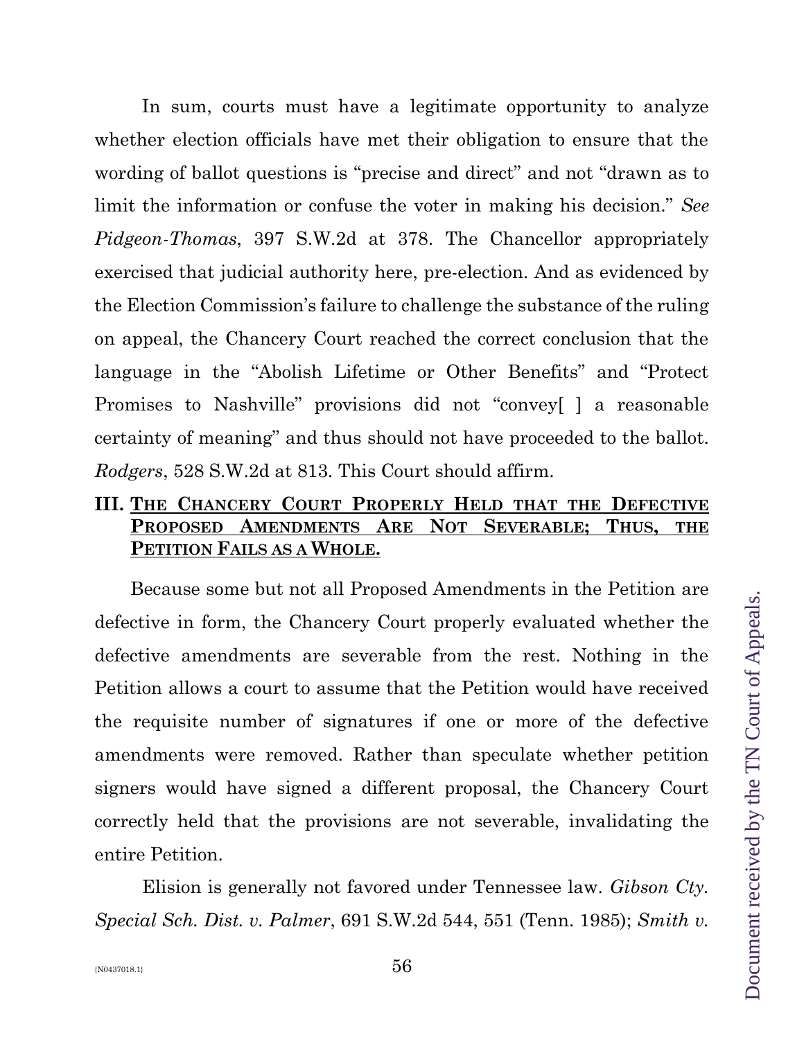In sum, courts must have a legitimate opportunity to analyze whether election officials have met their obligation to ensure that the wording of ballot questions is "precise and direct" and not "drawn as to limit the information or confuse the voter in making his decision." *See Pidgeon-Thomas*, 397 S.W.2d at 378. The Chancellor appropriately exercised that judicial authority here, pre-election. And as evidenced by the Election Commission's failure to challenge the substance of the ruling on appeal, the Chancery Court reached the correct conclusion that the language in the "Abolish Lifetime or Other Benefits" and "Protect Promises to Nashville" provisions did not "convey[ ] a reasonable certainty of meaning" and thus should not have proceeded to the ballot. *Rodgers*, 528 S.W.2d at 813. This Court should affirm.

## III. <u>THE CHANCERY COURT PROPERLY HELD THAT THE DEFECTIVE PROPOSED AMENDMENTS ARE NOT SEVERABLE; THUS, THE PETITION FAILS AS A WHOLE.</u>

Because some but not all Proposed Amendments in the Petition are defective in form, the Chancery Court properly evaluated whether the defective amendments are severable from the rest. Nothing in the Petition allows a court to assume that the Petition would have received the requisite number of signatures if one or more of the defective amendments were removed. Rather than speculate whether petition signers would have signed a different proposal, the Chancery Court correctly held that the provisions are not severable, invalidating the entire Petition.

Elision is generally not favored under Tennessee law. *Gibson Cty. Special Sch. Dist. v. Palmer*, 691 S.W.2d 544, 551 (Tenn. 1985); *Smith v.*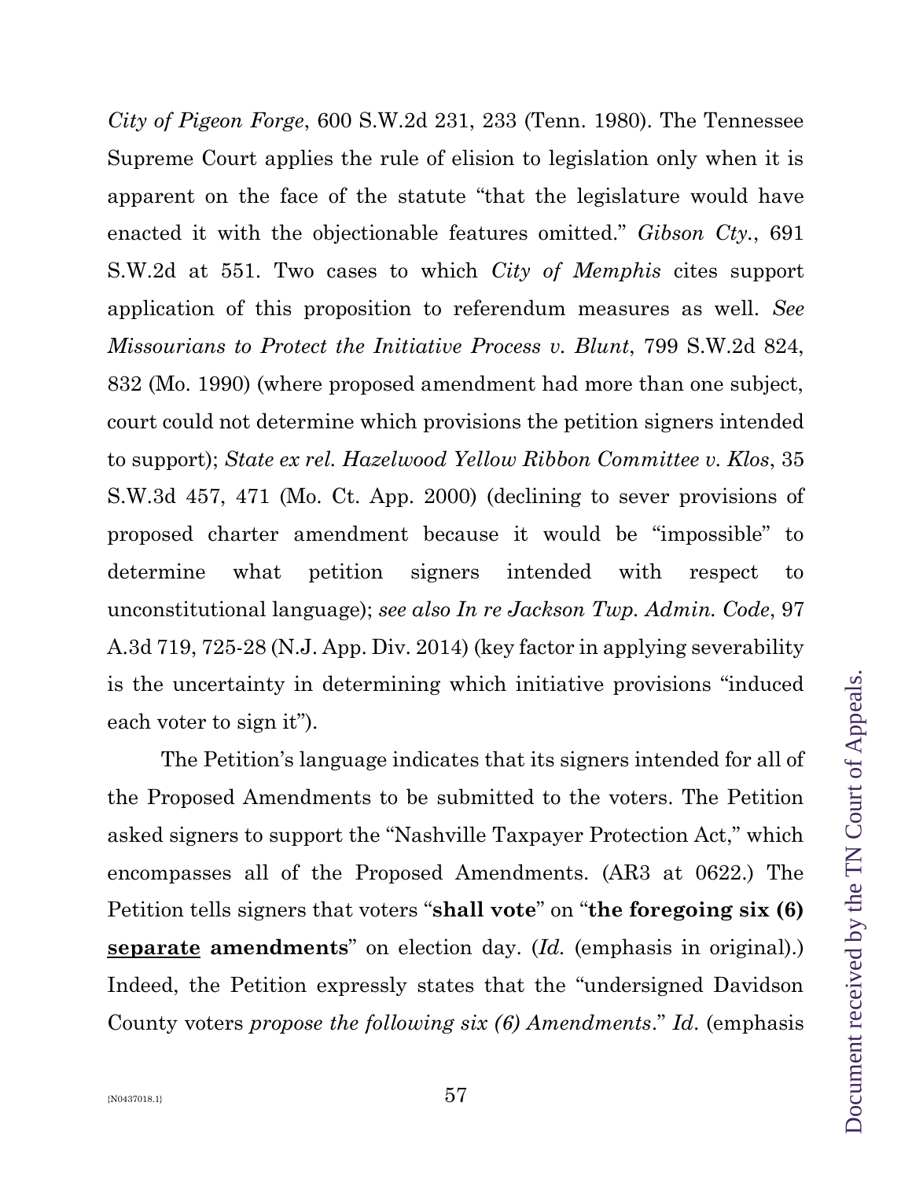*City of Pigeon Forge*, 600 S.W.2d 231, 233 (Tenn. 1980). The Tennessee Supreme Court applies the rule of elision to legislation only when it is apparent on the face of the statute "that the legislature would have enacted it with the objectionable features omitted." *Gibson Cty.*, 691 S.W.2d at 551. Two cases to which *City of Memphis* cites support application of this proposition to referendum measures as well. *See Missourians to Protect the Initiative Process v. Blunt*, 799 S.W.2d 824, 832 (Mo. 1990) (where proposed amendment had more than one subject, court could not determine which provisions the petition signers intended to support); *State ex rel. Hazelwood Yellow Ribbon Committee v. Klos*, 35 S.W.3d 457, 471 (Mo. Ct. App. 2000) (declining to sever provisions of proposed charter amendment because it would be "impossible" to determine what petition signers intended with respect to unconstitutional language); *see also In re Jackson Twp. Admin. Code*, 97 A.3d 719, 725-28 (N.J. App. Div. 2014) (key factor in applying severability is the uncertainty in determining which initiative provisions "induced each voter to sign it").

The Petition's language indicates that its signers intended for all of the Proposed Amendments to be submitted to the voters. The Petition asked signers to support the "Nashville Taxpayer Protection Act," which encompasses all of the Proposed Amendments. (AR3 at 0622.) The Petition tells signers that voters "**shall vote**" on "**the foregoing six (6) <u>separate</u> amendments**" on election day. (*Id.* (emphasis in original).) Indeed, the Petition expressly states that the "undersigned Davidson County voters *propose the following six (6) Amendments*." *Id.* (emphasis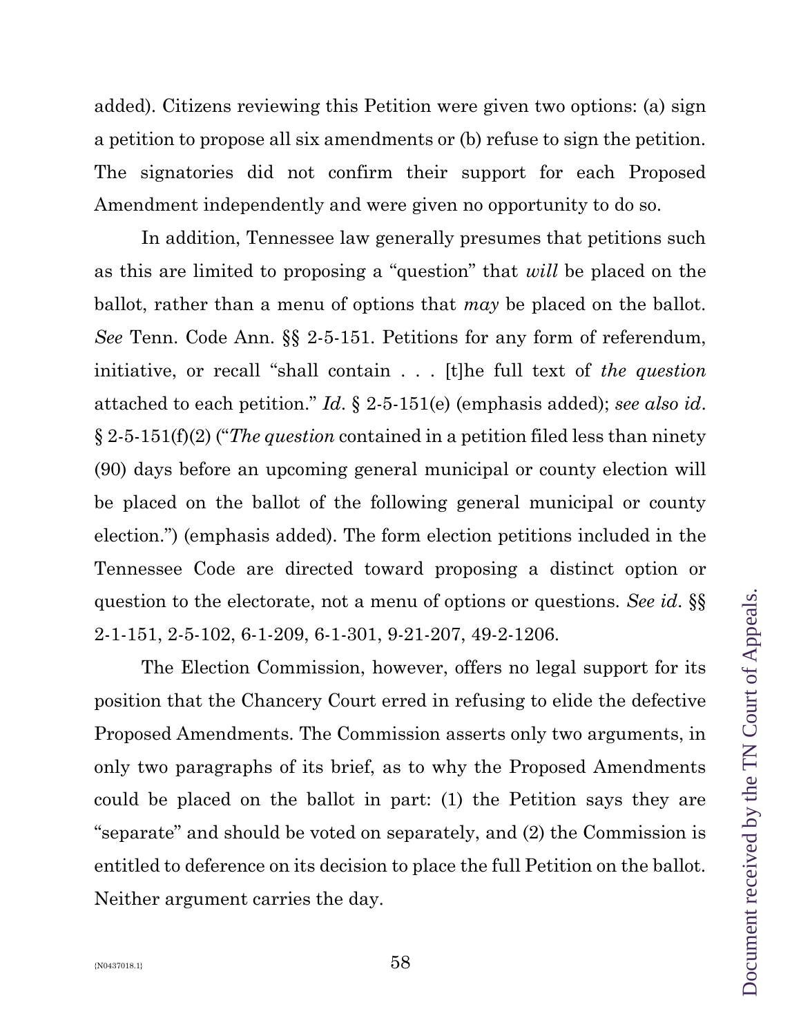added). Citizens reviewing this Petition were given two options: (a) sign a petition to propose all six amendments or (b) refuse to sign the petition. The signatories did not confirm their support for each Proposed Amendment independently and were given no opportunity to do so.

In addition, Tennessee law generally presumes that petitions such as this are limited to proposing a "question" that *will* be placed on the ballot, rather than a menu of options that *may* be placed on the ballot. *See* Tenn. Code Ann. §§ 2-5-151. Petitions for any form of referendum, initiative, or recall "shall contain . . . [t]he full text of *the question* attached to each petition." *Id*. § 2-5-151(e) (emphasis added); *see also id*. § 2-5-151(f)(2) ("*The question* contained in a petition filed less than ninety (90) days before an upcoming general municipal or county election will be placed on the ballot of the following general municipal or county election.") (emphasis added). The form election petitions included in the Tennessee Code are directed toward proposing a distinct option or question to the electorate, not a menu of options or questions. *See id*. §§ 2-1-151, 2-5-102, 6-1-209, 6-1-301, 9-21-207, 49-2-1206.

The Election Commission, however, offers no legal support for its position that the Chancery Court erred in refusing to elide the defective Proposed Amendments. The Commission asserts only two arguments, in only two paragraphs of its brief, as to why the Proposed Amendments could be placed on the ballot in part: (1) the Petition says they are "separate" and should be voted on separately, and (2) the Commission is entitled to deference on its decision to place the full Petition on the ballot. Neither argument carries the day.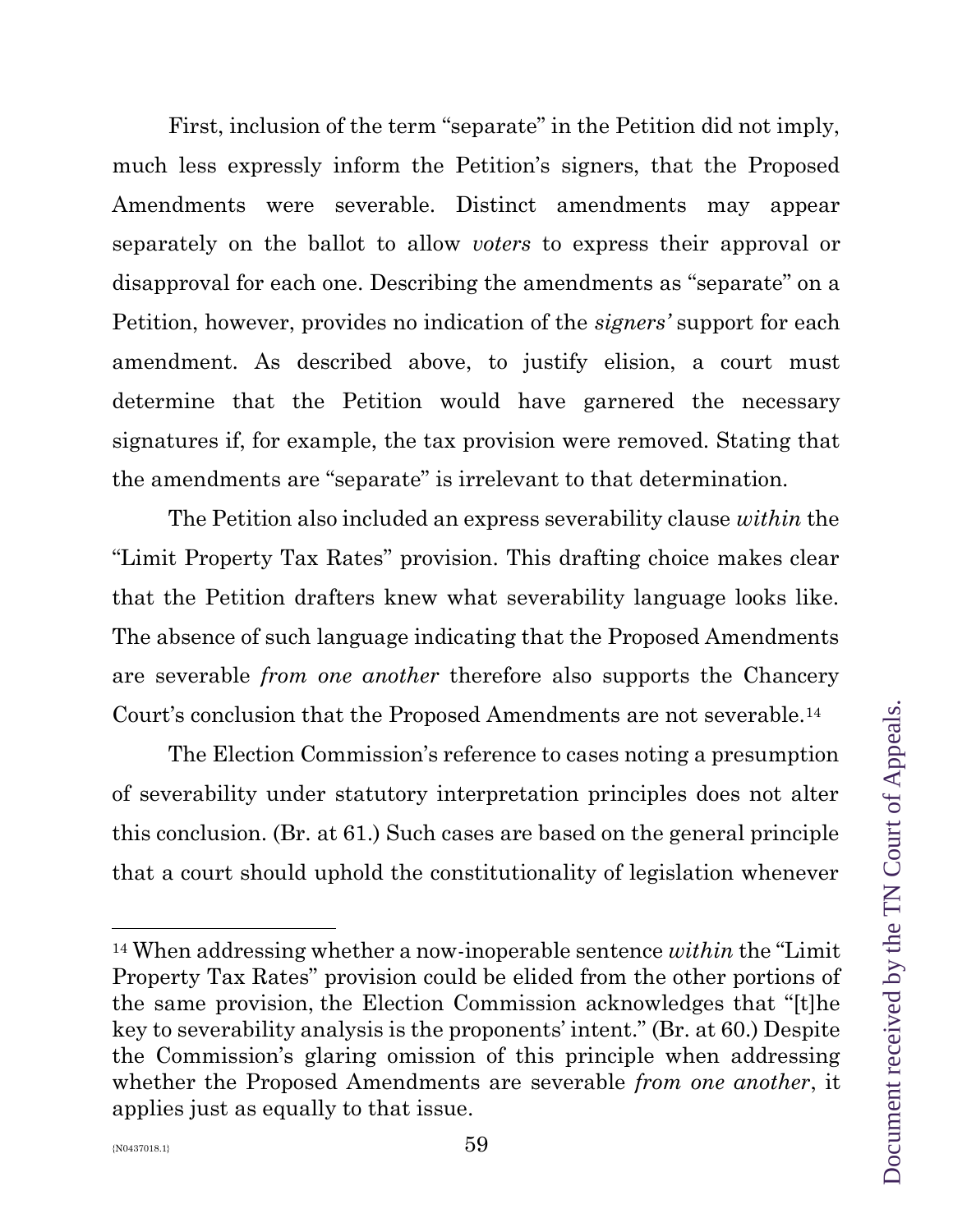First, inclusion of the term "separate" in the Petition did not imply, much less expressly inform the Petition's signers, that the Proposed Amendments were severable. Distinct amendments may appear separately on the ballot to allow *voters* to express their approval or disapproval for each one. Describing the amendments as "separate" on a Petition, however, provides no indication of the *signers'* support for each amendment. As described above, to justify elision, a court must determine that the Petition would have garnered the necessary signatures if, for example, the tax provision were removed. Stating that the amendments are "separate" is irrelevant to that determination.

The Petition also included an express severability clause *within* the "Limit Property Tax Rates" provision. This drafting choice makes clear that the Petition drafters knew what severability language looks like. The absence of such language indicating that the Proposed Amendments are severable *from one another* therefore also supports the Chancery Court's conclusion that the Proposed Amendments are not severable.[14]

The Election Commission's reference to cases noting a presumption of severability under statutory interpretation principles does not alter this conclusion. (Br. at 61.) Such cases are based on the general principle that a court should uphold the constitutionality of legislation whenever

---

[14] When addressing whether a now-inoperable sentence *within* the "Limit Property Tax Rates" provision could be elided from the other portions of the same provision, the Election Commission acknowledges that "[t]he key to severability analysis is the proponents' intent." (Br. at 60.) Despite the Commission's glaring omission of this principle when addressing whether the Proposed Amendments are severable *from one another*, it applies just as equally to that issue.

{N0437018.1}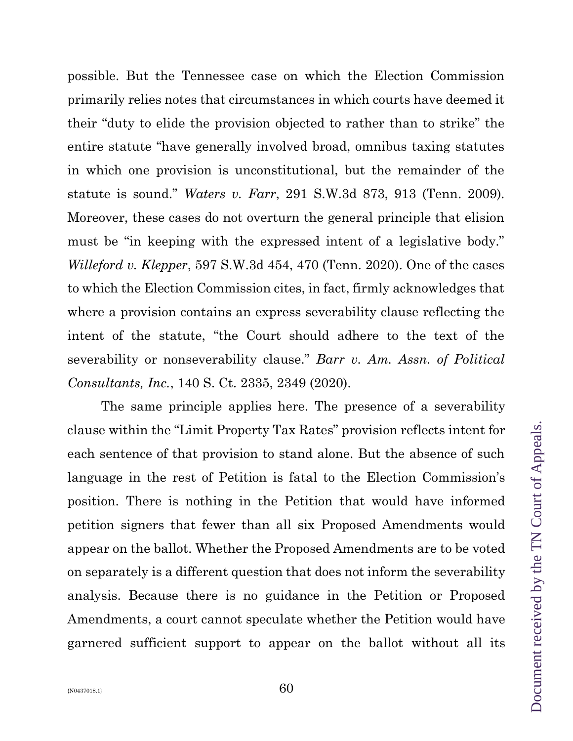possible. But the Tennessee case on which the Election Commission primarily relies notes that circumstances in which courts have deemed it their "duty to elide the provision objected to rather than to strike" the entire statute "have generally involved broad, omnibus taxing statutes in which one provision is unconstitutional, but the remainder of the statute is sound." *Waters v. Farr*, 291 S.W.3d 873, 913 (Tenn. 2009). Moreover, these cases do not overturn the general principle that elision must be "in keeping with the expressed intent of a legislative body." *Willeford v. Klepper*, 597 S.W.3d 454, 470 (Tenn. 2020). One of the cases to which the Election Commission cites, in fact, firmly acknowledges that where a provision contains an express severability clause reflecting the intent of the statute, "the Court should adhere to the text of the severability or nonseverability clause." *Barr v. Am. Assn. of Political Consultants, Inc.*, 140 S. Ct. 2335, 2349 (2020).

The same principle applies here. The presence of a severability clause within the "Limit Property Tax Rates" provision reflects intent for each sentence of that provision to stand alone. But the absence of such language in the rest of Petition is fatal to the Election Commission's position. There is nothing in the Petition that would have informed petition signers that fewer than all six Proposed Amendments would appear on the ballot. Whether the Proposed Amendments are to be voted on separately is a different question that does not inform the severability analysis. Because there is no guidance in the Petition or Proposed Amendments, a court cannot speculate whether the Petition would have garnered sufficient support to appear on the ballot without all its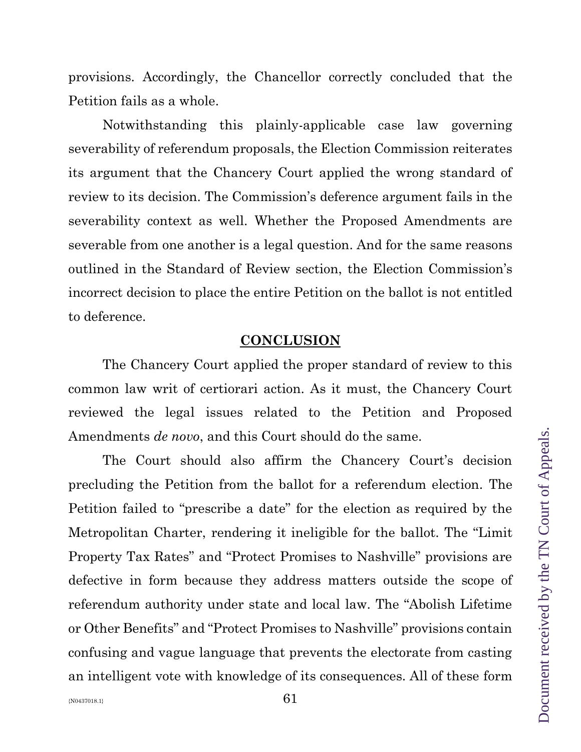provisions. Accordingly, the Chancellor correctly concluded that the Petition fails as a whole.

Notwithstanding this plainly-applicable case law governing severability of referendum proposals, the Election Commission reiterates its argument that the Chancery Court applied the wrong standard of review to its decision. The Commission's deference argument fails in the severability context as well. Whether the Proposed Amendments are severable from one another is a legal question. And for the same reasons outlined in the Standard of Review section, the Election Commission's incorrect decision to place the entire Petition on the ballot is not entitled to deference.

## CONCLUSION

The Chancery Court applied the proper standard of review to this common law writ of certiorari action. As it must, the Chancery Court reviewed the legal issues related to the Petition and Proposed Amendments *de novo*, and this Court should do the same.

The Court should also affirm the Chancery Court's decision precluding the Petition from the ballot for a referendum election. The Petition failed to "prescribe a date" for the election as required by the Metropolitan Charter, rendering it ineligible for the ballot. The "Limit Property Tax Rates" and "Protect Promises to Nashville" provisions are defective in form because they address matters outside the scope of referendum authority under state and local law. The "Abolish Lifetime or Other Benefits" and "Protect Promises to Nashville" provisions contain confusing and vague language that prevents the electorate from casting an intelligent vote with knowledge of its consequences. All of these form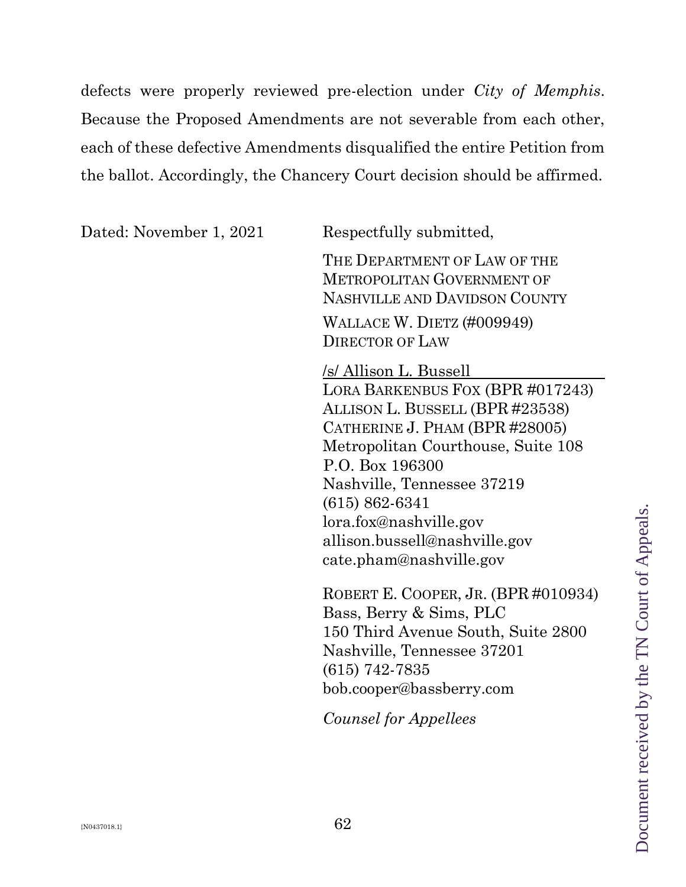defects were properly reviewed pre-election under *City of Memphis*. Because the Proposed Amendments are not severable from each other, each of these defective Amendments disqualified the entire Petition from the ballot. Accordingly, the Chancery Court decision should be affirmed.

Dated: November 1, 2021

Respectfully submitted,

THE DEPARTMENT OF LAW OF THE METROPOLITAN GOVERNMENT OF NASHVILLE AND DAVIDSON COUNTY

WALLACE W. DIETZ (#009949)
DIRECTOR OF LAW

/s/ Allison L. Bussell
LORA BARKENBUS FOX (BPR #017243)
ALLISON L. BUSSELL (BPR #23538)
CATHERINE J. PHAM (BPR #28005)
Metropolitan Courthouse, Suite 108
P.O. Box 196300
Nashville, Tennessee 37219
(615) 862-6341
lora.fox@nashville.gov
allison.bussell@nashville.gov
cate.pham@nashville.gov

ROBERT E. COOPER, JR. (BPR #010934)
Bass, Berry & Sims, PLC
150 Third Avenue South, Suite 2800
Nashville, Tennessee 37201
(615) 742-7835
bob.cooper@bassberry.com

*Counsel for Appellees*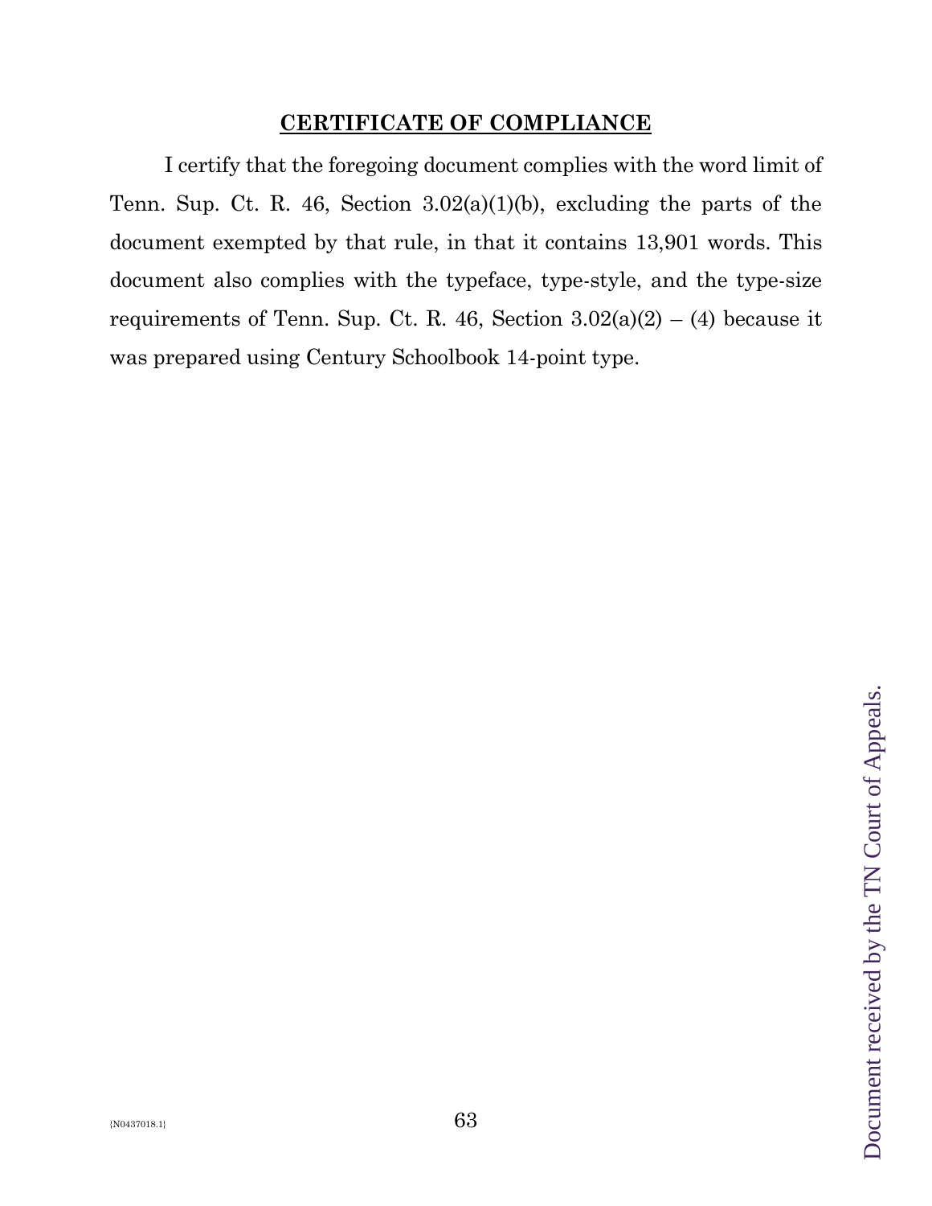**CERTIFICATE OF COMPLIANCE**

I certify that the foregoing document complies with the word limit of Tenn. Sup. Ct. R. 46, Section 3.02(a)(1)(b), excluding the parts of the document exempted by that rule, in that it contains 13,901 words. This document also complies with the typeface, type-style, and the type-size requirements of Tenn. Sup. Ct. R. 46, Section 3.02(a)(2) – (4) because it was prepared using Century Schoolbook 14-point type.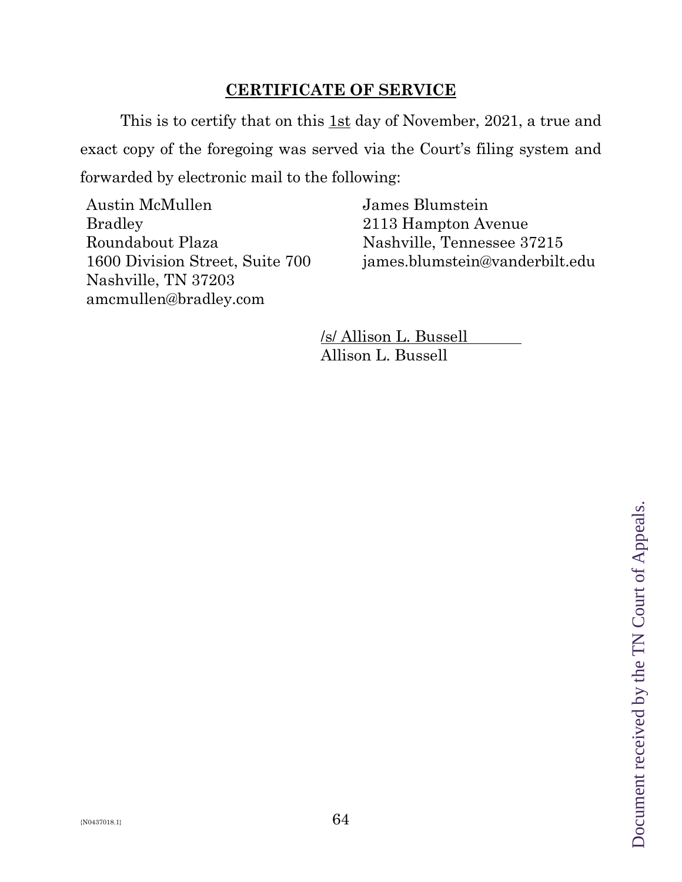## CERTIFICATE OF SERVICE

This is to certify that on this 1st day of November, 2021, a true and exact copy of the foregoing was served via the Court's filing system and forwarded by electronic mail to the following:

Austin McMullen
Bradley
Roundabout Plaza
1600 Division Street, Suite 700
Nashville, TN 37203
amcmullen@bradley.com

James Blumstein
2113 Hampton Avenue
Nashville, Tennessee 37215
james.blumstein@vanderbilt.edu

/s/ Allison L. Bussell
Allison L. Bussell

{N0437018.1}

Document received by the TN Court of Appeals.